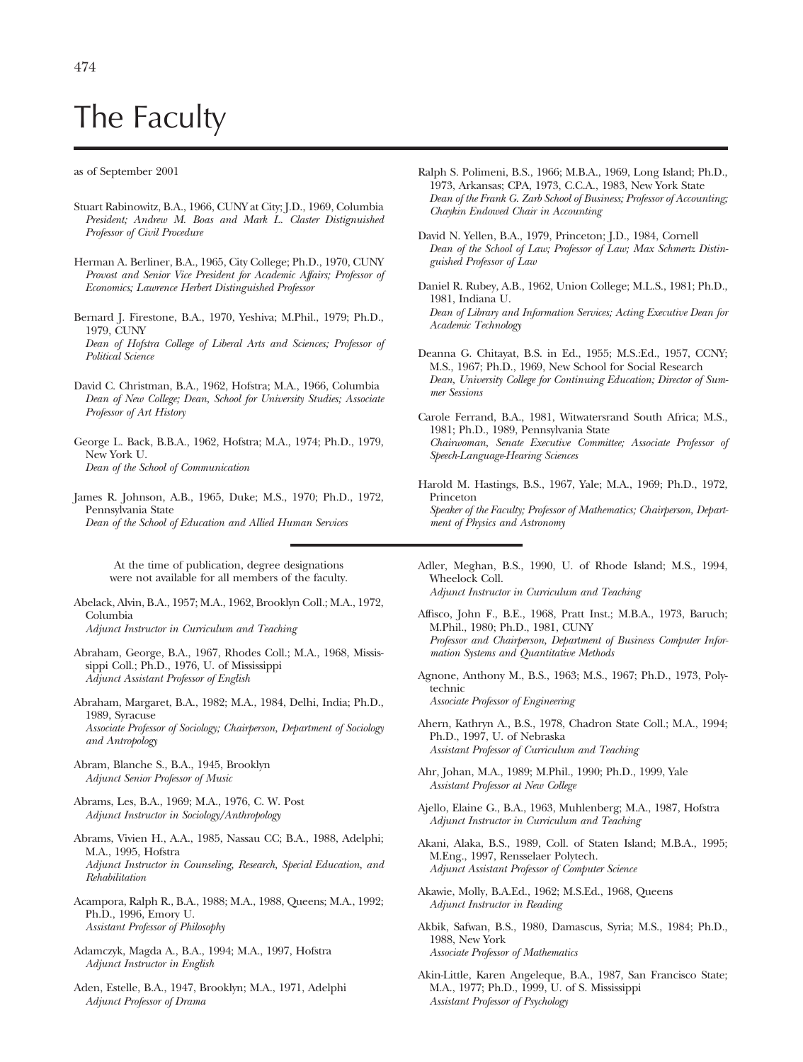# The Faculty

as of September 2001

Stuart Rabinowitz, B.A., 1966, CUNY at City; J.D., 1969, Columbia
*President; Andrew M. Boas and Mark L. Claster Distinguished Professor of Civil Procedure*

Herman A. Berliner, B.A., 1965, City College; Ph.D., 1970, CUNY
*Provost and Senior Vice President for Academic Affairs; Professor of Economics; Lawrence Herbert Distinguished Professor*

Bernard J. Firestone, B.A., 1970, Yeshiva; M.Phil., 1979; Ph.D., 1979, CUNY
*Dean of Hofstra College of Liberal Arts and Sciences; Professor of Political Science*

David C. Christman, B.A., 1962, Hofstra; M.A., 1966, Columbia
*Dean of New College; Dean, School for University Studies; Associate Professor of Art History*

George L. Back, B.B.A., 1962, Hofstra; M.A., 1974; Ph.D., 1979, New York U.
*Dean of the School of Communication*

James R. Johnson, A.B., 1965, Duke; M.S., 1970; Ph.D., 1972, Pennsylvania State
*Dean of the School of Education and Allied Human Services*

Ralph S. Polimeni, B.S., 1966; M.B.A., 1969, Long Island; Ph.D., 1973, Arkansas; CPA, 1973, C.C.A., 1983, New York State
*Dean of the Frank G. Zarb School of Business; Professor of Accounting; Chaykin Endowed Chair in Accounting*

David N. Yellen, B.A., 1979, Princeton; J.D., 1984, Cornell
*Dean of the School of Law; Professor of Law; Max Schmertz Distinguished Professor of Law*

Daniel R. Rubey, A.B., 1962, Union College; M.L.S., 1981; Ph.D., 1981, Indiana U.
*Dean of Library and Information Services; Acting Executive Dean for Academic Technology*

Deanna G. Chitayat, B.S. in Ed., 1955; M.S.:Ed., 1957, CCNY; M.S., 1967; Ph.D., 1969, New School for Social Research
*Dean, University College for Continuing Education; Director of Summer Sessions*

Carole Ferrand, B.A., 1981, Witwatersrand South Africa; M.S., 1981; Ph.D., 1989, Pennsylvania State
*Chairwoman, Senate Executive Committee; Associate Professor of Speech-Language-Hearing Sciences*

Harold M. Hastings, B.S., 1967, Yale; M.A., 1969; Ph.D., 1972, Princeton
*Speaker of the Faculty; Professor of Mathematics; Chairperson, Department of Physics and Astronomy*

---

At the time of publication, degree designations were not available for all members of the faculty.

Abelack, Alvin, B.A., 1957; M.A., 1962, Brooklyn Coll.; M.A., 1972, Columbia
*Adjunct Instructor in Curriculum and Teaching*

Abraham, George, B.A., 1967, Rhodes Coll.; M.A., 1968, Mississippi Coll.; Ph.D., 1976, U. of Mississippi
*Adjunct Assistant Professor of English*

Abraham, Margaret, B.A., 1982; M.A., 1984, Delhi, India; Ph.D., 1989, Syracuse
*Associate Professor of Sociology; Chairperson, Department of Sociology and Antropology*

Abram, Blanche S., B.A., 1945, Brooklyn
*Adjunct Senior Professor of Music*

Abrams, Les, B.A., 1969; M.A., 1976, C. W. Post
*Adjunct Instructor in Sociology/Anthropology*

Abrams, Vivien H., A.A., 1985, Nassau CC; B.A., 1988, Adelphi; M.A., 1995, Hofstra
*Adjunct Instructor in Counseling, Research, Special Education, and Rehabilitation*

Acampora, Ralph R., B.A., 1988; M.A., 1988, Queens; M.A., 1992; Ph.D., 1996, Emory U.
*Assistant Professor of Philosophy*

Adamczyk, Magda A., B.A., 1994; M.A., 1997, Hofstra
*Adjunct Instructor in English*

Aden, Estelle, B.A., 1947, Brooklyn; M.A., 1971, Adelphi
*Adjunct Professor of Drama*

Adler, Meghan, B.S., 1990, U. of Rhode Island; M.S., 1994, Wheelock Coll.
*Adjunct Instructor in Curriculum and Teaching*

Affisco, John F., B.E., 1968, Pratt Inst.; M.B.A., 1973, Baruch; M.Phil., 1980; Ph.D., 1981, CUNY
*Professor and Chairperson, Department of Business Computer Information Systems and Quantitative Methods*

Agnone, Anthony M., B.S., 1963; M.S., 1967; Ph.D., 1973, Polytechnic
*Associate Professor of Engineering*

Ahern, Kathryn A., B.S., 1978, Chadron State Coll.; M.A., 1994; Ph.D., 1997, U. of Nebraska
*Assistant Professor of Curriculum and Teaching*

Ahr, Johan, M.A., 1989; M.Phil., 1990; Ph.D., 1999, Yale
*Assistant Professor at New College*

Ajello, Elaine G., B.A., 1963, Muhlenberg; M.A., 1987, Hofstra
*Adjunct Instructor in Curriculum and Teaching*

Akani, Alaka, B.S., 1989, Coll. of Staten Island; M.B.A., 1995; M.Eng., 1997, Rensselaer Polytech.
*Adjunct Assistant Professor of Computer Science*

Akawie, Molly, B.A.Ed., 1962; M.S.Ed., 1968, Queens
*Adjunct Instructor in Reading*

Akbik, Safwan, B.S., 1980, Damascus, Syria; M.S., 1984; Ph.D., 1988, New York
*Associate Professor of Mathematics*

Akin-Little, Karen Angeleque, B.A., 1987, San Francisco State; M.A., 1977; Ph.D., 1999, U. of S. Mississippi
*Assistant Professor of Psychology*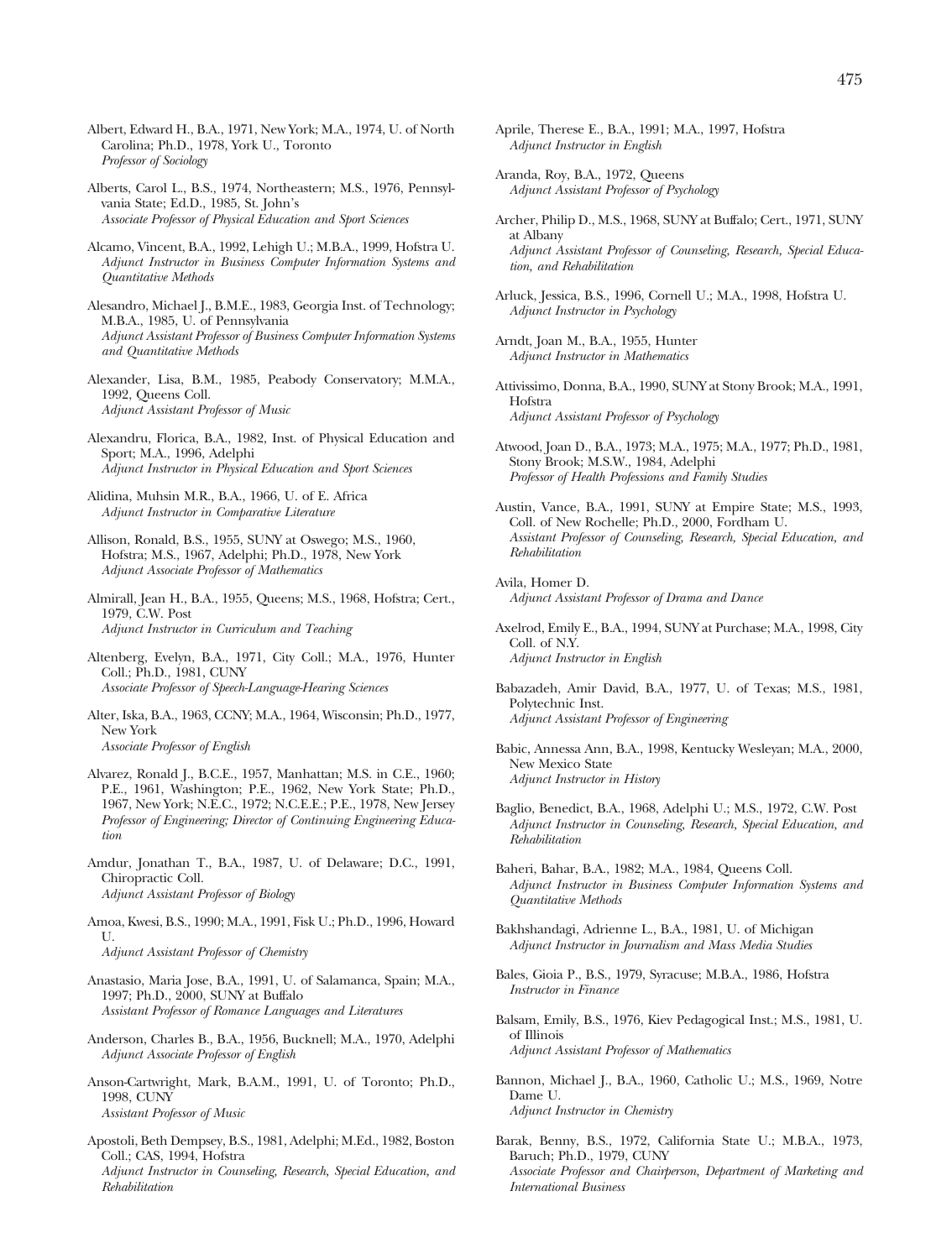Albert, Edward H., B.A., 1971, New York; M.A., 1974, U. of North Carolina; Ph.D., 1978, York U., Toronto
*Professor of Sociology*

Alberts, Carol L., B.S., 1974, Northeastern; M.S., 1976, Pennsylvania State; Ed.D., 1985, St. John's
*Associate Professor of Physical Education and Sport Sciences*

Alcamo, Vincent, B.A., 1992, Lehigh U.; M.B.A., 1999, Hofstra U.
*Adjunct Instructor in Business Computer Information Systems and Quantitative Methods*

Alesandro, Michael J., B.M.E., 1983, Georgia Inst. of Technology; M.B.A., 1985, U. of Pennsylvania
*Adjunct Assistant Professor of Business Computer Information Systems and Quantitative Methods*

Alexander, Lisa, B.M., 1985, Peabody Conservatory; M.M.A., 1992, Queens Coll.
*Adjunct Assistant Professor of Music*

Alexandru, Florica, B.A., 1982, Inst. of Physical Education and Sport; M.A., 1996, Adelphi
*Adjunct Instructor in Physical Education and Sport Sciences*

Alidina, Muhsin M.R., B.A., 1966, U. of E. Africa
*Adjunct Instructor in Comparative Literature*

Allison, Ronald, B.S., 1955, SUNY at Oswego; M.S., 1960, Hofstra; M.S., 1967, Adelphi; Ph.D., 1978, New York
*Adjunct Associate Professor of Mathematics*

Almirall, Jean H., B.A., 1955, Queens; M.S., 1968, Hofstra; Cert., 1979, C.W. Post
*Adjunct Instructor in Curriculum and Teaching*

Altenberg, Evelyn, B.A., 1971, City Coll.; M.A., 1976, Hunter Coll.; Ph.D., 1981, CUNY
*Associate Professor of Speech-Language-Hearing Sciences*

Alter, Iska, B.A., 1963, CCNY; M.A., 1964, Wisconsin; Ph.D., 1977, New York
*Associate Professor of English*

Alvarez, Ronald J., B.C.E., 1957, Manhattan; M.S. in C.E., 1960; P.E., 1961, Washington; P.E., 1962, New York State; Ph.D., 1967, New York; N.E.C., 1972; N.C.E.E.; P.E., 1978, New Jersey
*Professor of Engineering; Director of Continuing Engineering Education*

Amdur, Jonathan T., B.A., 1987, U. of Delaware; D.C., 1991, Chiropractic Coll.
*Adjunct Assistant Professor of Biology*

Amoa, Kwesi, B.S., 1990; M.A., 1991, Fisk U.; Ph.D., 1996, Howard U.
*Adjunct Assistant Professor of Chemistry*

Anastasio, Maria Jose, B.A., 1991, U. of Salamanca, Spain; M.A., 1997; Ph.D., 2000, SUNY at Buffalo
*Assistant Professor of Romance Languages and Literatures*

Anderson, Charles B., B.A., 1956, Bucknell; M.A., 1970, Adelphi
*Adjunct Associate Professor of English*

Anson-Cartwright, Mark, B.A.M., 1991, U. of Toronto; Ph.D., 1998, CUNY
*Assistant Professor of Music*

Apostoli, Beth Dempsey, B.S., 1981, Adelphi; M.Ed., 1982, Boston Coll.; CAS, 1994, Hofstra
*Adjunct Instructor in Counseling, Research, Special Education, and Rehabilitation*

Aprile, Therese E., B.A., 1991; M.A., 1997, Hofstra
*Adjunct Instructor in English*

Aranda, Roy, B.A., 1972, Queens
*Adjunct Assistant Professor of Psychology*

Archer, Philip D., M.S., 1968, SUNY at Buffalo; Cert., 1971, SUNY at Albany
*Adjunct Assistant Professor of Counseling, Research, Special Education, and Rehabilitation*

Arluck, Jessica, B.S., 1996, Cornell U.; M.A., 1998, Hofstra U.
*Adjunct Instructor in Psychology*

Arndt, Joan M., B.A., 1955, Hunter
*Adjunct Instructor in Mathematics*

Attivissimo, Donna, B.A., 1990, SUNY at Stony Brook; M.A., 1991, Hofstra
*Adjunct Assistant Professor of Psychology*

Atwood, Joan D., B.A., 1973; M.A., 1975; M.A., 1977; Ph.D., 1981, Stony Brook; M.S.W., 1984, Adelphi
*Professor of Health Professions and Family Studies*

Austin, Vance, B.A., 1991, SUNY at Empire State; M.S., 1993, Coll. of New Rochelle; Ph.D., 2000, Fordham U.
*Assistant Professor of Counseling, Research, Special Education, and Rehabilitation*

Avila, Homer D.
*Adjunct Assistant Professor of Drama and Dance*

Axelrod, Emily E., B.A., 1994, SUNY at Purchase; M.A., 1998, City Coll. of N.Y.
*Adjunct Instructor in English*

Babazadeh, Amir David, B.A., 1977, U. of Texas; M.S., 1981, Polytechnic Inst.
*Adjunct Assistant Professor of Engineering*

Babic, Annessa Ann, B.A., 1998, Kentucky Wesleyan; M.A., 2000, New Mexico State
*Adjunct Instructor in History*

Baglio, Benedict, B.A., 1968, Adelphi U.; M.S., 1972, C.W. Post
*Adjunct Instructor in Counseling, Research, Special Education, and Rehabilitation*

Baheri, Bahar, B.A., 1982; M.A., 1984, Queens Coll.
*Adjunct Instructor in Business Computer Information Systems and Quantitative Methods*

Bakhshandagi, Adrienne L., B.A., 1981, U. of Michigan
*Adjunct Instructor in Journalism and Mass Media Studies*

Bales, Gioia P., B.S., 1979, Syracuse; M.B.A., 1986, Hofstra
*Instructor in Finance*

Balsam, Emily, B.S., 1976, Kiev Pedagogical Inst.; M.S., 1981, U. of Illinois
*Adjunct Assistant Professor of Mathematics*

Bannon, Michael J., B.A., 1960, Catholic U.; M.S., 1969, Notre Dame U.
*Adjunct Instructor in Chemistry*

Barak, Benny, B.S., 1972, California State U.; M.B.A., 1973, Baruch; Ph.D., 1979, CUNY
*Associate Professor and Chairperson, Department of Marketing and International Business*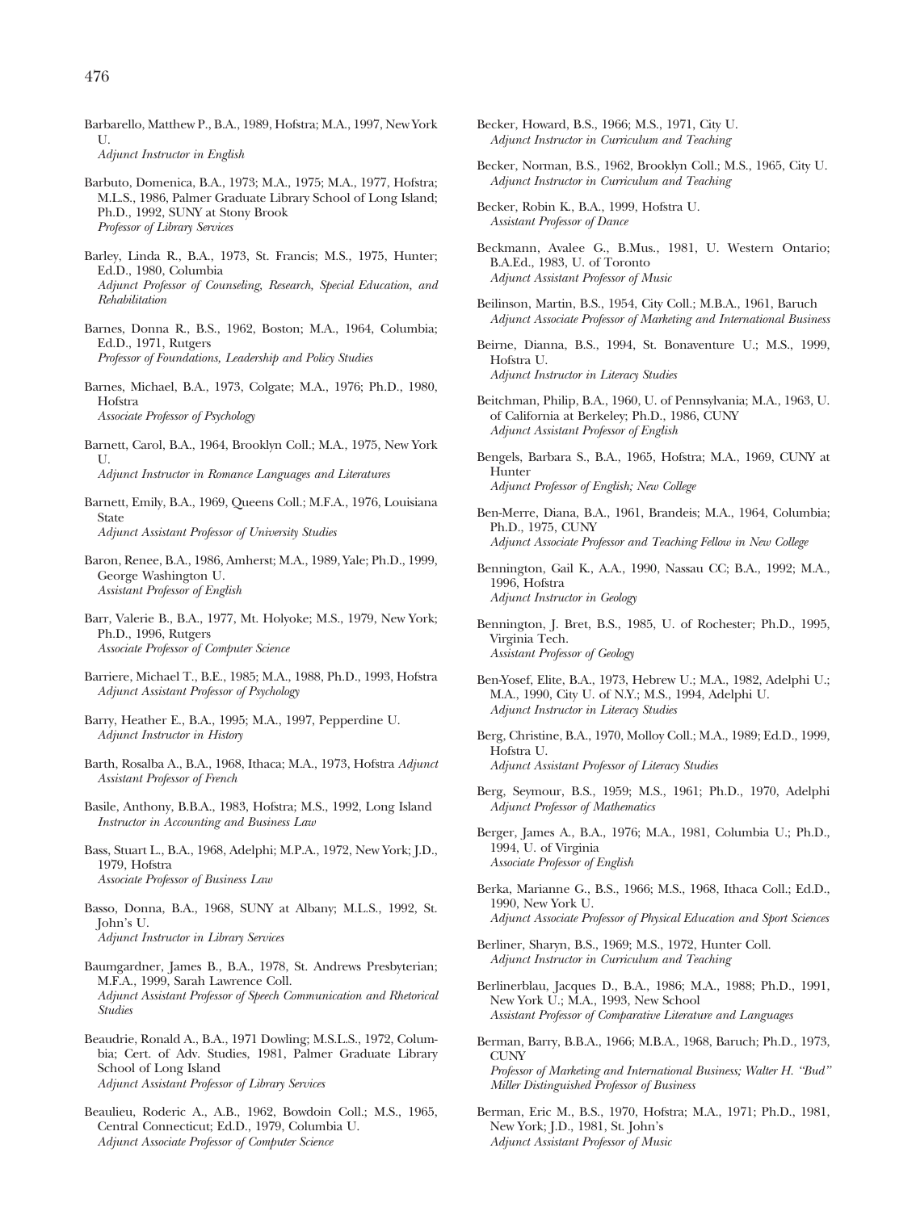Barbarello, Matthew P., B.A., 1989, Hofstra; M.A., 1997, New York U.
*Adjunct Instructor in English*

Barbuto, Domenica, B.A., 1973; M.A., 1975; M.A., 1977, Hofstra; M.L.S., 1986, Palmer Graduate Library School of Long Island; Ph.D., 1992, SUNY at Stony Brook
*Professor of Library Services*

Barley, Linda R., B.A., 1973, St. Francis; M.S., 1975, Hunter; Ed.D., 1980, Columbia
*Adjunct Professor of Counseling, Research, Special Education, and Rehabilitation*

Barnes, Donna R., B.S., 1962, Boston; M.A., 1964, Columbia; Ed.D., 1971, Rutgers
*Professor of Foundations, Leadership and Policy Studies*

Barnes, Michael, B.A., 1973, Colgate; M.A., 1976; Ph.D., 1980, Hofstra
*Associate Professor of Psychology*

Barnett, Carol, B.A., 1964, Brooklyn Coll.; M.A., 1975, New York U.
*Adjunct Instructor in Romance Languages and Literatures*

Barnett, Emily, B.A., 1969, Queens Coll.; M.F.A., 1976, Louisiana State
*Adjunct Assistant Professor of University Studies*

Baron, Renee, B.A., 1986, Amherst; M.A., 1989, Yale; Ph.D., 1999, George Washington U.
*Assistant Professor of English*

Barr, Valerie B., B.A., 1977, Mt. Holyoke; M.S., 1979, New York; Ph.D., 1996, Rutgers
*Associate Professor of Computer Science*

Barriere, Michael T., B.E., 1985; M.A., 1988, Ph.D., 1993, Hofstra
*Adjunct Assistant Professor of Psychology*

Barry, Heather E., B.A., 1995; M.A., 1997, Pepperdine U.
*Adjunct Instructor in History*

Barth, Rosalba A., B.A., 1968, Ithaca; M.A., 1973, Hofstra *Adjunct Assistant Professor of French*

Basile, Anthony, B.B.A., 1983, Hofstra; M.S., 1992, Long Island
*Instructor in Accounting and Business Law*

Bass, Stuart L., B.A., 1968, Adelphi; M.P.A., 1972, New York; J.D., 1979, Hofstra
*Associate Professor of Business Law*

Basso, Donna, B.A., 1968, SUNY at Albany; M.L.S., 1992, St. John's U.
*Adjunct Instructor in Library Services*

Baumgardner, James B., B.A., 1978, St. Andrews Presbyterian; M.F.A., 1999, Sarah Lawrence Coll.
*Adjunct Assistant Professor of Speech Communication and Rhetorical Studies*

Beaudrie, Ronald A., B.A., 1971 Dowling; M.S.L.S., 1972, Columbia; Cert. of Adv. Studies, 1981, Palmer Graduate Library School of Long Island
*Adjunct Assistant Professor of Library Services*

Beaulieu, Roderic A., A.B., 1962, Bowdoin Coll.; M.S., 1965, Central Connecticut; Ed.D., 1979, Columbia U.
*Adjunct Associate Professor of Computer Science*

Becker, Howard, B.S., 1966; M.S., 1971, City U.
*Adjunct Instructor in Curriculum and Teaching*

Becker, Norman, B.S., 1962, Brooklyn Coll.; M.S., 1965, City U.
*Adjunct Instructor in Curriculum and Teaching*

Becker, Robin K., B.A., 1999, Hofstra U.
*Assistant Professor of Dance*

Beckmann, Avalee G., B.Mus., 1981, U. Western Ontario; B.A.Ed., 1983, U. of Toronto
*Adjunct Assistant Professor of Music*

Beilinson, Martin, B.S., 1954, City Coll.; M.B.A., 1961, Baruch
*Adjunct Associate Professor of Marketing and International Business*

Beirne, Dianna, B.S., 1994, St. Bonaventure U.; M.S., 1999, Hofstra U.
*Adjunct Instructor in Literacy Studies*

Beitchman, Philip, B.A., 1960, U. of Pennsylvania; M.A., 1963, U. of California at Berkeley; Ph.D., 1986, CUNY
*Adjunct Assistant Professor of English*

Bengels, Barbara S., B.A., 1965, Hofstra; M.A., 1969, CUNY at Hunter
*Adjunct Professor of English; New College*

Ben-Merre, Diana, B.A., 1961, Brandeis; M.A., 1964, Columbia; Ph.D., 1975, CUNY
*Adjunct Associate Professor and Teaching Fellow in New College*

Bennington, Gail K., A.A., 1990, Nassau CC; B.A., 1992; M.A., 1996, Hofstra
*Adjunct Instructor in Geology*

Bennington, J. Bret, B.S., 1985, U. of Rochester; Ph.D., 1995, Virginia Tech.
*Assistant Professor of Geology*

Ben-Yosef, Elite, B.A., 1973, Hebrew U.; M.A., 1982, Adelphi U.; M.A., 1990, City U. of N.Y.; M.S., 1994, Adelphi U.
*Adjunct Instructor in Literacy Studies*

Berg, Christine, B.A., 1970, Molloy Coll.; M.A., 1989; Ed.D., 1999, Hofstra U.
*Adjunct Assistant Professor of Literacy Studies*

Berg, Seymour, B.S., 1959; M.S., 1961; Ph.D., 1970, Adelphi
*Adjunct Professor of Mathematics*

Berger, James A., B.A., 1976; M.A., 1981, Columbia U.; Ph.D., 1994, U. of Virginia
*Associate Professor of English*

Berka, Marianne G., B.S., 1966; M.S., 1968, Ithaca Coll.; Ed.D., 1990, New York U.
*Adjunct Associate Professor of Physical Education and Sport Sciences*

Berliner, Sharyn, B.S., 1969; M.S., 1972, Hunter Coll.
*Adjunct Instructor in Curriculum and Teaching*

Berlinerblau, Jacques D., B.A., 1986; M.A., 1988; Ph.D., 1991, New York U.; M.A., 1993, New School
*Assistant Professor of Comparative Literature and Languages*

Berman, Barry, B.B.A., 1966; M.B.A., 1968, Baruch; Ph.D., 1973, CUNY
*Professor of Marketing and International Business; Walter H. "Bud" Miller Distinguished Professor of Business*

Berman, Eric M., B.S., 1970, Hofstra; M.A., 1971; Ph.D., 1981, New York; J.D., 1981, St. John's
*Adjunct Assistant Professor of Music*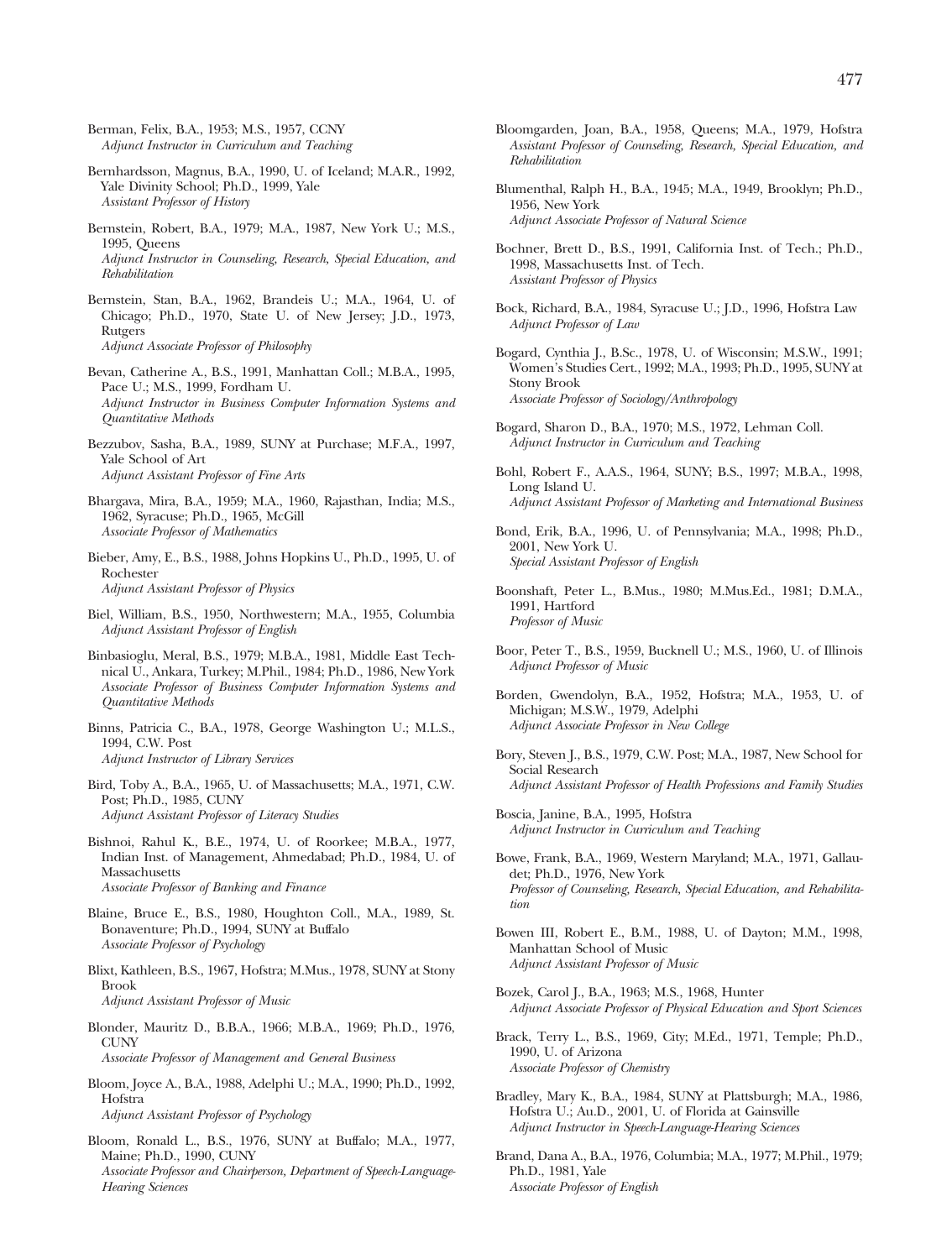Berman, Felix, B.A., 1953; M.S., 1957, CCNY
*Adjunct Instructor in Curriculum and Teaching*

Bernhardsson, Magnus, B.A., 1990, U. of Iceland; M.A.R., 1992, Yale Divinity School; Ph.D., 1999, Yale
*Assistant Professor of History*

Bernstein, Robert, B.A., 1979; M.A., 1987, New York U.; M.S., 1995, Queens
*Adjunct Instructor in Counseling, Research, Special Education, and Rehabilitation*

Bernstein, Stan, B.A., 1962, Brandeis U.; M.A., 1964, U. of Chicago; Ph.D., 1970, State U. of New Jersey; J.D., 1973, Rutgers
*Adjunct Associate Professor of Philosophy*

Bevan, Catherine A., B.S., 1991, Manhattan Coll.; M.B.A., 1995, Pace U.; M.S., 1999, Fordham U.
*Adjunct Instructor in Business Computer Information Systems and Quantitative Methods*

Bezzubov, Sasha, B.A., 1989, SUNY at Purchase; M.F.A., 1997, Yale School of Art
*Adjunct Assistant Professor of Fine Arts*

Bhargava, Mira, B.A., 1959; M.A., 1960, Rajasthan, India; M.S., 1962, Syracuse; Ph.D., 1965, McGill
*Associate Professor of Mathematics*

Bieber, Amy, E., B.S., 1988, Johns Hopkins U., Ph.D., 1995, U. of Rochester
*Adjunct Assistant Professor of Physics*

Biel, William, B.S., 1950, Northwestern; M.A., 1955, Columbia
*Adjunct Assistant Professor of English*

Binbasioglu, Meral, B.S., 1979; M.B.A., 1981, Middle East Technical U., Ankara, Turkey; M.Phil., 1984; Ph.D., 1986, New York
*Associate Professor of Business Computer Information Systems and Quantitative Methods*

Binns, Patricia C., B.A., 1978, George Washington U.; M.L.S., 1994, C.W. Post
*Adjunct Instructor of Library Services*

Bird, Toby A., B.A., 1965, U. of Massachusetts; M.A., 1971, C.W. Post; Ph.D., 1985, CUNY
*Adjunct Assistant Professor of Literacy Studies*

Bishnoi, Rahul K., B.E., 1974, U. of Roorkee; M.B.A., 1977, Indian Inst. of Management, Ahmedabad; Ph.D., 1984, U. of Massachusetts
*Associate Professor of Banking and Finance*

Blaine, Bruce E., B.S., 1980, Houghton Coll., M.A., 1989, St. Bonaventure; Ph.D., 1994, SUNY at Buffalo
*Associate Professor of Psychology*

Blixt, Kathleen, B.S., 1967, Hofstra; M.Mus., 1978, SUNY at Stony Brook
*Adjunct Assistant Professor of Music*

Blonder, Mauritz D., B.B.A., 1966; M.B.A., 1969; Ph.D., 1976, CUNY
*Associate Professor of Management and General Business*

Bloom, Joyce A., B.A., 1988, Adelphi U.; M.A., 1990; Ph.D., 1992, Hofstra
*Adjunct Assistant Professor of Psychology*

Bloom, Ronald L., B.S., 1976, SUNY at Buffalo; M.A., 1977, Maine; Ph.D., 1990, CUNY
*Associate Professor and Chairperson, Department of Speech-Language-Hearing Sciences*

Bloomgarden, Joan, B.A., 1958, Queens; M.A., 1979, Hofstra
*Assistant Professor of Counseling, Research, Special Education, and Rehabilitation*

Blumenthal, Ralph H., B.A., 1945; M.A., 1949, Brooklyn; Ph.D., 1956, New York
*Adjunct Associate Professor of Natural Science*

Bochner, Brett D., B.S., 1991, California Inst. of Tech.; Ph.D., 1998, Massachusetts Inst. of Tech.
*Assistant Professor of Physics*

Bock, Richard, B.A., 1984, Syracuse U.; J.D., 1996, Hofstra Law
*Adjunct Professor of Law*

Bogard, Cynthia J., B.Sc., 1978, U. of Wisconsin; M.S.W., 1991; Women's Studies Cert., 1992; M.A., 1993; Ph.D., 1995, SUNY at Stony Brook
*Associate Professor of Sociology/Anthropology*

Bogard, Sharon D., B.A., 1970; M.S., 1972, Lehman Coll.
*Adjunct Instructor in Curriculum and Teaching*

Bohl, Robert F., A.A.S., 1964, SUNY; B.S., 1997; M.B.A., 1998, Long Island U.
*Adjunct Assistant Professor of Marketing and International Business*

Bond, Erik, B.A., 1996, U. of Pennsylvania; M.A., 1998; Ph.D., 2001, New York U.
*Special Assistant Professor of English*

Boonshaft, Peter L., B.Mus., 1980; M.Mus.Ed., 1981; D.M.A., 1991, Hartford
*Professor of Music*

Boor, Peter T., B.S., 1959, Bucknell U.; M.S., 1960, U. of Illinois
*Adjunct Professor of Music*

Borden, Gwendolyn, B.A., 1952, Hofstra; M.A., 1953, U. of Michigan; M.S.W., 1979, Adelphi
*Adjunct Associate Professor in New College*

Bory, Steven J., B.S., 1979, C.W. Post; M.A., 1987, New School for Social Research
*Adjunct Assistant Professor of Health Professions and Family Studies*

Boscia, Janine, B.A., 1995, Hofstra
*Adjunct Instructor in Curriculum and Teaching*

Bowe, Frank, B.A., 1969, Western Maryland; M.A., 1971, Gallaudet; Ph.D., 1976, New York
*Professor of Counseling, Research, Special Education, and Rehabilitation*

Bowen III, Robert E., B.M., 1988, U. of Dayton; M.M., 1998, Manhattan School of Music
*Adjunct Assistant Professor of Music*

Bozek, Carol J., B.A., 1963; M.S., 1968, Hunter
*Adjunct Associate Professor of Physical Education and Sport Sciences*

Brack, Terry L., B.S., 1969, City; M.Ed., 1971, Temple; Ph.D., 1990, U. of Arizona
*Associate Professor of Chemistry*

Bradley, Mary K., B.A., 1984, SUNY at Plattsburgh; M.A., 1986, Hofstra U.; Au.D., 2001, U. of Florida at Gainsville
*Adjunct Instructor in Speech-Language-Hearing Sciences*

Brand, Dana A., B.A., 1976, Columbia; M.A., 1977; M.Phil., 1979; Ph.D., 1981, Yale
*Associate Professor of English*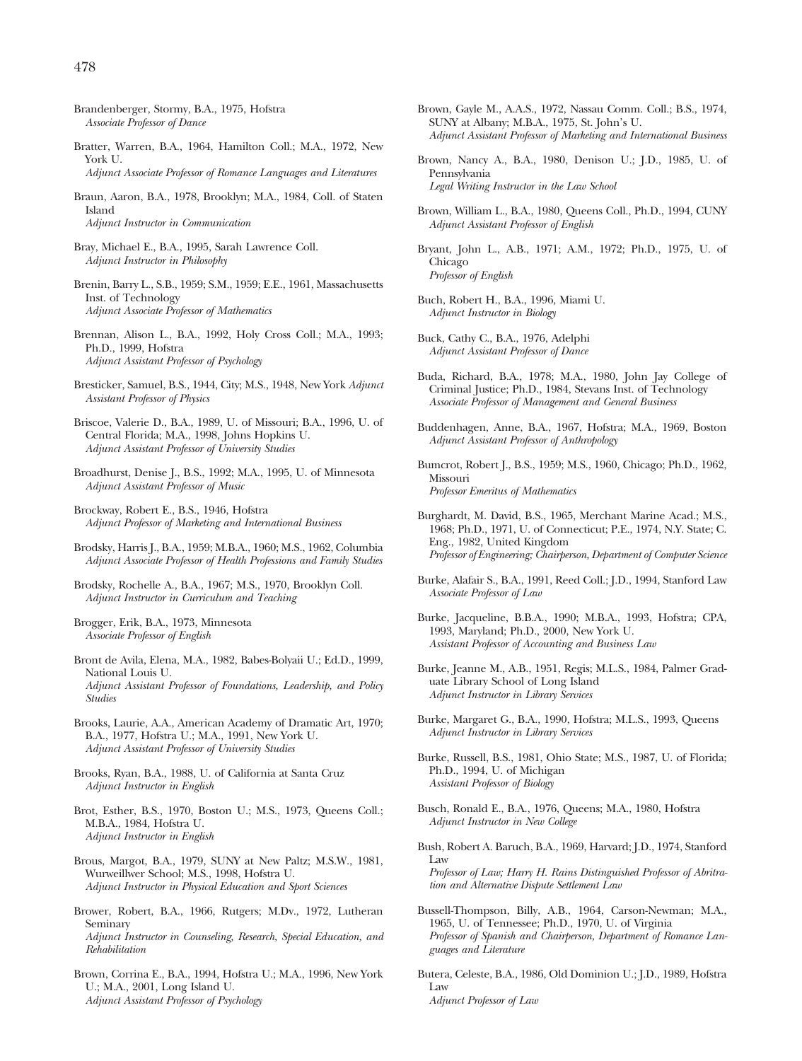Brandenberger, Stormy, B.A., 1975, Hofstra
*Associate Professor of Dance*

Bratter, Warren, B.A., 1964, Hamilton Coll.; M.A., 1972, New York U.
*Adjunct Associate Professor of Romance Languages and Literatures*

Braun, Aaron, B.A., 1978, Brooklyn; M.A., 1984, Coll. of Staten Island
*Adjunct Instructor in Communication*

Bray, Michael E., B.A., 1995, Sarah Lawrence Coll.
*Adjunct Instructor in Philosophy*

Brenin, Barry L., S.B., 1959; S.M., 1959; E.E., 1961, Massachusetts Inst. of Technology
*Adjunct Associate Professor of Mathematics*

Brennan, Alison L., B.A., 1992, Holy Cross Coll.; M.A., 1993; Ph.D., 1999, Hofstra
*Adjunct Assistant Professor of Psychology*

Bresticker, Samuel, B.S., 1944, City; M.S., 1948, New York *Adjunct Assistant Professor of Physics*

Briscoe, Valerie D., B.A., 1989, U. of Missouri; B.A., 1996, U. of Central Florida; M.A., 1998, Johns Hopkins U.
*Adjunct Assistant Professor of University Studies*

Broadhurst, Denise J., B.S., 1992; M.A., 1995, U. of Minnesota
*Adjunct Assistant Professor of Music*

Brockway, Robert E., B.S., 1946, Hofstra
*Adjunct Professor of Marketing and International Business*

Brodsky, Harris J., B.A., 1959; M.B.A., 1960; M.S., 1962, Columbia
*Adjunct Associate Professor of Health Professions and Family Studies*

Brodsky, Rochelle A., B.A., 1967; M.S., 1970, Brooklyn Coll.
*Adjunct Instructor in Curriculum and Teaching*

Brogger, Erik, B.A., 1973, Minnesota
*Associate Professor of English*

Bront de Avila, Elena, M.A., 1982, Babes-Bolyaii U.; Ed.D., 1999, National Louis U.
*Adjunct Assistant Professor of Foundations, Leadership, and Policy Studies*

Brooks, Laurie, A.A., American Academy of Dramatic Art, 1970; B.A., 1977, Hofstra U.; M.A., 1991, New York U.
*Adjunct Assistant Professor of University Studies*

Brooks, Ryan, B.A., 1988, U. of California at Santa Cruz
*Adjunct Instructor in English*

Brot, Esther, B.S., 1970, Boston U.; M.S., 1973, Queens Coll.; M.B.A., 1984, Hofstra U.
*Adjunct Instructor in English*

Brous, Margot, B.A., 1979, SUNY at New Paltz; M.S.W., 1981, Wurweillwer School; M.S., 1998, Hofstra U.
*Adjunct Instructor in Physical Education and Sport Sciences*

Brower, Robert, B.A., 1966, Rutgers; M.Dv., 1972, Lutheran Seminary
*Adjunct Instructor in Counseling, Research, Special Education, and Rehabilitation*

Brown, Corrina E., B.A., 1994, Hofstra U.; M.A., 1996, New York U.; M.A., 2001, Long Island U.
*Adjunct Assistant Professor of Psychology*

Brown, Gayle M., A.A.S., 1972, Nassau Comm. Coll.; B.S., 1974, SUNY at Albany; M.B.A., 1975, St. John's U.
*Adjunct Assistant Professor of Marketing and International Business*

Brown, Nancy A., B.A., 1980, Denison U.; J.D., 1985, U. of Pennsylvania
*Legal Writing Instructor in the Law School*

Brown, William L., B.A., 1980, Queens Coll., Ph.D., 1994, CUNY
*Adjunct Assistant Professor of English*

Bryant, John L., A.B., 1971; A.M., 1972; Ph.D., 1975, U. of Chicago
*Professor of English*

Buch, Robert H., B.A., 1996, Miami U.
*Adjunct Instructor in Biology*

Buck, Cathy C., B.A., 1976, Adelphi
*Adjunct Assistant Professor of Dance*

Buda, Richard, B.A., 1978; M.A., 1980, John Jay College of Criminal Justice; Ph.D., 1984, Stevans Inst. of Technology
*Associate Professor of Management and General Business*

Buddenhagen, Anne, B.A., 1967, Hofstra; M.A., 1969, Boston
*Adjunct Assistant Professor of Anthropology*

Bumcrot, Robert J., B.S., 1959; M.S., 1960, Chicago; Ph.D., 1962, Missouri
*Professor Emeritus of Mathematics*

Burghardt, M. David, B.S., 1965, Merchant Marine Acad.; M.S., 1968; Ph.D., 1971, U. of Connecticut; P.E., 1974, N.Y. State; C. Eng., 1982, United Kingdom
*Professor of Engineering; Chairperson, Department of Computer Science*

Burke, Alafair S., B.A., 1991, Reed Coll.; J.D., 1994, Stanford Law
*Associate Professor of Law*

Burke, Jacqueline, B.B.A., 1990; M.B.A., 1993, Hofstra; CPA, 1993, Maryland; Ph.D., 2000, New York U.
*Assistant Professor of Accounting and Business Law*

Burke, Jeanne M., A.B., 1951, Regis; M.L.S., 1984, Palmer Graduate Library School of Long Island
*Adjunct Instructor in Library Services*

Burke, Margaret G., B.A., 1990, Hofstra; M.L.S., 1993, Queens
*Adjunct Instructor in Library Services*

Burke, Russell, B.S., 1981, Ohio State; M.S., 1987, U. of Florida; Ph.D., 1994, U. of Michigan
*Assistant Professor of Biology*

Busch, Ronald E., B.A., 1976, Queens; M.A., 1980, Hofstra
*Adjunct Instructor in New College*

Bush, Robert A. Baruch, B.A., 1969, Harvard; J.D., 1974, Stanford Law
*Professor of Law; Harry H. Rains Distinguished Professor of Abritration and Alternative Dispute Settlement Law*

Bussell-Thompson, Billy, A.B., 1964, Carson-Newman; M.A., 1965, U. of Tennessee; Ph.D., 1970, U. of Virginia
*Professor of Spanish and Chairperson, Department of Romance Languages and Literature*

Butera, Celeste, B.A., 1986, Old Dominion U.; J.D., 1989, Hofstra Law
*Adjunct Professor of Law*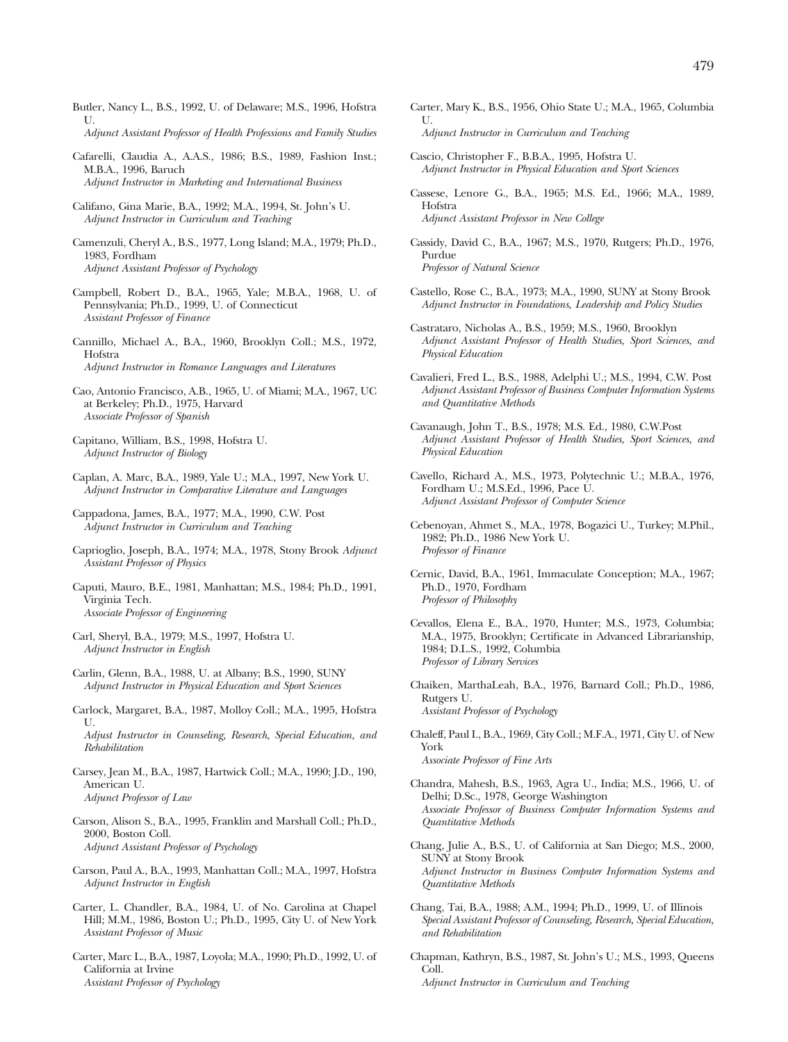Butler, Nancy L., B.S., 1992, U. of Delaware; M.S., 1996, Hofstra U.
*Adjunct Assistant Professor of Health Professions and Family Studies*

Cafarelli, Claudia A., A.A.S., 1986; B.S., 1989, Fashion Inst.; M.B.A., 1996, Baruch
*Adjunct Instructor in Marketing and International Business*

Califano, Gina Marie, B.A., 1992; M.A., 1994, St. John's U.
*Adjunct Instructor in Curriculum and Teaching*

Camenzuli, Cheryl A., B.S., 1977, Long Island; M.A., 1979; Ph.D., 1983, Fordham
*Adjunct Assistant Professor of Psychology*

Campbell, Robert D., B.A., 1965, Yale; M.B.A., 1968, U. of Pennsylvania; Ph.D., 1999, U. of Connecticut
*Assistant Professor of Finance*

Cannillo, Michael A., B.A., 1960, Brooklyn Coll.; M.S., 1972, Hofstra
*Adjunct Instructor in Romance Languages and Literatures*

Cao, Antonio Francisco, A.B., 1965, U. of Miami; M.A., 1967, UC at Berkeley; Ph.D., 1975, Harvard
*Associate Professor of Spanish*

Capitano, William, B.S., 1998, Hofstra U.
*Adjunct Instructor of Biology*

Caplan, A. Marc, B.A., 1989, Yale U.; M.A., 1997, New York U.
*Adjunct Instructor in Comparative Literature and Languages*

Cappadona, James, B.A., 1977; M.A., 1990, C.W. Post
*Adjunct Instructor in Curriculum and Teaching*

Caprioglio, Joseph, B.A., 1974; M.A., 1978, Stony Brook *Adjunct Assistant Professor of Physics*

Caputi, Mauro, B.E., 1981, Manhattan; M.S., 1984; Ph.D., 1991, Virginia Tech.
*Associate Professor of Engineering*

Carl, Sheryl, B.A., 1979; M.S., 1997, Hofstra U.
*Adjunct Instructor in English*

Carlin, Glenn, B.A., 1988, U. at Albany; B.S., 1990, SUNY
*Adjunct Instructor in Physical Education and Sport Sciences*

Carlock, Margaret, B.A., 1987, Molloy Coll.; M.A., 1995, Hofstra U.
*Adjust Instructor in Counseling, Research, Special Education, and Rehabilitation*

Carsey, Jean M., B.A., 1987, Hartwick Coll.; M.A., 1990; J.D., 190, American U.
*Adjunct Professor of Law*

Carson, Alison S., B.A., 1995, Franklin and Marshall Coll.; Ph.D., 2000, Boston Coll.
*Adjunct Assistant Professor of Psychology*

Carson, Paul A., B.A., 1993, Manhattan Coll.; M.A., 1997, Hofstra
*Adjunct Instructor in English*

Carter, L. Chandler, B.A., 1984, U. of No. Carolina at Chapel Hill; M.M., 1986, Boston U.; Ph.D., 1995, City U. of New York
*Assistant Professor of Music*

Carter, Marc L., B.A., 1987, Loyola; M.A., 1990; Ph.D., 1992, U. of California at Irvine
*Assistant Professor of Psychology*

Carter, Mary K., B.S., 1956, Ohio State U.; M.A., 1965, Columbia U.
*Adjunct Instructor in Curriculum and Teaching*

Cascio, Christopher F., B.B.A., 1995, Hofstra U.
*Adjunct Instructor in Physical Education and Sport Sciences*

Cassese, Lenore G., B.A., 1965; M.S. Ed., 1966; M.A., 1989, Hofstra
*Adjunct Assistant Professor in New College*

Cassidy, David C., B.A., 1967; M.S., 1970, Rutgers; Ph.D., 1976, Purdue
*Professor of Natural Science*

Castello, Rose C., B.A., 1973; M.A., 1990, SUNY at Stony Brook
*Adjunct Instructor in Foundations, Leadership and Policy Studies*

Castrataro, Nicholas A., B.S., 1959; M.S., 1960, Brooklyn
*Adjunct Assistant Professor of Health Studies, Sport Sciences, and Physical Education*

Cavalieri, Fred L., B.S., 1988, Adelphi U.; M.S., 1994, C.W. Post
*Adjunct Assistant Professor of Business Computer Information Systems and Quantitative Methods*

Cavanaugh, John T., B.S., 1978; M.S. Ed., 1980, C.W.Post
*Adjunct Assistant Professor of Health Studies, Sport Sciences, and Physical Education*

Cavello, Richard A., M.S., 1973, Polytechnic U.; M.B.A., 1976, Fordham U.; M.S.Ed., 1996, Pace U.
*Adjunct Assistant Professor of Computer Science*

Cebenoyan, Ahmet S., M.A., 1978, Bogazici U., Turkey; M.Phil., 1982; Ph.D., 1986 New York U.
*Professor of Finance*

Cernic, David, B.A., 1961, Immaculate Conception; M.A., 1967; Ph.D., 1970, Fordham
*Professor of Philosophy*

Cevallos, Elena E., B.A., 1970, Hunter; M.S., 1973, Columbia; M.A., 1975, Brooklyn; Certificate in Advanced Librarianship, 1984; D.L.S., 1992, Columbia
*Professor of Library Services*

Chaiken, MarthaLeah, B.A., 1976, Barnard Coll.; Ph.D., 1986, Rutgers U.
*Assistant Professor of Psychology*

Chaleff, Paul I., B.A., 1969, City Coll.; M.F.A., 1971, City U. of New York
*Associate Professor of Fine Arts*

Chandra, Mahesh, B.S., 1963, Agra U., India; M.S., 1966, U. of Delhi; D.Sc., 1978, George Washington
*Associate Professor of Business Computer Information Systems and Quantitative Methods*

Chang, Julie A., B.S., U. of California at San Diego; M.S., 2000, SUNY at Stony Brook
*Adjunct Instructor in Business Computer Information Systems and Quantitative Methods*

Chang, Tai, B.A., 1988; A.M., 1994; Ph.D., 1999, U. of Illinois
*Special Assistant Professor of Counseling, Research, Special Education, and Rehabilitation*

Chapman, Kathryn, B.S., 1987, St. John's U.; M.S., 1993, Queens Coll.
*Adjunct Instructor in Curriculum and Teaching*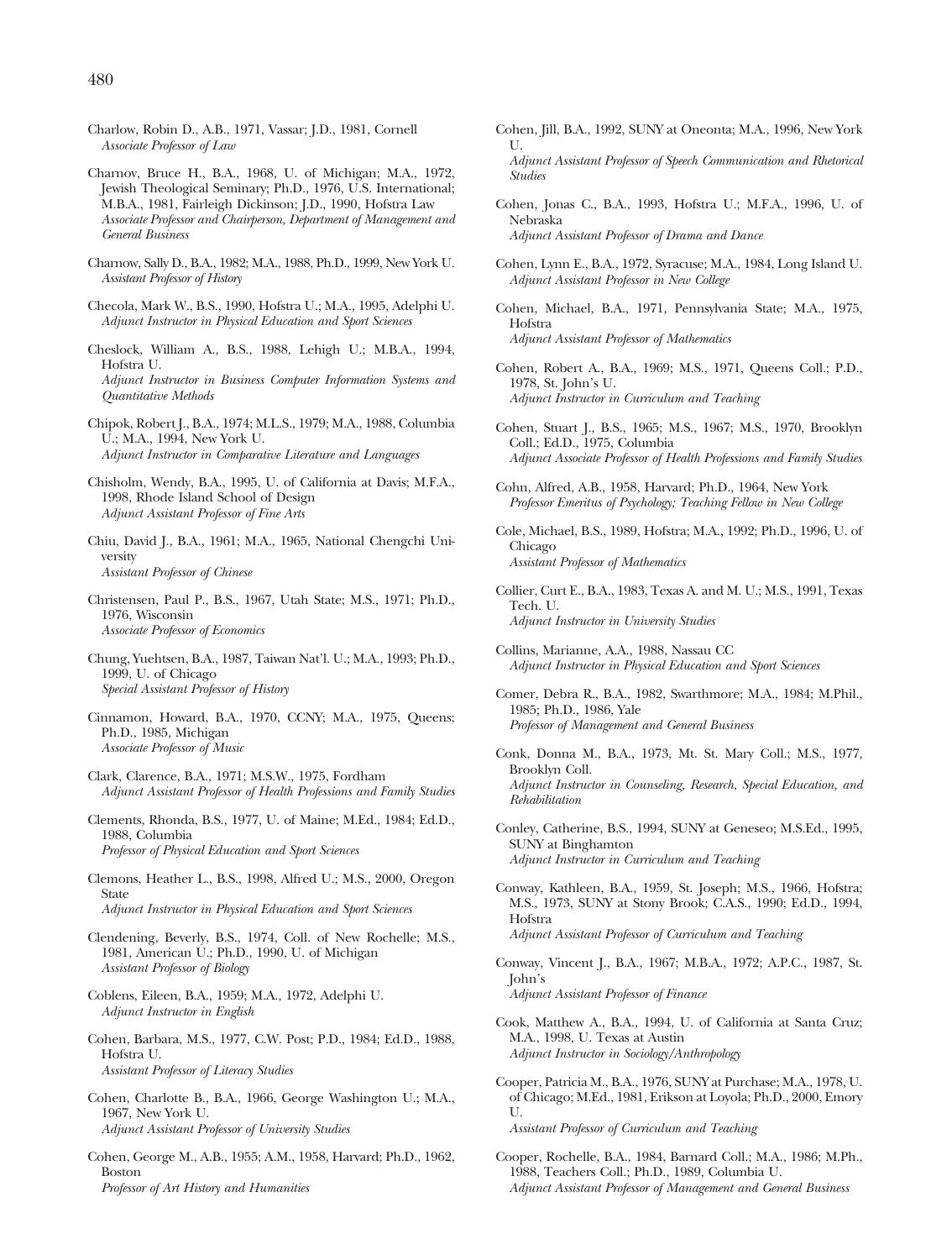Charlow, Robin D., A.B., 1971, Vassar; J.D., 1981, Cornell
*Associate Professor of Law*

Charnov, Bruce H., B.A., 1968, U. of Michigan; M.A., 1972, Jewish Theological Seminary; Ph.D., 1976, U.S. International; M.B.A., 1981, Fairleigh Dickinson; J.D., 1990, Hofstra Law
*Associate Professor and Chairperson, Department of Management and General Business*

Charnow, Sally D., B.A., 1982; M.A., 1988, Ph.D., 1999, New York U.
*Assistant Professor of History*

Checola, Mark W., B.S., 1990, Hofstra U.; M.A., 1995, Adelphi U.
*Adjunct Instructor in Physical Education and Sport Sciences*

Cheslock, William A., B.S., 1988, Lehigh U.; M.B.A., 1994, Hofstra U.
*Adjunct Instructor in Business Computer Information Systems and Quantitative Methods*

Chipok, Robert J., B.A., 1974; M.L.S., 1979; M.A., 1988, Columbia U.; M.A., 1994, New York U.
*Adjunct Instructor in Comparative Literature and Languages*

Chisholm, Wendy, B.A., 1995, U. of California at Davis; M.F.A., 1998, Rhode Island School of Design
*Adjunct Assistant Professor of Fine Arts*

Chiu, David J., B.A., 1961; M.A., 1965, National Chengchi University
*Assistant Professor of Chinese*

Christensen, Paul P., B.S., 1967, Utah State; M.S., 1971; Ph.D., 1976, Wisconsin
*Associate Professor of Economics*

Chung, Yuehtsen, B.A., 1987, Taiwan Nat'l. U.; M.A., 1993; Ph.D., 1999, U. of Chicago
*Special Assistant Professor of History*

Cinnamon, Howard, B.A., 1970, CCNY; M.A., 1975, Queens; Ph.D., 1985, Michigan
*Associate Professor of Music*

Clark, Clarence, B.A., 1971; M.S.W., 1975, Fordham
*Adjunct Assistant Professor of Health Professions and Family Studies*

Clements, Rhonda, B.S., 1977, U. of Maine; M.Ed., 1984; Ed.D., 1988, Columbia
*Professor of Physical Education and Sport Sciences*

Clemons, Heather L., B.S., 1998, Alfred U.; M.S., 2000, Oregon State
*Adjunct Instructor in Physical Education and Sport Sciences*

Clendening, Beverly, B.S., 1974, Coll. of New Rochelle; M.S., 1981, American U.; Ph.D., 1990, U. of Michigan
*Assistant Professor of Biology*

Coblens, Eileen, B.A., 1959; M.A., 1972, Adelphi U.
*Adjunct Instructor in English*

Cohen, Barbara, M.S., 1977, C.W. Post; P.D., 1984; Ed.D., 1988, Hofstra U.
*Assistant Professor of Literacy Studies*

Cohen, Charlotte B., B.A., 1966, George Washington U.; M.A., 1967, New York U.
*Adjunct Assistant Professor of University Studies*

Cohen, George M., A.B., 1955; A.M., 1958, Harvard; Ph.D., 1962, Boston
*Professor of Art History and Humanities*

Cohen, Jill, B.A., 1992, SUNY at Oneonta; M.A., 1996, New York U.
*Adjunct Assistant Professor of Speech Communication and Rhetorical Studies*

Cohen, Jonas C., B.A., 1993, Hofstra U.; M.F.A., 1996, U. of Nebraska
*Adjunct Assistant Professor of Drama and Dance*

Cohen, Lynn E., B.A., 1972, Syracuse; M.A., 1984, Long Island U.
*Adjunct Assistant Professor in New College*

Cohen, Michael, B.A., 1971, Pennsylvania State; M.A., 1975, Hofstra
*Adjunct Assistant Professor of Mathematics*

Cohen, Robert A., B.A., 1969; M.S., 1971, Queens Coll.; P.D., 1978, St. John's U.
*Adjunct Instructor in Curriculum and Teaching*

Cohen, Stuart J., B.S., 1965; M.S., 1967; M.S., 1970, Brooklyn Coll.; Ed.D., 1975, Columbia
*Adjunct Associate Professor of Health Professions and Family Studies*

Cohn, Alfred, A.B., 1958, Harvard; Ph.D., 1964, New York
*Professor Emeritus of Psychology; Teaching Fellow in New College*

Cole, Michael, B.S., 1989, Hofstra; M.A., 1992; Ph.D., 1996, U. of Chicago
*Assistant Professor of Mathematics*

Collier, Curt E., B.A., 1983, Texas A. and M. U.; M.S., 1991, Texas Tech. U.
*Adjunct Instructor in University Studies*

Collins, Marianne, A.A., 1988, Nassau CC
*Adjunct Instructor in Physical Education and Sport Sciences*

Comer, Debra R., B.A., 1982, Swarthmore; M.A., 1984; M.Phil., 1985; Ph.D., 1986, Yale
*Professor of Management and General Business*

Conk, Donna M., B.A., 1973, Mt. St. Mary Coll.; M.S., 1977, Brooklyn Coll.
*Adjunct Instructor in Counseling, Research, Special Education, and Rehabilitation*

Conley, Catherine, B.S., 1994, SUNY at Geneseo; M.S.Ed., 1995, SUNY at Binghamton
*Adjunct Instructor in Curriculum and Teaching*

Conway, Kathleen, B.A., 1959, St. Joseph; M.S., 1966, Hofstra; M.S., 1973, SUNY at Stony Brook; C.A.S., 1990; Ed.D., 1994, Hofstra
*Adjunct Assistant Professor of Curriculum and Teaching*

Conway, Vincent J., B.A., 1967; M.B.A., 1972; A.P.C., 1987, St. John's
*Adjunct Assistant Professor of Finance*

Cook, Matthew A., B.A., 1994, U. of California at Santa Cruz; M.A., 1998, U. Texas at Austin
*Adjunct Instructor in Sociology/Anthropology*

Cooper, Patricia M., B.A., 1976, SUNY at Purchase; M.A., 1978, U. of Chicago; M.Ed., 1981, Erikson at Loyola; Ph.D., 2000, Emory U.
*Assistant Professor of Curriculum and Teaching*

Cooper, Rochelle, B.A., 1984, Barnard Coll.; M.A., 1986; M.Ph., 1988, Teachers Coll.; Ph.D., 1989, Columbia U.
*Adjunct Assistant Professor of Management and General Business*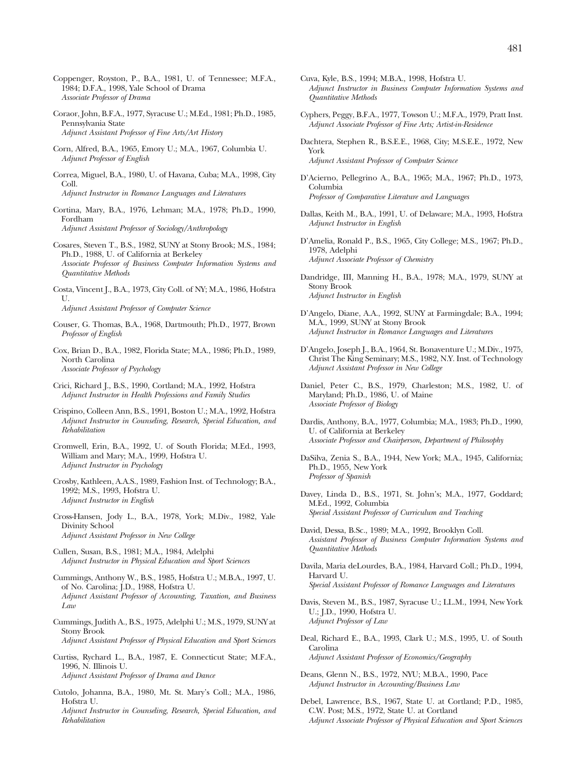Coppenger, Royston, P., B.A., 1981, U. of Tennessee; M.F.A., 1984; D.F.A., 1998, Yale School of Drama
*Associate Professor of Drama*

Coraor, John, B.F.A., 1977, Syracuse U.; M.Ed., 1981; Ph.D., 1985, Pennsylvania State
*Adjunct Assistant Professor of Fine Arts/Art History*

Corn, Alfred, B.A., 1965, Emory U.; M.A., 1967, Columbia U.
*Adjunct Professor of English*

Correa, Miguel, B.A., 1980, U. of Havana, Cuba; M.A., 1998, City Coll.
*Adjunct Instructor in Romance Languages and Literatures*

Cortina, Mary, B.A., 1976, Lehman; M.A., 1978; Ph.D., 1990, Fordham
*Adjunct Assistant Professor of Sociology/Anthropology*

Cosares, Steven T., B.S., 1982, SUNY at Stony Brook; M.S., 1984; Ph.D., 1988, U. of California at Berkeley
*Associate Professor of Business Computer Information Systems and Quantitative Methods*

Costa, Vincent J., B.A., 1973, City Coll. of NY; M.A., 1986, Hofstra U.
*Adjunct Assistant Professor of Computer Science*

Couser, G. Thomas, B.A., 1968, Dartmouth; Ph.D., 1977, Brown
*Professor of English*

Cox, Brian D., B.A., 1982, Florida State; M.A., 1986; Ph.D., 1989, North Carolina
*Associate Professor of Psychology*

Crici, Richard J., B.S., 1990, Cortland; M.A., 1992, Hofstra
*Adjunct Instructor in Health Professions and Family Studies*

Crispino, Colleen Ann, B.S., 1991, Boston U.; M.A., 1992, Hofstra
*Adjunct Instructor in Counseling, Research, Special Education, and Rehabilitation*

Cromwell, Erin, B.A., 1992, U. of South Florida; M.Ed., 1993, William and Mary; M.A., 1999, Hofstra U.
*Adjunct Instructor in Psychology*

Crosby, Kathleen, A.A.S., 1989, Fashion Inst. of Technology; B.A., 1992; M.S., 1993, Hofstra U.
*Adjunct Instructor in English*

Cross-Hansen, Jody L., B.A., 1978, York; M.Div., 1982, Yale Divinity School
*Adjunct Assistant Professor in New College*

Cullen, Susan, B.S., 1981; M.A., 1984, Adelphi
*Adjunct Instructor in Physical Education and Sport Sciences*

Cummings, Anthony W., B.S., 1985, Hofstra U.; M.B.A., 1997, U. of No. Carolina; J.D., 1988, Hofstra U.
*Adjunct Assistant Professor of Accounting, Taxation, and Business Law*

Cummings, Judith A., B.S., 1975, Adelphi U.; M.S., 1979, SUNY at Stony Brook
*Adjunct Assistant Professor of Physical Education and Sport Sciences*

Curtiss, Rychard L., B.A., 1987, E. Connecticut State; M.F.A., 1996, N. Illinois U.
*Adjunct Assistant Professor of Drama and Dance*

Cutolo, Johanna, B.A., 1980, Mt. St. Mary's Coll.; M.A., 1986, Hofstra U.
*Adjunct Instructor in Counseling, Research, Special Education, and Rehabilitation*

Cuva, Kyle, B.S., 1994; M.B.A., 1998, Hofstra U.
*Adjunct Instructor in Business Computer Information Systems and Quantitative Methods*

Cyphers, Peggy, B.F.A., 1977, Towson U.; M.F.A., 1979, Pratt Inst.
*Adjunct Associate Professor of Fine Arts; Artist-in-Residence*

Dachtera, Stephen R., B.S.E.E., 1968, City; M.S.E.E., 1972, New York
*Adjunct Assistant Professor of Computer Science*

D'Acierno, Pellegrino A., B.A., 1965; M.A., 1967; Ph.D., 1973, Columbia
*Professor of Comparative Literature and Languages*

Dallas, Keith M., B.A., 1991, U. of Delaware; M.A., 1993, Hofstra
*Adjunct Instructor in English*

D'Amelia, Ronald P., B.S., 1965, City College; M.S., 1967; Ph.D., 1978, Adelphi
*Adjunct Associate Professor of Chemistry*

Dandridge, III, Manning H., B.A., 1978; M.A., 1979, SUNY at Stony Brook
*Adjunct Instructor in English*

D'Angelo, Diane, A.A., 1992, SUNY at Farmingdale; B.A., 1994; M.A., 1999, SUNY at Stony Brook
*Adjunct Instructor in Romance Languages and Literatures*

D'Angelo, Joseph J., B.A., 1964, St. Bonaventure U.; M.Div., 1975, Christ The King Seminary; M.S., 1982, N.Y. Inst. of Technology
*Adjunct Assistant Professor in New College*

Daniel, Peter C., B.S., 1979, Charleston; M.S., 1982, U. of Maryland; Ph.D., 1986, U. of Maine
*Associate Professor of Biology*

Dardis, Anthony, B.A., 1977, Columbia; M.A., 1983; Ph.D., 1990, U. of California at Berkeley
*Associate Professor and Chairperson, Department of Philosophy*

DaSilva, Zenia S., B.A., 1944, New York; M.A., 1945, California; Ph.D., 1955, New York
*Professor of Spanish*

Davey, Linda D., B.S., 1971, St. John's; M.A., 1977, Goddard; M.Ed., 1992, Columbia
*Special Assistant Professor of Curriculum and Teaching*

David, Dessa, B.Sc., 1989; M.A., 1992, Brooklyn Coll.
*Assistant Professor of Business Computer Information Systems and Quantitative Methods*

Davila, Maria deLourdes, B.A., 1984, Harvard Coll.; Ph.D., 1994, Harvard U.
*Special Assistant Professor of Romance Languages and Literatures*

Davis, Steven M., B.S., 1987, Syracuse U.; LL.M., 1994, New York U.; J.D., 1990, Hofstra U.
*Adjunct Professor of Law*

Deal, Richard E., B.A., 1993, Clark U.; M.S., 1995, U. of South Carolina
*Adjunct Assistant Professor of Economics/Geography*

Deans, Glenn N., B.S., 1972, NYU; M.B.A., 1990, Pace
*Adjunct Instructor in Accounting/Business Law*

Debel, Lawrence, B.S., 1967, State U. at Cortland; P.D., 1985, C.W. Post; M.S., 1972, State U. at Cortland
*Adjunct Associate Professor of Physical Education and Sport Sciences*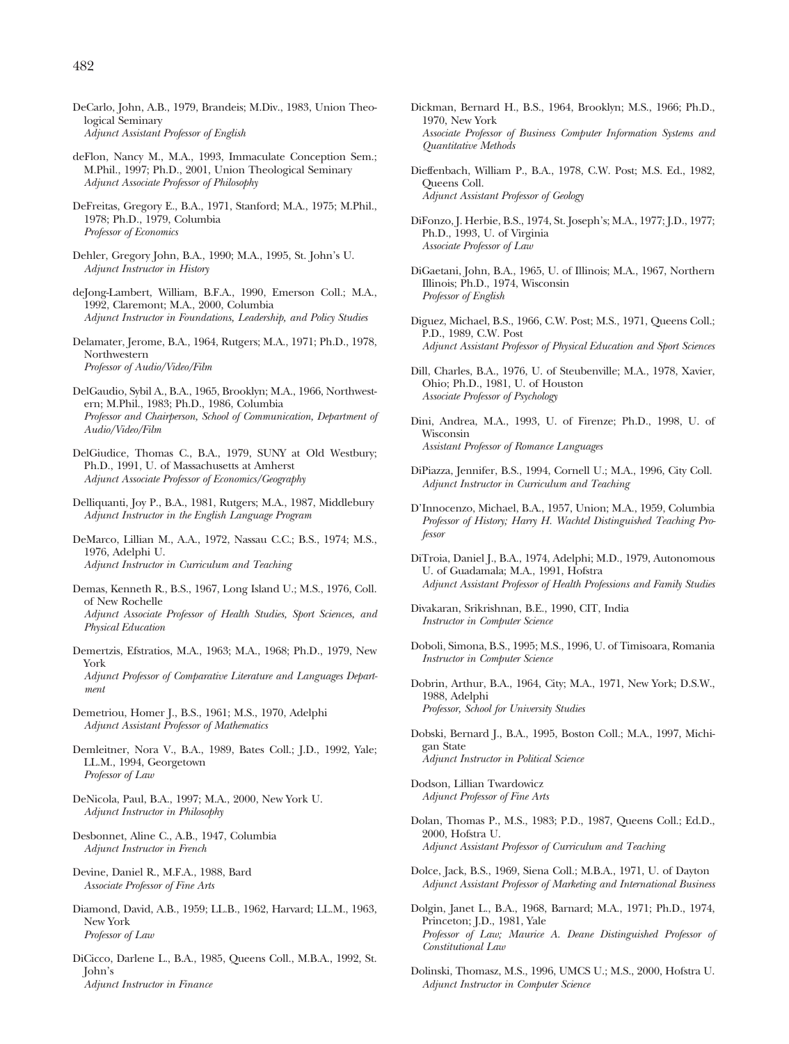DeCarlo, John, A.B., 1979, Brandeis; M.Div., 1983, Union Theological Seminary
*Adjunct Assistant Professor of English*

deFlon, Nancy M., M.A., 1993, Immaculate Conception Sem.; M.Phil., 1997; Ph.D., 2001, Union Theological Seminary
*Adjunct Associate Professor of Philosophy*

DeFreitas, Gregory E., B.A., 1971, Stanford; M.A., 1975; M.Phil., 1978; Ph.D., 1979, Columbia
*Professor of Economics*

Dehler, Gregory John, B.A., 1990; M.A., 1995, St. John's U.
*Adjunct Instructor in History*

deJong-Lambert, William, B.F.A., 1990, Emerson Coll.; M.A., 1992, Claremont; M.A., 2000, Columbia
*Adjunct Instructor in Foundations, Leadership, and Policy Studies*

Delamater, Jerome, B.A., 1964, Rutgers; M.A., 1971; Ph.D., 1978, Northwestern
*Professor of Audio/Video/Film*

DelGaudio, Sybil A., B.A., 1965, Brooklyn; M.A., 1966, Northwestern; M.Phil., 1983; Ph.D., 1986, Columbia
*Professor and Chairperson, School of Communication, Department of Audio/Video/Film*

DelGiudice, Thomas C., B.A., 1979, SUNY at Old Westbury; Ph.D., 1991, U. of Massachusetts at Amherst
*Adjunct Associate Professor of Economics/Geography*

Delliquanti, Joy P., B.A., 1981, Rutgers; M.A., 1987, Middlebury
*Adjunct Instructor in the English Language Program*

DeMarco, Lillian M., A.A., 1972, Nassau C.C.; B.S., 1974; M.S., 1976, Adelphi U.
*Adjunct Instructor in Curriculum and Teaching*

Demas, Kenneth R., B.S., 1967, Long Island U.; M.S., 1976, Coll. of New Rochelle
*Adjunct Associate Professor of Health Studies, Sport Sciences, and Physical Education*

Demertzis, Efstratios, M.A., 1963; M.A., 1968; Ph.D., 1979, New York
*Adjunct Professor of Comparative Literature and Languages Department*

Demetriou, Homer J., B.S., 1961; M.S., 1970, Adelphi
*Adjunct Assistant Professor of Mathematics*

Demleitner, Nora V., B.A., 1989, Bates Coll.; J.D., 1992, Yale; LL.M., 1994, Georgetown
*Professor of Law*

DeNicola, Paul, B.A., 1997; M.A., 2000, New York U.
*Adjunct Instructor in Philosophy*

Desbonnet, Aline C., A.B., 1947, Columbia
*Adjunct Instructor in French*

Devine, Daniel R., M.F.A., 1988, Bard
*Associate Professor of Fine Arts*

Diamond, David, A.B., 1959; LL.B., 1962, Harvard; LL.M., 1963, New York
*Professor of Law*

DiCicco, Darlene L., B.A., 1985, Queens Coll., M.B.A., 1992, St. John's
*Adjunct Instructor in Finance*

Dickman, Bernard H., B.S., 1964, Brooklyn; M.S., 1966; Ph.D., 1970, New York
*Associate Professor of Business Computer Information Systems and Quantitative Methods*

Dieffenbach, William P., B.A., 1978, C.W. Post; M.S. Ed., 1982, Queens Coll.
*Adjunct Assistant Professor of Geology*

DiFonzo, J. Herbie, B.S., 1974, St. Joseph's; M.A., 1977; J.D., 1977; Ph.D., 1993, U. of Virginia
*Associate Professor of Law*

DiGaetani, John, B.A., 1965, U. of Illinois; M.A., 1967, Northern Illinois; Ph.D., 1974, Wisconsin
*Professor of English*

Diguez, Michael, B.S., 1966, C.W. Post; M.S., 1971, Queens Coll.; P.D., 1989, C.W. Post
*Adjunct Assistant Professor of Physical Education and Sport Sciences*

Dill, Charles, B.A., 1976, U. of Steubenville; M.A., 1978, Xavier, Ohio; Ph.D., 1981, U. of Houston
*Associate Professor of Psychology*

Dini, Andrea, M.A., 1993, U. of Firenze; Ph.D., 1998, U. of Wisconsin
*Assistant Professor of Romance Languages*

DiPiazza, Jennifer, B.S., 1994, Cornell U.; M.A., 1996, City Coll.
*Adjunct Instructor in Curriculum and Teaching*

D'Innocenzo, Michael, B.A., 1957, Union; M.A., 1959, Columbia
*Professor of History; Harry H. Wachtel Distinguished Teaching Professor*

DiTroia, Daniel J., B.A., 1974, Adelphi; M.D., 1979, Autonomous U. of Guadamala; M.A., 1991, Hofstra
*Adjunct Assistant Professor of Health Professions and Family Studies*

Divakaran, Srikrishnan, B.E., 1990, CIT, India
*Instructor in Computer Science*

Doboli, Simona, B.S., 1995; M.S., 1996, U. of Timisoara, Romania
*Instructor in Computer Science*

Dobrin, Arthur, B.A., 1964, City; M.A., 1971, New York; D.S.W., 1988, Adelphi
*Professor, School for University Studies*

Dobski, Bernard J., B.A., 1995, Boston Coll.; M.A., 1997, Michigan State
*Adjunct Instructor in Political Science*

Dodson, Lillian Twardowicz
*Adjunct Professor of Fine Arts*

Dolan, Thomas P., M.S., 1983; P.D., 1987, Queens Coll.; Ed.D., 2000, Hofstra U.
*Adjunct Assistant Professor of Curriculum and Teaching*

Dolce, Jack, B.S., 1969, Siena Coll.; M.B.A., 1971, U. of Dayton
*Adjunct Assistant Professor of Marketing and International Business*

Dolgin, Janet L., B.A., 1968, Barnard; M.A., 1971; Ph.D., 1974, Princeton; J.D., 1981, Yale
*Professor of Law; Maurice A. Deane Distinguished Professor of Constitutional Law*

Dolinski, Thomasz, M.S., 1996, UMCS U.; M.S., 2000, Hofstra U.
*Adjunct Instructor in Computer Science*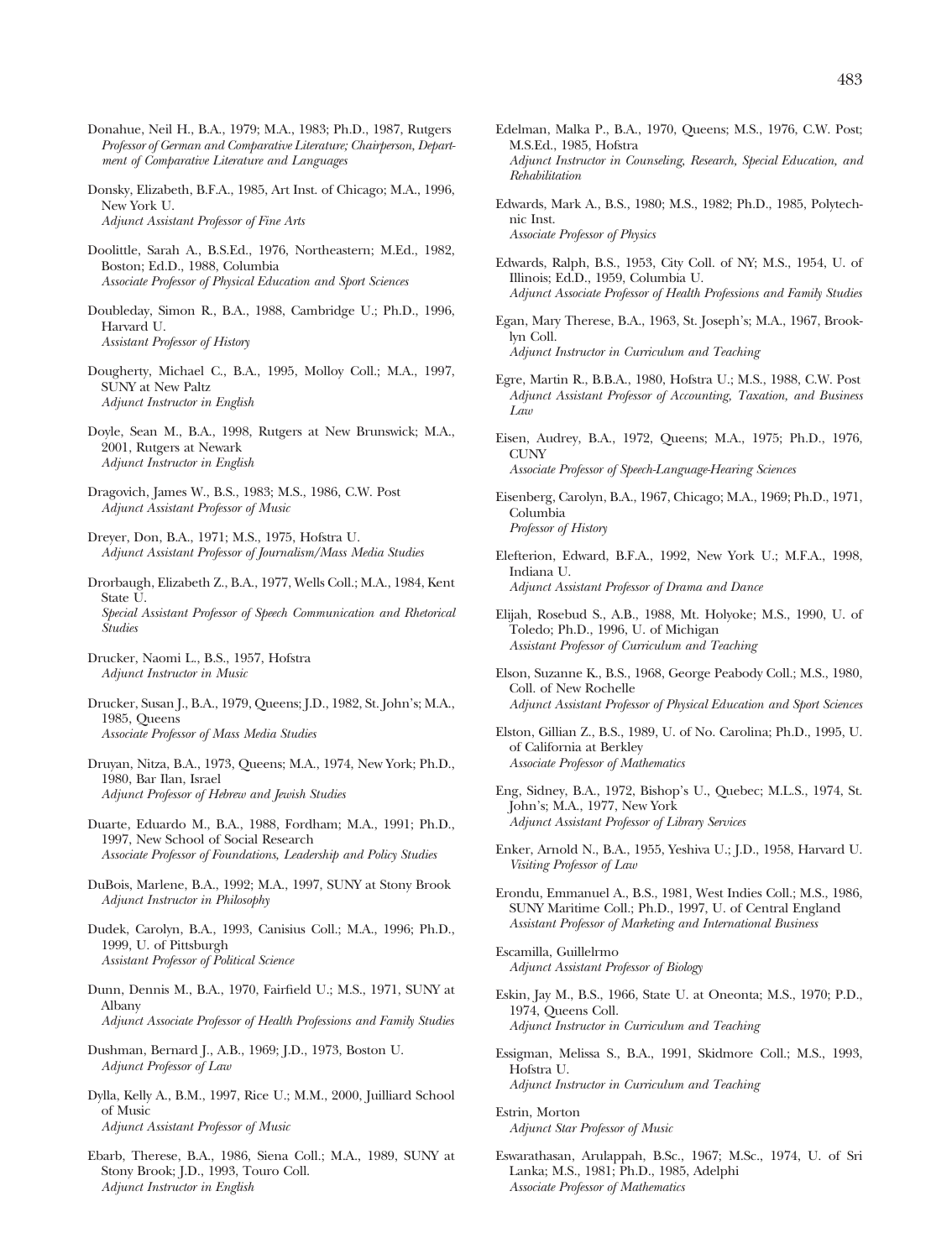Donahue, Neil H., B.A., 1979; M.A., 1983; Ph.D., 1987, Rutgers
*Professor of German and Comparative Literature; Chairperson, Department of Comparative Literature and Languages*

Donsky, Elizabeth, B.F.A., 1985, Art Inst. of Chicago; M.A., 1996, New York U.
*Adjunct Assistant Professor of Fine Arts*

Doolittle, Sarah A., B.S.Ed., 1976, Northeastern; M.Ed., 1982, Boston; Ed.D., 1988, Columbia
*Associate Professor of Physical Education and Sport Sciences*

Doubleday, Simon R., B.A., 1988, Cambridge U.; Ph.D., 1996, Harvard U.
*Assistant Professor of History*

Dougherty, Michael C., B.A., 1995, Molloy Coll.; M.A., 1997, SUNY at New Paltz
*Adjunct Instructor in English*

Doyle, Sean M., B.A., 1998, Rutgers at New Brunswick; M.A., 2001, Rutgers at Newark
*Adjunct Instructor in English*

Dragovich, James W., B.S., 1983; M.S., 1986, C.W. Post
*Adjunct Assistant Professor of Music*

Dreyer, Don, B.A., 1971; M.S., 1975, Hofstra U.
*Adjunct Assistant Professor of Journalism/Mass Media Studies*

Drorbaugh, Elizabeth Z., B.A., 1977, Wells Coll.; M.A., 1984, Kent State U.
*Special Assistant Professor of Speech Communication and Rhetorical Studies*

Drucker, Naomi L., B.S., 1957, Hofstra
*Adjunct Instructor in Music*

Drucker, Susan J., B.A., 1979, Queens; J.D., 1982, St. John's; M.A., 1985, Queens
*Associate Professor of Mass Media Studies*

Druyan, Nitza, B.A., 1973, Queens; M.A., 1974, New York; Ph.D., 1980, Bar Ilan, Israel
*Adjunct Professor of Hebrew and Jewish Studies*

Duarte, Eduardo M., B.A., 1988, Fordham; M.A., 1991; Ph.D., 1997, New School of Social Research
*Associate Professor of Foundations, Leadership and Policy Studies*

DuBois, Marlene, B.A., 1992; M.A., 1997, SUNY at Stony Brook
*Adjunct Instructor in Philosophy*

Dudek, Carolyn, B.A., 1993, Canisius Coll.; M.A., 1996; Ph.D., 1999, U. of Pittsburgh
*Assistant Professor of Political Science*

Dunn, Dennis M., B.A., 1970, Fairfield U.; M.S., 1971, SUNY at Albany
*Adjunct Associate Professor of Health Professions and Family Studies*

Dushman, Bernard J., A.B., 1969; J.D., 1973, Boston U.
*Adjunct Professor of Law*

Dylla, Kelly A., B.M., 1997, Rice U.; M.M., 2000, Juilliard School of Music
*Adjunct Assistant Professor of Music*

Ebarb, Therese, B.A., 1986, Siena Coll.; M.A., 1989, SUNY at Stony Brook; J.D., 1993, Touro Coll.
*Adjunct Instructor in English*

Edelman, Malka P., B.A., 1970, Queens; M.S., 1976, C.W. Post; M.S.Ed., 1985, Hofstra
*Adjunct Instructor in Counseling, Research, Special Education, and Rehabilitation*

Edwards, Mark A., B.S., 1980; M.S., 1982; Ph.D., 1985, Polytechnic Inst.
*Associate Professor of Physics*

Edwards, Ralph, B.S., 1953, City Coll. of NY; M.S., 1954, U. of Illinois; Ed.D., 1959, Columbia U.
*Adjunct Associate Professor of Health Professions and Family Studies*

Egan, Mary Therese, B.A., 1963, St. Joseph's; M.A., 1967, Brooklyn Coll.
*Adjunct Instructor in Curriculum and Teaching*

Egre, Martin R., B.B.A., 1980, Hofstra U.; M.S., 1988, C.W. Post
*Adjunct Assistant Professor of Accounting, Taxation, and Business Law*

Eisen, Audrey, B.A., 1972, Queens; M.A., 1975; Ph.D., 1976, CUNY
*Associate Professor of Speech-Language-Hearing Sciences*

Eisenberg, Carolyn, B.A., 1967, Chicago; M.A., 1969; Ph.D., 1971, Columbia
*Professor of History*

Elefterion, Edward, B.F.A., 1992, New York U.; M.F.A., 1998, Indiana U.
*Adjunct Assistant Professor of Drama and Dance*

Elijah, Rosebud S., A.B., 1988, Mt. Holyoke; M.S., 1990, U. of Toledo; Ph.D., 1996, U. of Michigan
*Assistant Professor of Curriculum and Teaching*

Elson, Suzanne K., B.S., 1968, George Peabody Coll.; M.S., 1980, Coll. of New Rochelle
*Adjunct Assistant Professor of Physical Education and Sport Sciences*

Elston, Gillian Z., B.S., 1989, U. of No. Carolina; Ph.D., 1995, U. of California at Berkley
*Associate Professor of Mathematics*

Eng, Sidney, B.A., 1972, Bishop's U., Quebec; M.L.S., 1974, St. John's; M.A., 1977, New York
*Adjunct Assistant Professor of Library Services*

Enker, Arnold N., B.A., 1955, Yeshiva U.; J.D., 1958, Harvard U.
*Visiting Professor of Law*

Erondu, Emmanuel A., B.S., 1981, West Indies Coll.; M.S., 1986, SUNY Maritime Coll.; Ph.D., 1997, U. of Central England
*Assistant Professor of Marketing and International Business*

Escamilla, Guillelrmo
*Adjunct Assistant Professor of Biology*

Eskin, Jay M., B.S., 1966, State U. at Oneonta; M.S., 1970; P.D., 1974, Queens Coll.
*Adjunct Instructor in Curriculum and Teaching*

Essigman, Melissa S., B.A., 1991, Skidmore Coll.; M.S., 1993, Hofstra U.
*Adjunct Instructor in Curriculum and Teaching*

Estrin, Morton
*Adjunct Star Professor of Music*

Eswarathasan, Arulappah, B.Sc., 1967; M.Sc., 1974, U. of Sri Lanka; M.S., 1981; Ph.D., 1985, Adelphi
*Associate Professor of Mathematics*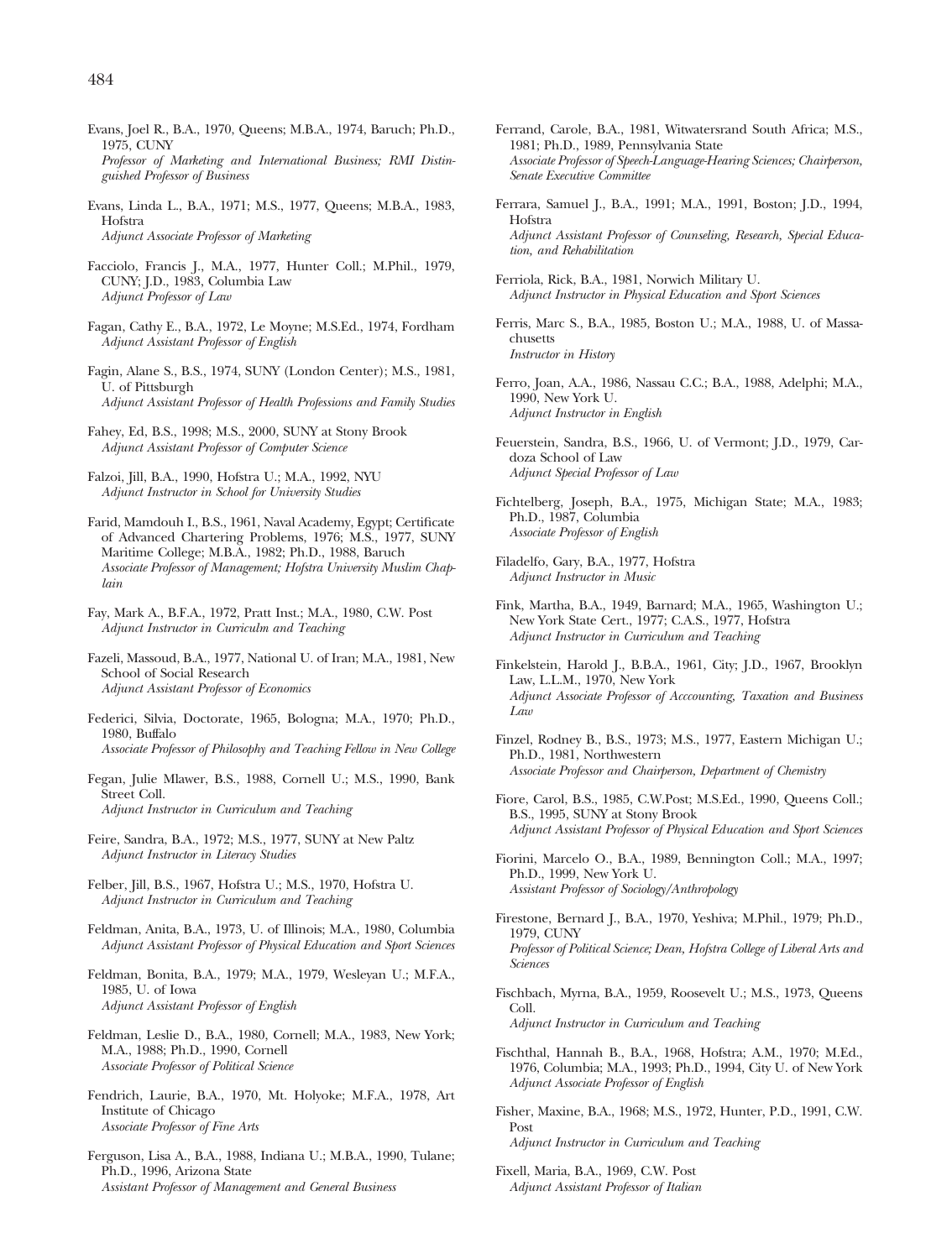Evans, Joel R., B.A., 1970, Queens; M.B.A., 1974, Baruch; Ph.D., 1975, CUNY
*Professor of Marketing and International Business; RMI Distinguished Professor of Business*

Evans, Linda L., B.A., 1971; M.S., 1977, Queens; M.B.A., 1983, Hofstra
*Adjunct Associate Professor of Marketing*

Facciolo, Francis J., M.A., 1977, Hunter Coll.; M.Phil., 1979, CUNY; J.D., 1983, Columbia Law
*Adjunct Professor of Law*

Fagan, Cathy E., B.A., 1972, Le Moyne; M.S.Ed., 1974, Fordham
*Adjunct Assistant Professor of English*

Fagin, Alane S., B.S., 1974, SUNY (London Center); M.S., 1981, U. of Pittsburgh
*Adjunct Assistant Professor of Health Professions and Family Studies*

Fahey, Ed, B.S., 1998; M.S., 2000, SUNY at Stony Brook
*Adjunct Assistant Professor of Computer Science*

Falzoi, Jill, B.A., 1990, Hofstra U.; M.A., 1992, NYU
*Adjunct Instructor in School for University Studies*

Farid, Mamdouh I., B.S., 1961, Naval Academy, Egypt; Certificate of Advanced Chartering Problems, 1976; M.S., 1977, SUNY Maritime College; M.B.A., 1982; Ph.D., 1988, Baruch
*Associate Professor of Management; Hofstra University Muslim Chaplain*

Fay, Mark A., B.F.A., 1972, Pratt Inst.; M.A., 1980, C.W. Post
*Adjunct Instructor in Curriculm and Teaching*

Fazeli, Massoud, B.A., 1977, National U. of Iran; M.A., 1981, New School of Social Research
*Adjunct Assistant Professor of Economics*

Federici, Silvia, Doctorate, 1965, Bologna; M.A., 1970; Ph.D., 1980, Buffalo
*Associate Professor of Philosophy and Teaching Fellow in New College*

Fegan, Julie Mlawer, B.S., 1988, Cornell U.; M.S., 1990, Bank Street Coll.
*Adjunct Instructor in Curriculum and Teaching*

Feire, Sandra, B.A., 1972; M.S., 1977, SUNY at New Paltz
*Adjunct Instructor in Literacy Studies*

Felber, Jill, B.S., 1967, Hofstra U.; M.S., 1970, Hofstra U.
*Adjunct Instructor in Curriculum and Teaching*

Feldman, Anita, B.A., 1973, U. of Illinois; M.A., 1980, Columbia
*Adjunct Assistant Professor of Physical Education and Sport Sciences*

Feldman, Bonita, B.A., 1979; M.A., 1979, Wesleyan U.; M.F.A., 1985, U. of Iowa
*Adjunct Assistant Professor of English*

Feldman, Leslie D., B.A., 1980, Cornell; M.A., 1983, New York; M.A., 1988; Ph.D., 1990, Cornell
*Associate Professor of Political Science*

Fendrich, Laurie, B.A., 1970, Mt. Holyoke; M.F.A., 1978, Art Institute of Chicago
*Associate Professor of Fine Arts*

Ferguson, Lisa A., B.A., 1988, Indiana U.; M.B.A., 1990, Tulane; Ph.D., 1996, Arizona State
*Assistant Professor of Management and General Business*

Ferrand, Carole, B.A., 1981, Witwatersrand South Africa; M.S., 1981; Ph.D., 1989, Pennsylvania State
*Associate Professor of Speech-Language-Hearing Sciences; Chairperson, Senate Executive Committee*

Ferrara, Samuel J., B.A., 1991; M.A., 1991, Boston; J.D., 1994, Hofstra
*Adjunct Assistant Professor of Counseling, Research, Special Education, and Rehabilitation*

Ferriola, Rick, B.A., 1981, Norwich Military U.
*Adjunct Instructor in Physical Education and Sport Sciences*

Ferris, Marc S., B.A., 1985, Boston U.; M.A., 1988, U. of Massachusetts
*Instructor in History*

Ferro, Joan, A.A., 1986, Nassau C.C.; B.A., 1988, Adelphi; M.A., 1990, New York U.
*Adjunct Instructor in English*

Feuerstein, Sandra, B.S., 1966, U. of Vermont; J.D., 1979, Cardoza School of Law
*Adjunct Special Professor of Law*

Fichtelberg, Joseph, B.A., 1975, Michigan State; M.A., 1983; Ph.D., 1987, Columbia
*Associate Professor of English*

Filadelfo, Gary, B.A., 1977, Hofstra
*Adjunct Instructor in Music*

Fink, Martha, B.A., 1949, Barnard; M.A., 1965, Washington U.; New York State Cert., 1977; C.A.S., 1977, Hofstra
*Adjunct Instructor in Curriculum and Teaching*

Finkelstein, Harold J., B.B.A., 1961, City; J.D., 1967, Brooklyn Law, L.L.M., 1970, New York
*Adjunct Associate Professor of Acccounting, Taxation and Business Law*

Finzel, Rodney B., B.S., 1973; M.S., 1977, Eastern Michigan U.; Ph.D., 1981, Northwestern
*Associate Professor and Chairperson, Department of Chemistry*

Fiore, Carol, B.S., 1985, C.W.Post; M.S.Ed., 1990, Queens Coll.; B.S., 1995, SUNY at Stony Brook
*Adjunct Assistant Professor of Physical Education and Sport Sciences*

Fiorini, Marcelo O., B.A., 1989, Bennington Coll.; M.A., 1997; Ph.D., 1999, New York U.
*Assistant Professor of Sociology/Anthropology*

Firestone, Bernard J., B.A., 1970, Yeshiva; M.Phil., 1979; Ph.D., 1979, CUNY
*Professor of Political Science; Dean, Hofstra College of Liberal Arts and Sciences*

Fischbach, Myrna, B.A., 1959, Roosevelt U.; M.S., 1973, Queens Coll.
*Adjunct Instructor in Curriculum and Teaching*

Fischthal, Hannah B., B.A., 1968, Hofstra; A.M., 1970; M.Ed., 1976, Columbia; M.A., 1993; Ph.D., 1994, City U. of New York
*Adjunct Associate Professor of English*

Fisher, Maxine, B.A., 1968; M.S., 1972, Hunter, P.D., 1991, C.W. Post
*Adjunct Instructor in Curriculum and Teaching*

Fixell, Maria, B.A., 1969, C.W. Post
*Adjunct Assistant Professor of Italian*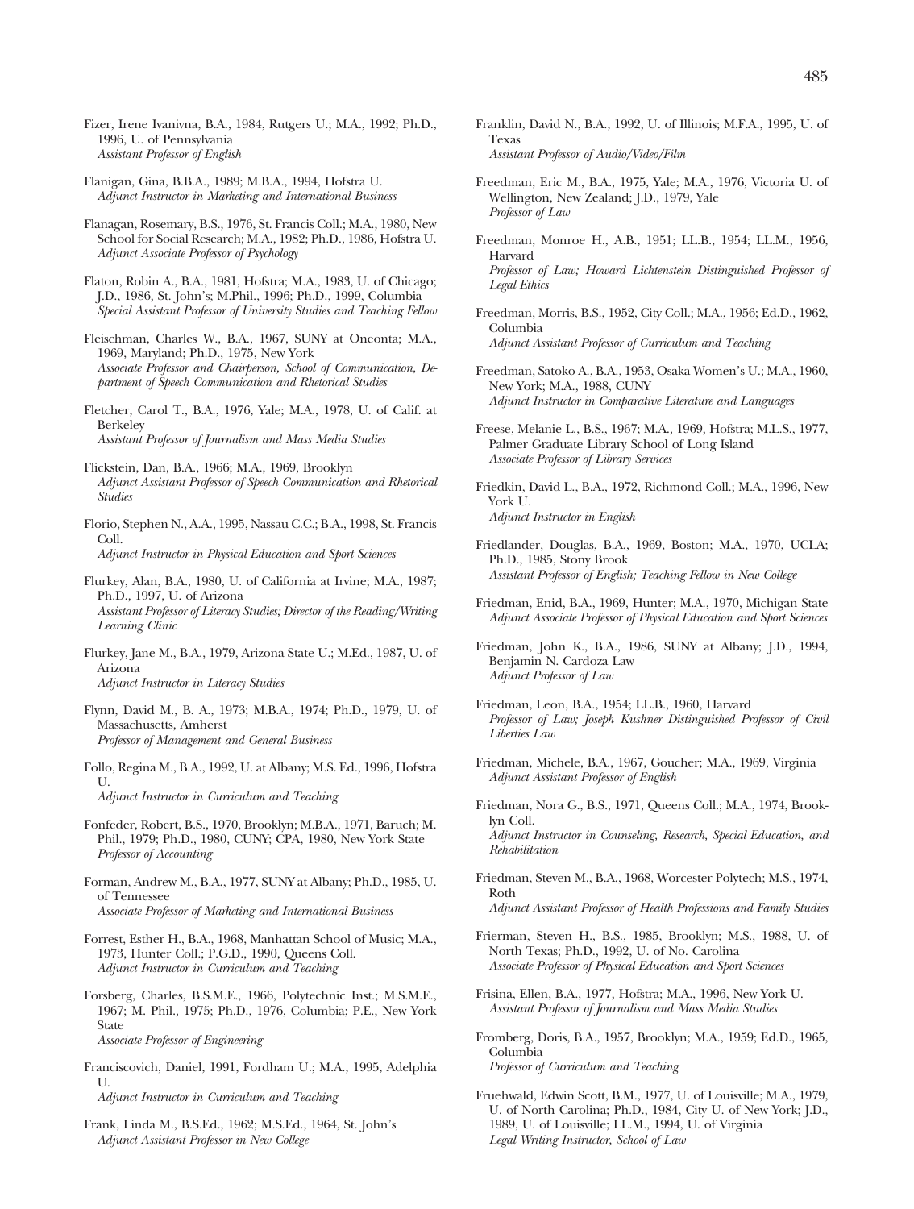Fizer, Irene Ivanivna, B.A., 1984, Rutgers U.; M.A., 1992; Ph.D., 1996, U. of Pennsylvania
*Assistant Professor of English*

Flanigan, Gina, B.B.A., 1989; M.B.A., 1994, Hofstra U.
*Adjunct Instructor in Marketing and International Business*

Flanagan, Rosemary, B.S., 1976, St. Francis Coll.; M.A., 1980, New School for Social Research; M.A., 1982; Ph.D., 1986, Hofstra U.
*Adjunct Associate Professor of Psychology*

Flaton, Robin A., B.A., 1981, Hofstra; M.A., 1983, U. of Chicago; J.D., 1986, St. John's; M.Phil., 1996; Ph.D., 1999, Columbia
*Special Assistant Professor of University Studies and Teaching Fellow*

Fleischman, Charles W., B.A., 1967, SUNY at Oneonta; M.A., 1969, Maryland; Ph.D., 1975, New York
*Associate Professor and Chairperson, School of Communication, Department of Speech Communication and Rhetorical Studies*

Fletcher, Carol T., B.A., 1976, Yale; M.A., 1978, U. of Calif. at Berkeley
*Assistant Professor of Journalism and Mass Media Studies*

Flickstein, Dan, B.A., 1966; M.A., 1969, Brooklyn
*Adjunct Assistant Professor of Speech Communication and Rhetorical Studies*

Florio, Stephen N., A.A., 1995, Nassau C.C.; B.A., 1998, St. Francis Coll.
*Adjunct Instructor in Physical Education and Sport Sciences*

Flurkey, Alan, B.A., 1980, U. of California at Irvine; M.A., 1987; Ph.D., 1997, U. of Arizona
*Assistant Professor of Literacy Studies; Director of the Reading/Writing Learning Clinic*

Flurkey, Jane M., B.A., 1979, Arizona State U.; M.Ed., 1987, U. of Arizona
*Adjunct Instructor in Literacy Studies*

Flynn, David M., B. A., 1973; M.B.A., 1974; Ph.D., 1979, U. of Massachusetts, Amherst
*Professor of Management and General Business*

Follo, Regina M., B.A., 1992, U. at Albany; M.S. Ed., 1996, Hofstra U.
*Adjunct Instructor in Curriculum and Teaching*

Fonfeder, Robert, B.S., 1970, Brooklyn; M.B.A., 1971, Baruch; M. Phil., 1979; Ph.D., 1980, CUNY; CPA, 1980, New York State
*Professor of Accounting*

Forman, Andrew M., B.A., 1977, SUNY at Albany; Ph.D., 1985, U. of Tennessee
*Associate Professor of Marketing and International Business*

Forrest, Esther H., B.A., 1968, Manhattan School of Music; M.A., 1973, Hunter Coll.; P.G.D., 1990, Queens Coll.
*Adjunct Instructor in Curriculum and Teaching*

Forsberg, Charles, B.S.M.E., 1966, Polytechnic Inst.; M.S.M.E., 1967; M. Phil., 1975; Ph.D., 1976, Columbia; P.E., New York State
*Associate Professor of Engineering*

Franciscovich, Daniel, 1991, Fordham U.; M.A., 1995, Adelphia U.
*Adjunct Instructor in Curriculum and Teaching*

Frank, Linda M., B.S.Ed., 1962; M.S.Ed., 1964, St. John's
*Adjunct Assistant Professor in New College*

Franklin, David N., B.A., 1992, U. of Illinois; M.F.A., 1995, U. of Texas
*Assistant Professor of Audio/Video/Film*

Freedman, Eric M., B.A., 1975, Yale; M.A., 1976, Victoria U. of Wellington, New Zealand; J.D., 1979, Yale
*Professor of Law*

Freedman, Monroe H., A.B., 1951; LL.B., 1954; LL.M., 1956, Harvard
*Professor of Law; Howard Lichtenstein Distinguished Professor of Legal Ethics*

Freedman, Morris, B.S., 1952, City Coll.; M.A., 1956; Ed.D., 1962, Columbia
*Adjunct Assistant Professor of Curriculum and Teaching*

Freedman, Satoko A., B.A., 1953, Osaka Women's U.; M.A., 1960, New York; M.A., 1988, CUNY
*Adjunct Instructor in Comparative Literature and Languages*

Freese, Melanie L., B.S., 1967; M.A., 1969, Hofstra; M.L.S., 1977, Palmer Graduate Library School of Long Island
*Associate Professor of Library Services*

Friedkin, David L., B.A., 1972, Richmond Coll.; M.A., 1996, New York U.
*Adjunct Instructor in English*

Friedlander, Douglas, B.A., 1969, Boston; M.A., 1970, UCLA; Ph.D., 1985, Stony Brook
*Assistant Professor of English; Teaching Fellow in New College*

Friedman, Enid, B.A., 1969, Hunter; M.A., 1970, Michigan State
*Adjunct Associate Professor of Physical Education and Sport Sciences*

Friedman, John K., B.A., 1986, SUNY at Albany; J.D., 1994, Benjamin N. Cardoza Law
*Adjunct Professor of Law*

Friedman, Leon, B.A., 1954; LL.B., 1960, Harvard
*Professor of Law; Joseph Kushner Distinguished Professor of Civil Liberties Law*

Friedman, Michele, B.A., 1967, Goucher; M.A., 1969, Virginia
*Adjunct Assistant Professor of English*

Friedman, Nora G., B.S., 1971, Queens Coll.; M.A., 1974, Brooklyn Coll.
*Adjunct Instructor in Counseling, Research, Special Education, and Rehabilitation*

Friedman, Steven M., B.A., 1968, Worcester Polytech; M.S., 1974, Roth
*Adjunct Assistant Professor of Health Professions and Family Studies*

Frierman, Steven H., B.S., 1985, Brooklyn; M.S., 1988, U. of North Texas; Ph.D., 1992, U. of No. Carolina
*Associate Professor of Physical Education and Sport Sciences*

Frisina, Ellen, B.A., 1977, Hofstra; M.A., 1996, New York U.
*Assistant Professor of Journalism and Mass Media Studies*

Fromberg, Doris, B.A., 1957, Brooklyn; M.A., 1959; Ed.D., 1965, Columbia
*Professor of Curriculum and Teaching*

Fruehwald, Edwin Scott, B.M., 1977, U. of Louisville; M.A., 1979, U. of North Carolina; Ph.D., 1984, City U. of New York; J.D., 1989, U. of Louisville; LL.M., 1994, U. of Virginia
*Legal Writing Instructor, School of Law*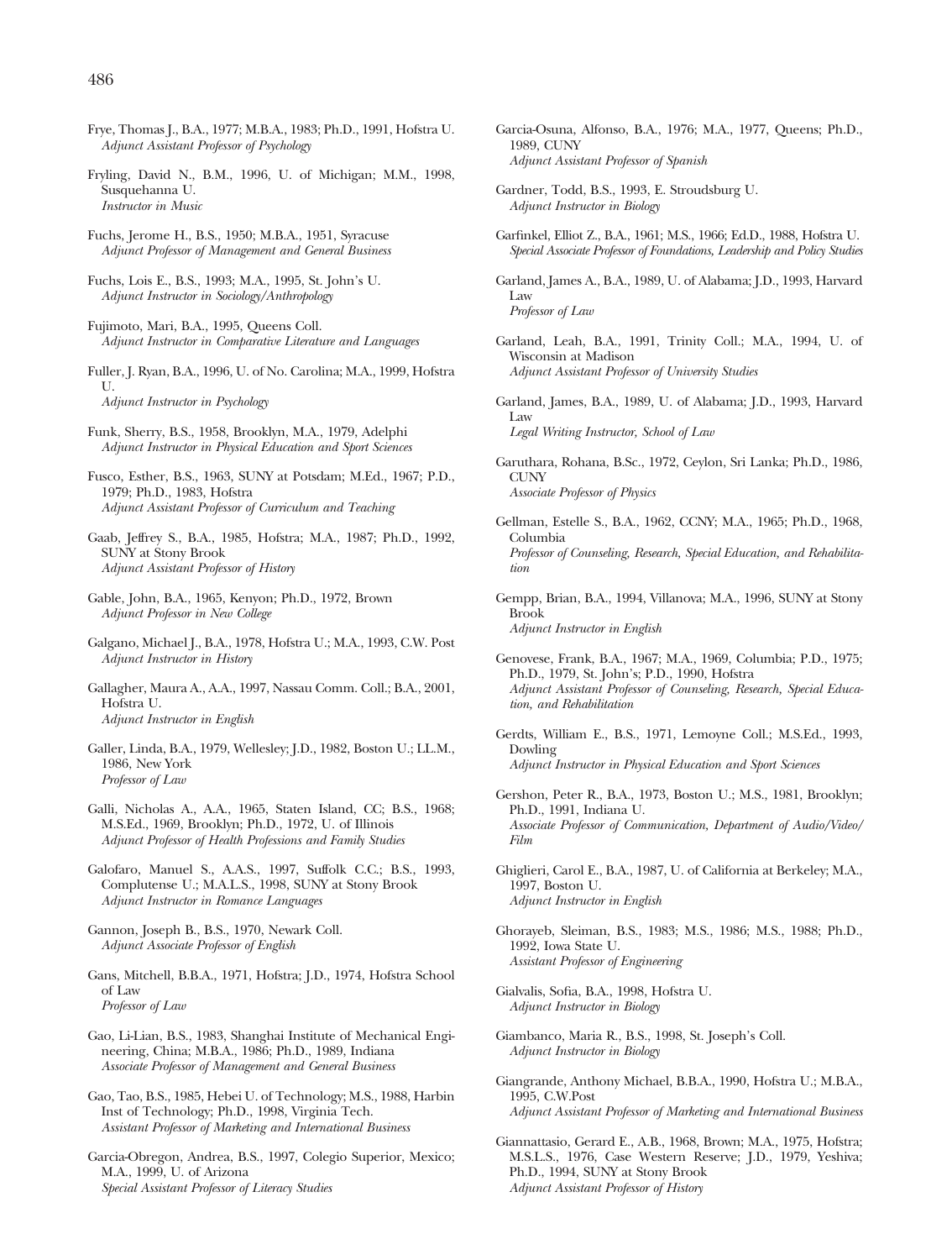Frye, Thomas J., B.A., 1977; M.B.A., 1983; Ph.D., 1991, Hofstra U.
*Adjunct Assistant Professor of Psychology*

Fryling, David N., B.M., 1996, U. of Michigan; M.M., 1998, Susquehanna U.
*Instructor in Music*

Fuchs, Jerome H., B.S., 1950; M.B.A., 1951, Syracuse
*Adjunct Professor of Management and General Business*

Fuchs, Lois E., B.S., 1993; M.A., 1995, St. John's U.
*Adjunct Instructor in Sociology/Anthropology*

Fujimoto, Mari, B.A., 1995, Queens Coll.
*Adjunct Instructor in Comparative Literature and Languages*

Fuller, J. Ryan, B.A., 1996, U. of No. Carolina; M.A., 1999, Hofstra U.
*Adjunct Instructor in Psychology*

Funk, Sherry, B.S., 1958, Brooklyn, M.A., 1979, Adelphi
*Adjunct Instructor in Physical Education and Sport Sciences*

Fusco, Esther, B.S., 1963, SUNY at Potsdam; M.Ed., 1967; P.D., 1979; Ph.D., 1983, Hofstra
*Adjunct Assistant Professor of Curriculum and Teaching*

Gaab, Jeffrey S., B.A., 1985, Hofstra; M.A., 1987; Ph.D., 1992, SUNY at Stony Brook
*Adjunct Assistant Professor of History*

Gable, John, B.A., 1965, Kenyon; Ph.D., 1972, Brown
*Adjunct Professor in New College*

Galgano, Michael J., B.A., 1978, Hofstra U.; M.A., 1993, C.W. Post
*Adjunct Instructor in History*

Gallagher, Maura A., A.A., 1997, Nassau Comm. Coll.; B.A., 2001, Hofstra U.
*Adjunct Instructor in English*

Galler, Linda, B.A., 1979, Wellesley; J.D., 1982, Boston U.; LL.M., 1986, New York
*Professor of Law*

Galli, Nicholas A., A.A., 1965, Staten Island, CC; B.S., 1968; M.S.Ed., 1969, Brooklyn; Ph.D., 1972, U. of Illinois
*Adjunct Professor of Health Professions and Family Studies*

Galofaro, Manuel S., A.A.S., 1997, Suffolk C.C.; B.S., 1993, Complutense U.; M.A.L.S., 1998, SUNY at Stony Brook
*Adjunct Instructor in Romance Languages*

Gannon, Joseph B., B.S., 1970, Newark Coll.
*Adjunct Associate Professor of English*

Gans, Mitchell, B.B.A., 1971, Hofstra; J.D., 1974, Hofstra School of Law
*Professor of Law*

Gao, Li-Lian, B.S., 1983, Shanghai Institute of Mechanical Engineering, China; M.B.A., 1986; Ph.D., 1989, Indiana
*Associate Professor of Management and General Business*

Gao, Tao, B.S., 1985, Hebei U. of Technology; M.S., 1988, Harbin Inst of Technology; Ph.D., 1998, Virginia Tech.
*Assistant Professor of Marketing and International Business*

Garcia-Obregon, Andrea, B.S., 1997, Colegio Superior, Mexico; M.A., 1999, U. of Arizona
*Special Assistant Professor of Literacy Studies*

Garcia-Osuna, Alfonso, B.A., 1976; M.A., 1977, Queens; Ph.D., 1989, CUNY
*Adjunct Assistant Professor of Spanish*

Gardner, Todd, B.S., 1993, E. Stroudsburg U.
*Adjunct Instructor in Biology*

Garfinkel, Elliot Z., B.A., 1961; M.S., 1966; Ed.D., 1988, Hofstra U.
*Special Associate Professor of Foundations, Leadership and Policy Studies*

Garland, James A., B.A., 1989, U. of Alabama; J.D., 1993, Harvard Law
*Professor of Law*

Garland, Leah, B.A., 1991, Trinity Coll.; M.A., 1994, U. of Wisconsin at Madison
*Adjunct Assistant Professor of University Studies*

Garland, James, B.A., 1989, U. of Alabama; J.D., 1993, Harvard Law
*Legal Writing Instructor, School of Law*

Garuthara, Rohana, B.Sc., 1972, Ceylon, Sri Lanka; Ph.D., 1986, CUNY
*Associate Professor of Physics*

Gellman, Estelle S., B.A., 1962, CCNY; M.A., 1965; Ph.D., 1968, Columbia
*Professor of Counseling, Research, Special Education, and Rehabilitation*

Gempp, Brian, B.A., 1994, Villanova; M.A., 1996, SUNY at Stony Brook
*Adjunct Instructor in English*

Genovese, Frank, B.A., 1967; M.A., 1969, Columbia; P.D., 1975; Ph.D., 1979, St. John's; P.D., 1990, Hofstra
*Adjunct Assistant Professor of Counseling, Research, Special Education, and Rehabilitation*

Gerdts, William E., B.S., 1971, Lemoyne Coll.; M.S.Ed., 1993, Dowling
*Adjunct Instructor in Physical Education and Sport Sciences*

Gershon, Peter R., B.A., 1973, Boston U.; M.S., 1981, Brooklyn; Ph.D., 1991, Indiana U.
*Associate Professor of Communication, Department of Audio/Video/Film*

Ghiglieri, Carol E., B.A., 1987, U. of California at Berkeley; M.A., 1997, Boston U.
*Adjunct Instructor in English*

Ghorayeb, Sleiman, B.S., 1983; M.S., 1986; M.S., 1988; Ph.D., 1992, Iowa State U.
*Assistant Professor of Engineering*

Gialvalis, Sofia, B.A., 1998, Hofstra U.
*Adjunct Instructor in Biology*

Giambanco, Maria R., B.S., 1998, St. Joseph's Coll.
*Adjunct Instructor in Biology*

Giangrande, Anthony Michael, B.B.A., 1990, Hofstra U.; M.B.A., 1995, C.W.Post
*Adjunct Assistant Professor of Marketing and International Business*

Giannattasio, Gerard E., A.B., 1968, Brown; M.A., 1975, Hofstra; M.S.L.S., 1976, Case Western Reserve; J.D., 1979, Yeshiva; Ph.D., 1994, SUNY at Stony Brook
*Adjunct Assistant Professor of History*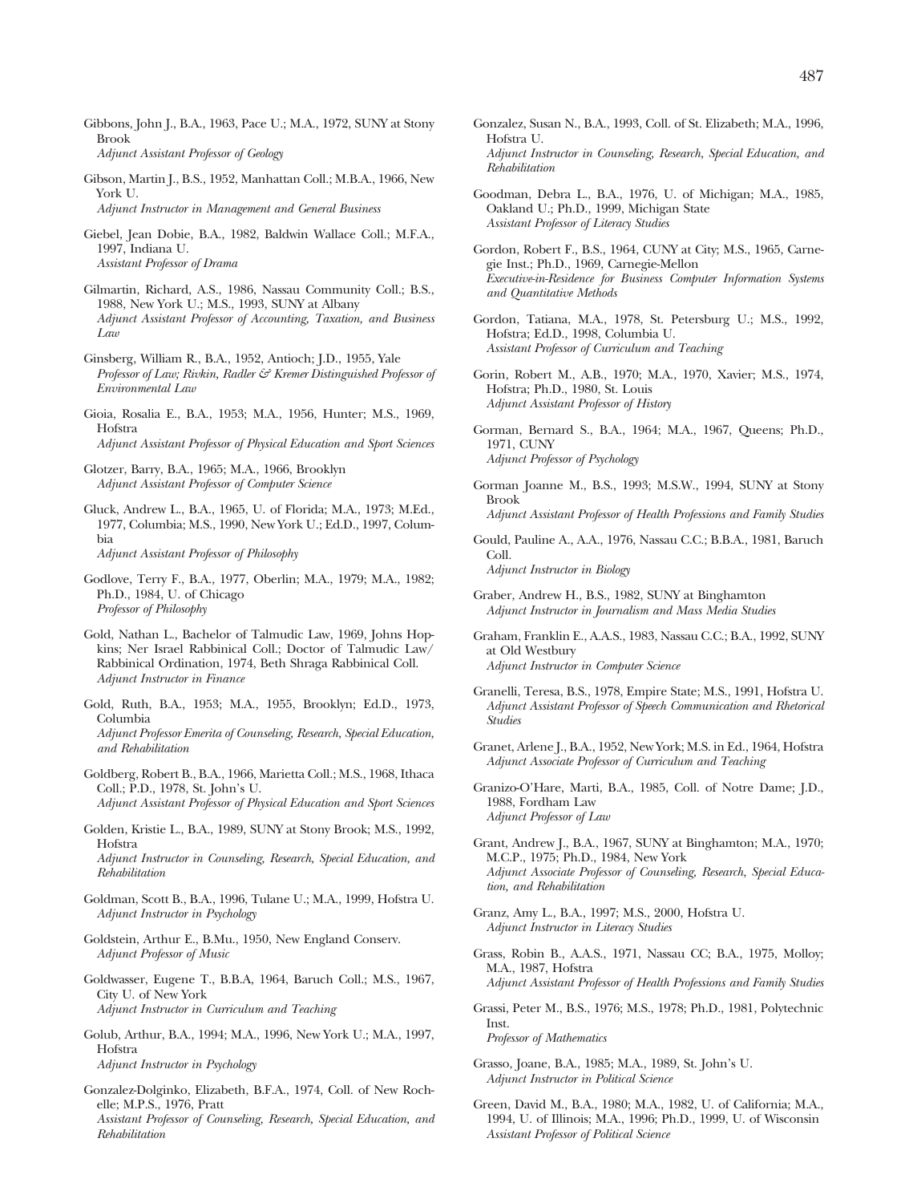Gibbons, John J., B.A., 1963, Pace U.; M.A., 1972, SUNY at Stony Brook
*Adjunct Assistant Professor of Geology*

Gibson, Martin J., B.S., 1952, Manhattan Coll.; M.B.A., 1966, New York U.
*Adjunct Instructor in Management and General Business*

Giebel, Jean Dobie, B.A., 1982, Baldwin Wallace Coll.; M.F.A., 1997, Indiana U.
*Assistant Professor of Drama*

Gilmartin, Richard, A.S., 1986, Nassau Community Coll.; B.S., 1988, New York U.; M.S., 1993, SUNY at Albany
*Adjunct Assistant Professor of Accounting, Taxation, and Business Law*

Ginsberg, William R., B.A., 1952, Antioch; J.D., 1955, Yale
*Professor of Law; Rivkin, Radler & Kremer Distinguished Professor of Environmental Law*

Gioia, Rosalia E., B.A., 1953; M.A., 1956, Hunter; M.S., 1969, Hofstra
*Adjunct Assistant Professor of Physical Education and Sport Sciences*

Glotzer, Barry, B.A., 1965; M.A., 1966, Brooklyn
*Adjunct Assistant Professor of Computer Science*

Gluck, Andrew L., B.A., 1965, U. of Florida; M.A., 1973; M.Ed., 1977, Columbia; M.S., 1990, New York U.; Ed.D., 1997, Columbia
*Adjunct Assistant Professor of Philosophy*

Godlove, Terry F., B.A., 1977, Oberlin; M.A., 1979; M.A., 1982; Ph.D., 1984, U. of Chicago
*Professor of Philosophy*

Gold, Nathan L., Bachelor of Talmudic Law, 1969, Johns Hopkins; Ner Israel Rabbinical Coll.; Doctor of Talmudic Law/ Rabbinical Ordination, 1974, Beth Shraga Rabbinical Coll.
*Adjunct Instructor in Finance*

Gold, Ruth, B.A., 1953; M.A., 1955, Brooklyn; Ed.D., 1973, Columbia
*Adjunct Professor Emerita of Counseling, Research, Special Education, and Rehabilitation*

Goldberg, Robert B., B.A., 1966, Marietta Coll.; M.S., 1968, Ithaca Coll.; P.D., 1978, St. John's U.
*Adjunct Assistant Professor of Physical Education and Sport Sciences*

Golden, Kristie L., B.A., 1989, SUNY at Stony Brook; M.S., 1992, Hofstra
*Adjunct Instructor in Counseling, Research, Special Education, and Rehabilitation*

Goldman, Scott B., B.A., 1996, Tulane U.; M.A., 1999, Hofstra U.
*Adjunct Instructor in Psychology*

Goldstein, Arthur E., B.Mu., 1950, New England Conserv.
*Adjunct Professor of Music*

Goldwasser, Eugene T., B.B.A, 1964, Baruch Coll.; M.S., 1967, City U. of New York
*Adjunct Instructor in Curriculum and Teaching*

Golub, Arthur, B.A., 1994; M.A., 1996, New York U.; M.A., 1997, Hofstra
*Adjunct Instructor in Psychology*

Gonzalez-Dolginko, Elizabeth, B.F.A., 1974, Coll. of New Rochelle; M.P.S., 1976, Pratt
*Assistant Professor of Counseling, Research, Special Education, and Rehabilitation*

Gonzalez, Susan N., B.A., 1993, Coll. of St. Elizabeth; M.A., 1996, Hofstra U.
*Adjunct Instructor in Counseling, Research, Special Education, and Rehabilitation*

Goodman, Debra L., B.A., 1976, U. of Michigan; M.A., 1985, Oakland U.; Ph.D., 1999, Michigan State
*Assistant Professor of Literacy Studies*

Gordon, Robert F., B.S., 1964, CUNY at City; M.S., 1965, Carnegie Inst.; Ph.D., 1969, Carnegie-Mellon
*Executive-in-Residence for Business Computer Information Systems and Quantitative Methods*

Gordon, Tatiana, M.A., 1978, St. Petersburg U.; M.S., 1992, Hofstra; Ed.D., 1998, Columbia U.
*Assistant Professor of Curriculum and Teaching*

Gorin, Robert M., A.B., 1970; M.A., 1970, Xavier; M.S., 1974, Hofstra; Ph.D., 1980, St. Louis
*Adjunct Assistant Professor of History*

Gorman, Bernard S., B.A., 1964; M.A., 1967, Queens; Ph.D., 1971, CUNY
*Adjunct Professor of Psychology*

Gorman Joanne M., B.S., 1993; M.S.W., 1994, SUNY at Stony Brook
*Adjunct Assistant Professor of Health Professions and Family Studies*

Gould, Pauline A., A.A., 1976, Nassau C.C.; B.B.A., 1981, Baruch Coll.
*Adjunct Instructor in Biology*

Graber, Andrew H., B.S., 1982, SUNY at Binghamton
*Adjunct Instructor in Journalism and Mass Media Studies*

Graham, Franklin E., A.A.S., 1983, Nassau C.C.; B.A., 1992, SUNY at Old Westbury
*Adjunct Instructor in Computer Science*

Granelli, Teresa, B.S., 1978, Empire State; M.S., 1991, Hofstra U.
*Adjunct Assistant Professor of Speech Communication and Rhetorical Studies*

Granet, Arlene J., B.A., 1952, New York; M.S. in Ed., 1964, Hofstra
*Adjunct Associate Professor of Curriculum and Teaching*

Granizo-O'Hare, Marti, B.A., 1985, Coll. of Notre Dame; J.D., 1988, Fordham Law
*Adjunct Professor of Law*

Grant, Andrew J., B.A., 1967, SUNY at Binghamton; M.A., 1970; M.C.P., 1975; Ph.D., 1984, New York
*Adjunct Associate Professor of Counseling, Research, Special Education, and Rehabilitation*

Granz, Amy L., B.A., 1997; M.S., 2000, Hofstra U.
*Adjunct Instructor in Literacy Studies*

Grass, Robin B., A.A.S., 1971, Nassau CC; B.A., 1975, Molloy; M.A., 1987, Hofstra
*Adjunct Assistant Professor of Health Professions and Family Studies*

Grassi, Peter M., B.S., 1976; M.S., 1978; Ph.D., 1981, Polytechnic Inst.
*Professor of Mathematics*

Grasso, Joane, B.A., 1985; M.A., 1989, St. John's U.
*Adjunct Instructor in Political Science*

Green, David M., B.A., 1980; M.A., 1982, U. of California; M.A., 1994, U. of Illinois; M.A., 1996; Ph.D., 1999, U. of Wisconsin
*Assistant Professor of Political Science*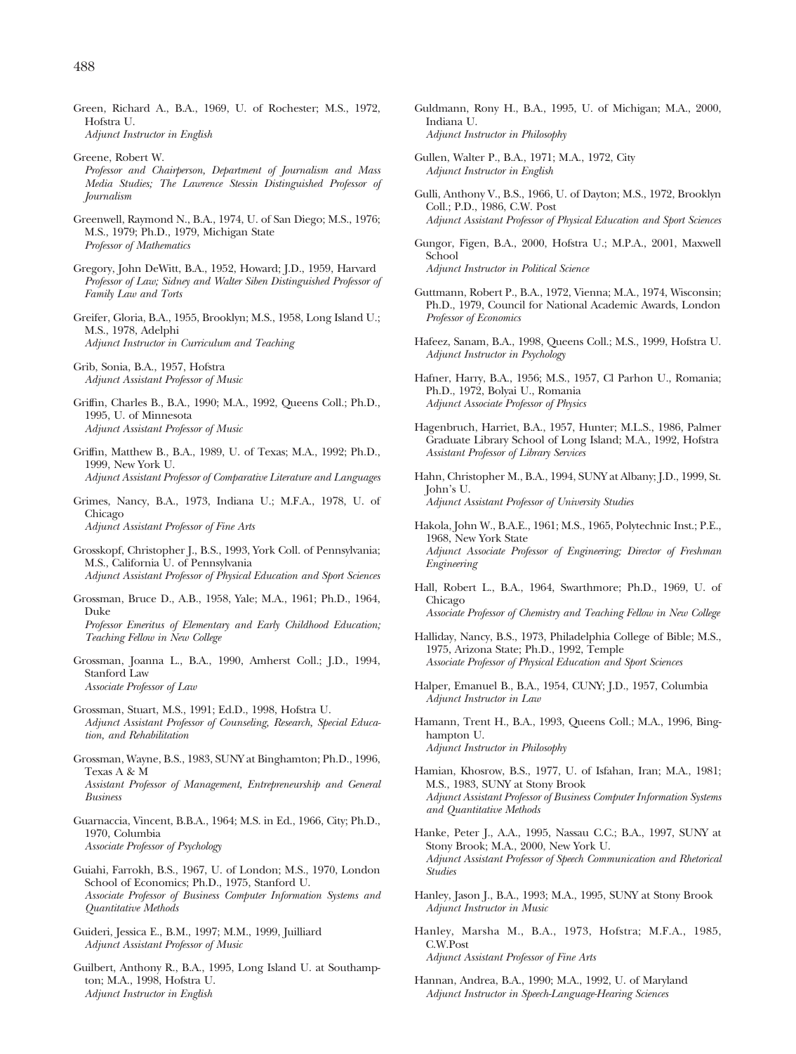Green, Richard A., B.A., 1969, U. of Rochester; M.S., 1972, Hofstra U.
*Adjunct Instructor in English*

Greene, Robert W.
*Professor and Chairperson, Department of Journalism and Mass Media Studies; The Lawrence Stessin Distinguished Professor of Journalism*

Greenwell, Raymond N., B.A., 1974, U. of San Diego; M.S., 1976; M.S., 1979; Ph.D., 1979, Michigan State
*Professor of Mathematics*

Gregory, John DeWitt, B.A., 1952, Howard; J.D., 1959, Harvard
*Professor of Law; Sidney and Walter Siben Distinguished Professor of Family Law and Torts*

Greifer, Gloria, B.A., 1955, Brooklyn; M.S., 1958, Long Island U.; M.S., 1978, Adelphi
*Adjunct Instructor in Curriculum and Teaching*

Grib, Sonia, B.A., 1957, Hofstra
*Adjunct Assistant Professor of Music*

Griffin, Charles B., B.A., 1990; M.A., 1992, Queens Coll.; Ph.D., 1995, U. of Minnesota
*Adjunct Assistant Professor of Music*

Griffin, Matthew B., B.A., 1989, U. of Texas; M.A., 1992; Ph.D., 1999, New York U.
*Adjunct Assistant Professor of Comparative Literature and Languages*

Grimes, Nancy, B.A., 1973, Indiana U.; M.F.A., 1978, U. of Chicago
*Adjunct Assistant Professor of Fine Arts*

Grosskopf, Christopher J., B.S., 1993, York Coll. of Pennsylvania; M.S., California U. of Pennsylvania
*Adjunct Assistant Professor of Physical Education and Sport Sciences*

Grossman, Bruce D., A.B., 1958, Yale; M.A., 1961; Ph.D., 1964, Duke
*Professor Emeritus of Elementary and Early Childhood Education; Teaching Fellow in New College*

Grossman, Joanna L., B.A., 1990, Amherst Coll.; J.D., 1994, Stanford Law
*Associate Professor of Law*

Grossman, Stuart, M.S., 1991; Ed.D., 1998, Hofstra U.
*Adjunct Assistant Professor of Counseling, Research, Special Education, and Rehabilitation*

Grossman, Wayne, B.S., 1983, SUNY at Binghamton; Ph.D., 1996, Texas A & M
*Assistant Professor of Management, Entrepreneurship and General Business*

Guarnaccia, Vincent, B.B.A., 1964; M.S. in Ed., 1966, City; Ph.D., 1970, Columbia
*Associate Professor of Psychology*

Guiahi, Farrokh, B.S., 1967, U. of London; M.S., 1970, London School of Economics; Ph.D., 1975, Stanford U.
*Associate Professor of Business Computer Information Systems and Quantitative Methods*

Guideri, Jessica E., B.M., 1997; M.M., 1999, Juilliard
*Adjunct Assistant Professor of Music*

Guilbert, Anthony R., B.A., 1995, Long Island U. at Southampton; M.A., 1998, Hofstra U.
*Adjunct Instructor in English*

Guldmann, Rony H., B.A., 1995, U. of Michigan; M.A., 2000, Indiana U.
*Adjunct Instructor in Philosophy*

Gullen, Walter P., B.A., 1971; M.A., 1972, City
*Adjunct Instructor in English*

Gulli, Anthony V., B.S., 1966, U. of Dayton; M.S., 1972, Brooklyn Coll.; P.D., 1986, C.W. Post
*Adjunct Assistant Professor of Physical Education and Sport Sciences*

Gungor, Figen, B.A., 2000, Hofstra U.; M.P.A., 2001, Maxwell School
*Adjunct Instructor in Political Science*

Guttmann, Robert P., B.A., 1972, Vienna; M.A., 1974, Wisconsin; Ph.D., 1979, Council for National Academic Awards, London
*Professor of Economics*

Hafeez, Sanam, B.A., 1998, Queens Coll.; M.S., 1999, Hofstra U.
*Adjunct Instructor in Psychology*

Hafner, Harry, B.A., 1956; M.S., 1957, Cl Parhon U., Romania; Ph.D., 1972, Bolyai U., Romania
*Adjunct Associate Professor of Physics*

Hagenbruch, Harriet, B.A., 1957, Hunter; M.L.S., 1986, Palmer Graduate Library School of Long Island; M.A., 1992, Hofstra
*Assistant Professor of Library Services*

Hahn, Christopher M., B.A., 1994, SUNY at Albany; J.D., 1999, St. John's U.
*Adjunct Assistant Professor of University Studies*

Hakola, John W., B.A.E., 1961; M.S., 1965, Polytechnic Inst.; P.E., 1968, New York State
*Adjunct Associate Professor of Engineering; Director of Freshman Engineering*

Hall, Robert L., B.A., 1964, Swarthmore; Ph.D., 1969, U. of Chicago
*Associate Professor of Chemistry and Teaching Fellow in New College*

Halliday, Nancy, B.S., 1973, Philadelphia College of Bible; M.S., 1975, Arizona State; Ph.D., 1992, Temple
*Associate Professor of Physical Education and Sport Sciences*

Halper, Emanuel B., B.A., 1954, CUNY; J.D., 1957, Columbia
*Adjunct Instructor in Law*

Hamann, Trent H., B.A., 1993, Queens Coll.; M.A., 1996, Binghampton U.
*Adjunct Instructor in Philosophy*

Hamian, Khosrow, B.S., 1977, U. of Isfahan, Iran; M.A., 1981; M.S., 1983, SUNY at Stony Brook
*Adjunct Assistant Professor of Business Computer Information Systems and Quantitative Methods*

Hanke, Peter J., A.A., 1995, Nassau C.C.; B.A., 1997, SUNY at Stony Brook; M.A., 2000, New York U.
*Adjunct Assistant Professor of Speech Communication and Rhetorical Studies*

Hanley, Jason J., B.A., 1993; M.A., 1995, SUNY at Stony Brook
*Adjunct Instructor in Music*

Hanley, Marsha M., B.A., 1973, Hofstra; M.F.A., 1985, C.W.Post
*Adjunct Assistant Professor of Fine Arts*

Hannan, Andrea, B.A., 1990; M.A., 1992, U. of Maryland
*Adjunct Instructor in Speech-Language-Hearing Sciences*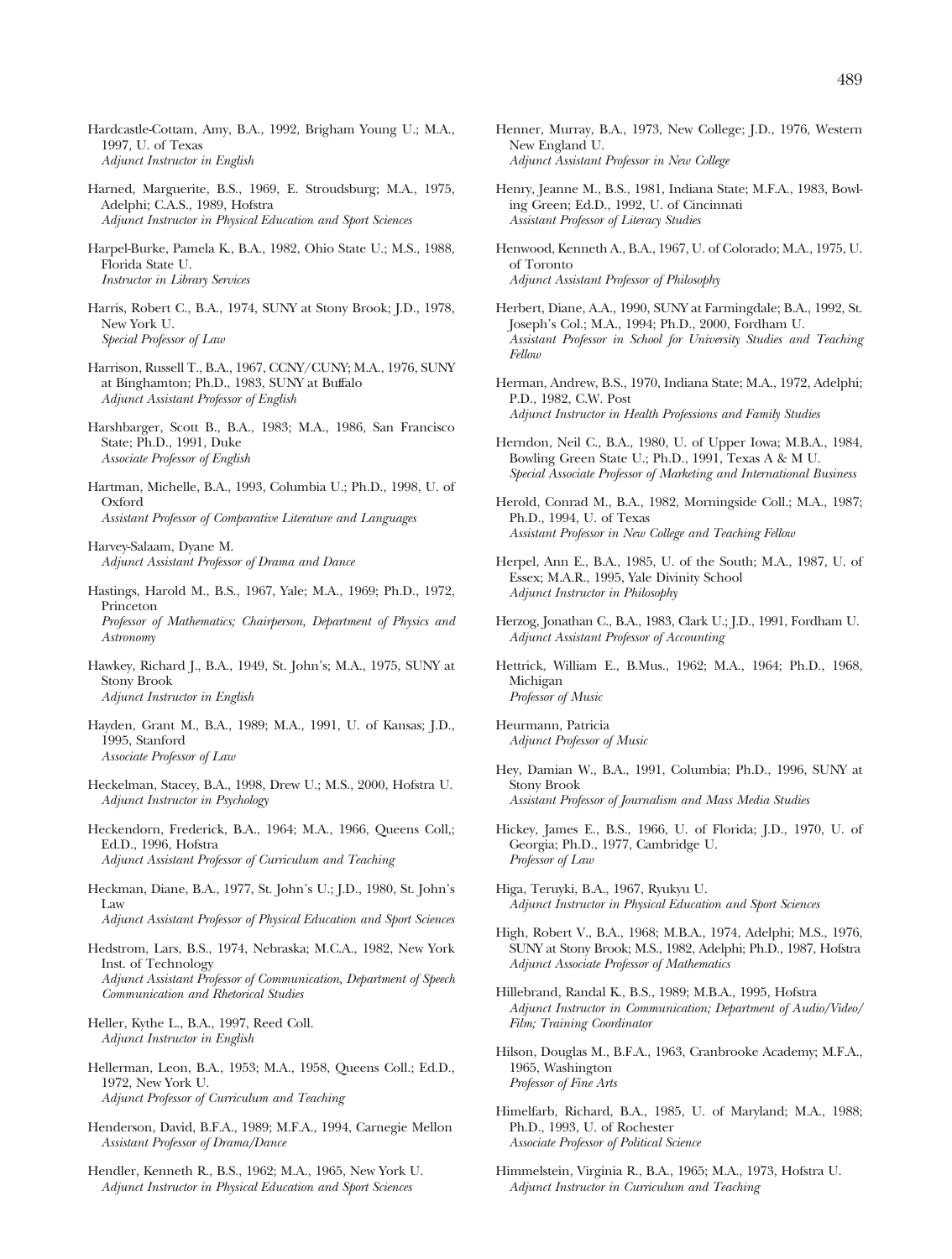Hardcastle-Cottam, Amy, B.A., 1992, Brigham Young U.; M.A., 1997, U. of Texas
*Adjunct Instructor in English*

Harned, Marguerite, B.S., 1969, E. Stroudsburg; M.A., 1975, Adelphi; C.A.S., 1989, Hofstra
*Adjunct Instructor in Physical Education and Sport Sciences*

Harpel-Burke, Pamela K., B.A., 1982, Ohio State U.; M.S., 1988, Florida State U.
*Instructor in Library Services*

Harris, Robert C., B.A., 1974, SUNY at Stony Brook; J.D., 1978, New York U.
*Special Professor of Law*

Harrison, Russell T., B.A., 1967, CCNY/CUNY; M.A., 1976, SUNY at Binghamton; Ph.D., 1983, SUNY at Buffalo
*Adjunct Assistant Professor of English*

Harshbarger, Scott B., B.A., 1983; M.A., 1986, San Francisco State; Ph.D., 1991, Duke
*Associate Professor of English*

Hartman, Michelle, B.A., 1993, Columbia U.; Ph.D., 1998, U. of Oxford
*Assistant Professor of Comparative Literature and Languages*

Harvey-Salaam, Dyane M.
*Adjunct Assistant Professor of Drama and Dance*

Hastings, Harold M., B.S., 1967, Yale; M.A., 1969; Ph.D., 1972, Princeton
*Professor of Mathematics; Chairperson, Department of Physics and Astronomy*

Hawkey, Richard J., B.A., 1949, St. John's; M.A., 1975, SUNY at Stony Brook
*Adjunct Instructor in English*

Hayden, Grant M., B.A., 1989; M.A., 1991, U. of Kansas; J.D., 1995, Stanford
*Associate Professor of Law*

Heckelman, Stacey, B.A., 1998, Drew U.; M.S., 2000, Hofstra U.
*Adjunct Instructor in Psychology*

Heckendorn, Frederick, B.A., 1964; M.A., 1966, Queens Coll,; Ed.D., 1996, Hofstra
*Adjunct Assistant Professor of Curriculum and Teaching*

Heckman, Diane, B.A., 1977, St. John's U.; J.D., 1980, St. John's Law
*Adjunct Assistant Professor of Physical Education and Sport Sciences*

Hedstrom, Lars, B.S., 1974, Nebraska; M.C.A., 1982, New York Inst. of Technology
*Adjunct Assistant Professor of Communication, Department of Speech Communication and Rhetorical Studies*

Heller, Kythe L., B.A., 1997, Reed Coll.
*Adjunct Instructor in English*

Hellerman, Leon, B.A., 1953; M.A., 1958, Queens Coll.; Ed.D., 1972, New York U.
*Adjunct Professor of Curriculum and Teaching*

Henderson, David, B.F.A., 1989; M.F.A., 1994, Carnegie Mellon
*Assistant Professor of Drama/Dance*

Hendler, Kenneth R., B.S., 1962; M.A., 1965, New York U.
*Adjunct Instructor in Physical Education and Sport Sciences*

Henner, Murray, B.A., 1973, New College; J.D., 1976, Western New England U.
*Adjunct Assistant Professor in New College*

Henry, Jeanne M., B.S., 1981, Indiana State; M.F.A., 1983, Bowling Green; Ed.D., 1992, U. of Cincinnati
*Assistant Professor of Literacy Studies*

Henwood, Kenneth A., B.A., 1967, U. of Colorado; M.A., 1975, U. of Toronto
*Adjunct Assistant Professor of Philosophy*

Herbert, Diane, A.A., 1990, SUNY at Farmingdale; B.A., 1992, St. Joseph's Col.; M.A., 1994; Ph.D., 2000, Fordham U.
*Assistant Professor in School for University Studies and Teaching Fellow*

Herman, Andrew, B.S., 1970, Indiana State; M.A., 1972, Adelphi; P.D., 1982, C.W. Post
*Adjunct Instructor in Health Professions and Family Studies*

Herndon, Neil C., B.A., 1980, U. of Upper Iowa; M.B.A., 1984, Bowling Green State U.; Ph.D., 1991, Texas A & M U.
*Special Associate Professor of Marketing and International Business*

Herold, Conrad M., B.A., 1982, Morningside Coll.; M.A., 1987; Ph.D., 1994, U. of Texas
*Assistant Professor in New College and Teaching Fellow*

Herpel, Ann E., B.A., 1985, U. of the South; M.A., 1987, U. of Essex; M.A.R., 1995, Yale Divinity School
*Adjunct Instructor in Philosophy*

Herzog, Jonathan C., B.A., 1983, Clark U.; J.D., 1991, Fordham U.
*Adjunct Assistant Professor of Accounting*

Hettrick, William E., B.Mus., 1962; M.A., 1964; Ph.D., 1968, Michigan
*Professor of Music*

Heurmann, Patricia
*Adjunct Professor of Music*

Hey, Damian W., B.A., 1991, Columbia; Ph.D., 1996, SUNY at Stony Brook
*Assistant Professor of Journalism and Mass Media Studies*

Hickey, James E., B.S., 1966, U. of Florida; J.D., 1970, U. of Georgia; Ph.D., 1977, Cambridge U.
*Professor of Law*

Higa, Teruyki, B.A., 1967, Ryukyu U.
*Adjunct Instructor in Physical Education and Sport Sciences*

High, Robert V., B.A., 1968; M.B.A., 1974, Adelphi; M.S., 1976, SUNY at Stony Brook; M.S., 1982, Adelphi; Ph.D., 1987, Hofstra
*Adjunct Associate Professor of Mathematics*

Hillebrand, Randal K., B.S., 1989; M.B.A., 1995, Hofstra
*Adjunct Instructor in Communication; Department of Audio/Video/Film; Training Coordinator*

Hilson, Douglas M., B.F.A., 1963, Cranbrooke Academy; M.F.A., 1965, Washington
*Professor of Fine Arts*

Himelfarb, Richard, B.A., 1985, U. of Maryland; M.A., 1988; Ph.D., 1993, U. of Rochester
*Associate Professor of Political Science*

Himmelstein, Virginia R., B.A., 1965; M.A., 1973, Hofstra U.
*Adjunct Instructor in Curriculum and Teaching*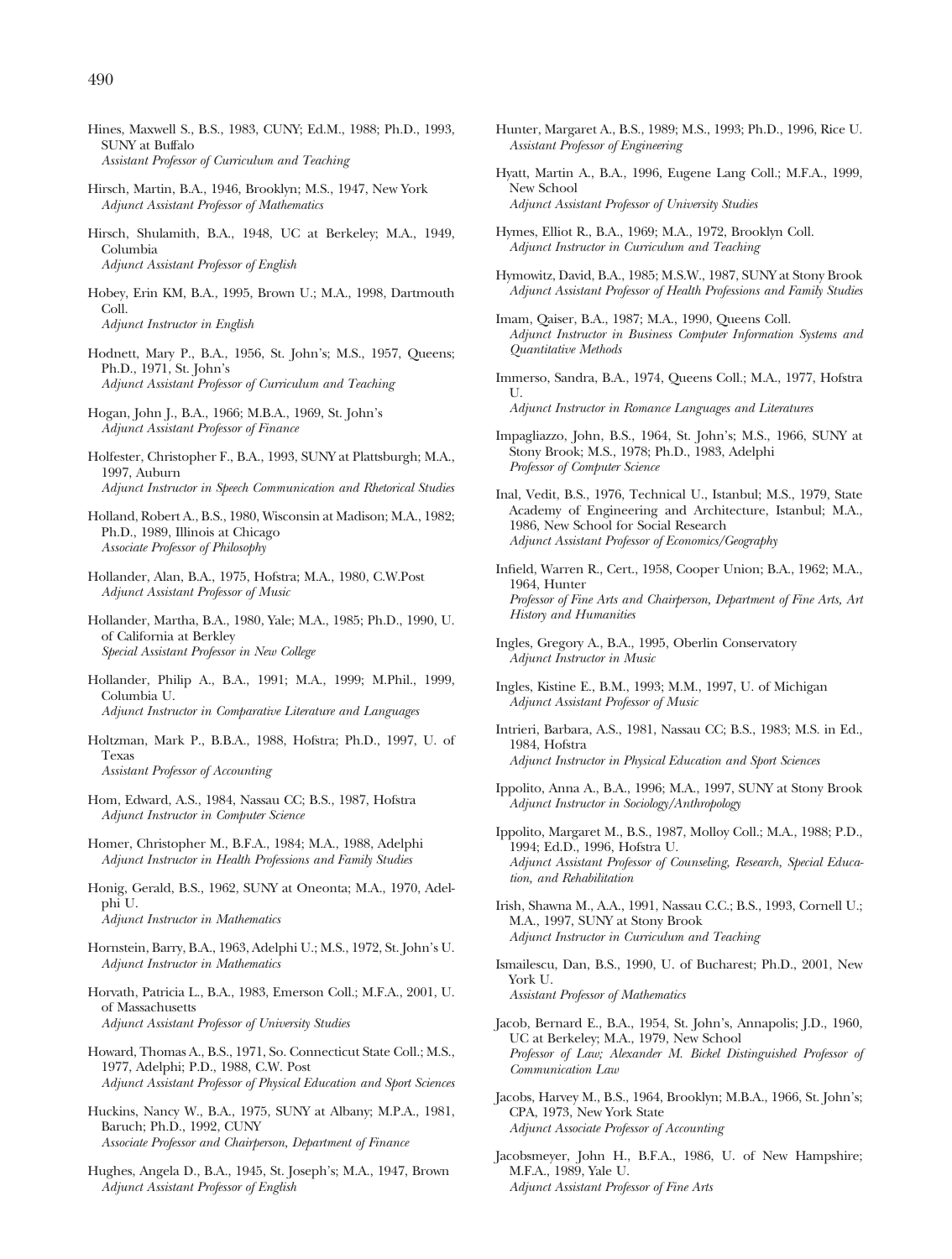Hines, Maxwell S., B.S., 1983, CUNY; Ed.M., 1988; Ph.D., 1993, SUNY at Buffalo
*Assistant Professor of Curriculum and Teaching*

Hirsch, Martin, B.A., 1946, Brooklyn; M.S., 1947, New York
*Adjunct Assistant Professor of Mathematics*

Hirsch, Shulamith, B.A., 1948, UC at Berkeley; M.A., 1949, Columbia
*Adjunct Assistant Professor of English*

Hobey, Erin KM, B.A., 1995, Brown U.; M.A., 1998, Dartmouth Coll.
*Adjunct Instructor in English*

Hodnett, Mary P., B.A., 1956, St. John's; M.S., 1957, Queens; Ph.D., 1971, St. John's
*Adjunct Assistant Professor of Curriculum and Teaching*

Hogan, John J., B.A., 1966; M.B.A., 1969, St. John's
*Adjunct Assistant Professor of Finance*

Holfester, Christopher F., B.A., 1993, SUNY at Plattsburgh; M.A., 1997, Auburn
*Adjunct Instructor in Speech Communication and Rhetorical Studies*

Holland, Robert A., B.S., 1980, Wisconsin at Madison; M.A., 1982; Ph.D., 1989, Illinois at Chicago
*Associate Professor of Philosophy*

Hollander, Alan, B.A., 1975, Hofstra; M.A., 1980, C.W.Post
*Adjunct Assistant Professor of Music*

Hollander, Martha, B.A., 1980, Yale; M.A., 1985; Ph.D., 1990, U. of California at Berkley
*Special Assistant Professor in New College*

Hollander, Philip A., B.A., 1991; M.A., 1999; M.Phil., 1999, Columbia U.
*Adjunct Instructor in Comparative Literature and Languages*

Holtzman, Mark P., B.B.A., 1988, Hofstra; Ph.D., 1997, U. of Texas
*Assistant Professor of Accounting*

Hom, Edward, A.S., 1984, Nassau CC; B.S., 1987, Hofstra
*Adjunct Instructor in Computer Science*

Homer, Christopher M., B.F.A., 1984; M.A., 1988, Adelphi
*Adjunct Instructor in Health Professions and Family Studies*

Honig, Gerald, B.S., 1962, SUNY at Oneonta; M.A., 1970, Adelphi U.
*Adjunct Instructor in Mathematics*

Hornstein, Barry, B.A., 1963, Adelphi U.; M.S., 1972, St. John's U.
*Adjunct Instructor in Mathematics*

Horvath, Patricia L., B.A., 1983, Emerson Coll.; M.F.A., 2001, U. of Massachusetts
*Adjunct Assistant Professor of University Studies*

Howard, Thomas A., B.S., 1971, So. Connecticut State Coll.; M.S., 1977, Adelphi; P.D., 1988, C.W. Post
*Adjunct Assistant Professor of Physical Education and Sport Sciences*

Huckins, Nancy W., B.A., 1975, SUNY at Albany; M.P.A., 1981, Baruch; Ph.D., 1992, CUNY
*Associate Professor and Chairperson, Department of Finance*

Hughes, Angela D., B.A., 1945, St. Joseph's; M.A., 1947, Brown
*Adjunct Assistant Professor of English*

Hunter, Margaret A., B.S., 1989; M.S., 1993; Ph.D., 1996, Rice U.
*Assistant Professor of Engineering*

Hyatt, Martin A., B.A., 1996, Eugene Lang Coll.; M.F.A., 1999, New School
*Adjunct Assistant Professor of University Studies*

Hymes, Elliot R., B.A., 1969; M.A., 1972, Brooklyn Coll.
*Adjunct Instructor in Curriculum and Teaching*

Hymowitz, David, B.A., 1985; M.S.W., 1987, SUNY at Stony Brook
*Adjunct Assistant Professor of Health Professions and Family Studies*

Imam, Qaiser, B.A., 1987; M.A., 1990, Queens Coll.
*Adjunct Instructor in Business Computer Information Systems and Quantitative Methods*

Immerso, Sandra, B.A., 1974, Queens Coll.; M.A., 1977, Hofstra U.
*Adjunct Instructor in Romance Languages and Literatures*

Impagliazzo, John, B.S., 1964, St. John's; M.S., 1966, SUNY at Stony Brook; M.S., 1978; Ph.D., 1983, Adelphi
*Professor of Computer Science*

Inal, Vedit, B.S., 1976, Technical U., Istanbul; M.S., 1979, State Academy of Engineering and Architecture, Istanbul; M.A., 1986, New School for Social Research
*Adjunct Assistant Professor of Economics/Geography*

Infield, Warren R., Cert., 1958, Cooper Union; B.A., 1962; M.A., 1964, Hunter
*Professor of Fine Arts and Chairperson, Department of Fine Arts, Art History and Humanities*

Ingles, Gregory A., B.A., 1995, Oberlin Conservatory
*Adjunct Instructor in Music*

Ingles, Kistine E., B.M., 1993; M.M., 1997, U. of Michigan
*Adjunct Assistant Professor of Music*

Intrieri, Barbara, A.S., 1981, Nassau CC; B.S., 1983; M.S. in Ed., 1984, Hofstra
*Adjunct Instructor in Physical Education and Sport Sciences*

Ippolito, Anna A., B.A., 1996; M.A., 1997, SUNY at Stony Brook
*Adjunct Instructor in Sociology/Anthropology*

Ippolito, Margaret M., B.S., 1987, Molloy Coll.; M.A., 1988; P.D., 1994; Ed.D., 1996, Hofstra U.
*Adjunct Assistant Professor of Counseling, Research, Special Education, and Rehabilitation*

Irish, Shawna M., A.A., 1991, Nassau C.C.; B.S., 1993, Cornell U.; M.A., 1997, SUNY at Stony Brook
*Adjunct Instructor in Curriculum and Teaching*

Ismailescu, Dan, B.S., 1990, U. of Bucharest; Ph.D., 2001, New York U.
*Assistant Professor of Mathematics*

Jacob, Bernard E., B.A., 1954, St. John's, Annapolis; J.D., 1960, UC at Berkeley; M.A., 1979, New School
*Professor of Law; Alexander M. Bickel Distinguished Professor of Communication Law*

Jacobs, Harvey M., B.S., 1964, Brooklyn; M.B.A., 1966, St. John's; CPA, 1973, New York State
*Adjunct Associate Professor of Accounting*

Jacobsmeyer, John H., B.F.A., 1986, U. of New Hampshire; M.F.A., 1989, Yale U.
*Adjunct Assistant Professor of Fine Arts*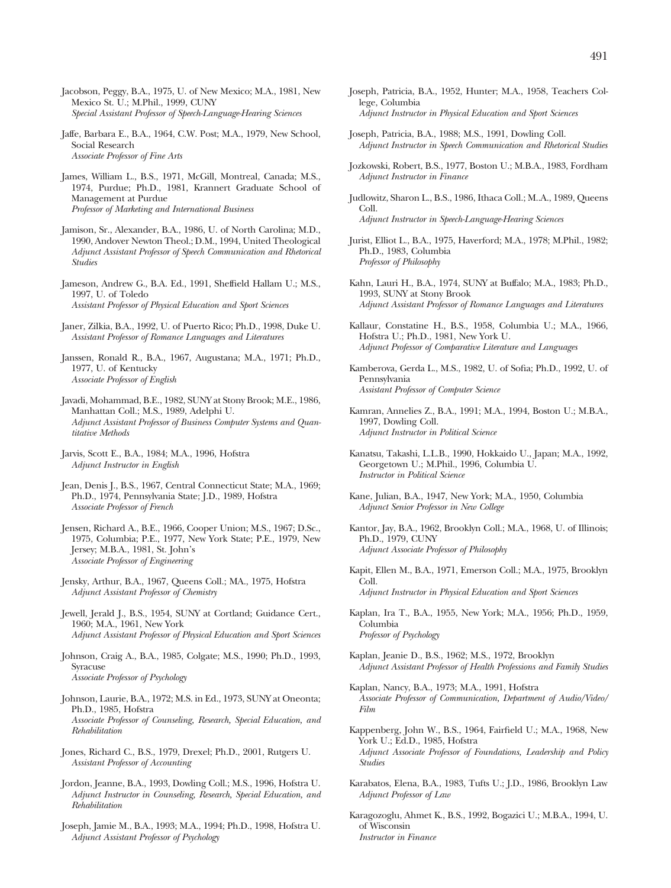Jacobson, Peggy, B.A., 1975, U. of New Mexico; M.A., 1981, New Mexico St. U.; M.Phil., 1999, CUNY
*Special Assistant Professor of Speech-Language-Hearing Sciences*

Jaffe, Barbara E., B.A., 1964, C.W. Post; M.A., 1979, New School, Social Research
*Associate Professor of Fine Arts*

James, William L., B.S., 1971, McGill, Montreal, Canada; M.S., 1974, Purdue; Ph.D., 1981, Krannert Graduate School of Management at Purdue
*Professor of Marketing and International Business*

Jamison, Sr., Alexander, B.A., 1986, U. of North Carolina; M.D., 1990, Andover Newton Theol.; D.M., 1994, United Theological
*Adjunct Assistant Professor of Speech Communication and Rhetorical Studies*

Jameson, Andrew G., B.A. Ed., 1991, Sheffield Hallam U.; M.S., 1997, U. of Toledo
*Assistant Professor of Physical Education and Sport Sciences*

Janer, Zilkia, B.A., 1992, U. of Puerto Rico; Ph.D., 1998, Duke U.
*Assistant Professor of Romance Languages and Literatures*

Janssen, Ronald R., B.A., 1967, Augustana; M.A., 1971; Ph.D., 1977, U. of Kentucky
*Associate Professor of English*

Javadi, Mohammad, B.E., 1982, SUNY at Stony Brook; M.E., 1986, Manhattan Coll.; M.S., 1989, Adelphi U.
*Adjunct Assistant Professor of Business Computer Systems and Quantitative Methods*

Jarvis, Scott E., B.A., 1984; M.A., 1996, Hofstra
*Adjunct Instructor in English*

Jean, Denis J., B.S., 1967, Central Connecticut State; M.A., 1969; Ph.D., 1974, Pennsylvania State; J.D., 1989, Hofstra
*Associate Professor of French*

Jensen, Richard A., B.E., 1966, Cooper Union; M.S., 1967; D.Sc., 1975, Columbia; P.E., 1977, New York State; P.E., 1979, New Jersey; M.B.A., 1981, St. John's
*Associate Professor of Engineering*

Jensky, Arthur, B.A., 1967, Queens Coll.; MA., 1975, Hofstra
*Adjunct Assistant Professor of Chemistry*

Jewell, Jerald J., B.S., 1954, SUNY at Cortland; Guidance Cert., 1960; M.A., 1961, New York
*Adjunct Assistant Professor of Physical Education and Sport Sciences*

Johnson, Craig A., B.A., 1985, Colgate; M.S., 1990; Ph.D., 1993, Syracuse
*Associate Professor of Psychology*

Johnson, Laurie, B.A., 1972; M.S. in Ed., 1973, SUNY at Oneonta; Ph.D., 1985, Hofstra
*Associate Professor of Counseling, Research, Special Education, and Rehabilitation*

Jones, Richard C., B.S., 1979, Drexel; Ph.D., 2001, Rutgers U.
*Assistant Professor of Accounting*

Jordon, Jeanne, B.A., 1993, Dowling Coll.; M.S., 1996, Hofstra U.
*Adjunct Instructor in Counseling, Research, Special Education, and Rehabilitation*

Joseph, Jamie M., B.A., 1993; M.A., 1994; Ph.D., 1998, Hofstra U.
*Adjunct Assistant Professor of Psychology*

Joseph, Patricia, B.A., 1952, Hunter; M.A., 1958, Teachers College, Columbia
*Adjunct Instructor in Physical Education and Sport Sciences*

Joseph, Patricia, B.A., 1988; M.S., 1991, Dowling Coll.
*Adjunct Instructor in Speech Communication and Rhetorical Studies*

Jozkowski, Robert, B.S., 1977, Boston U.; M.B.A., 1983, Fordham
*Adjunct Instructor in Finance*

Judlowitz, Sharon L., B.S., 1986, Ithaca Coll.; M.A., 1989, Queens Coll.
*Adjunct Instructor in Speech-Language-Hearing Sciences*

Jurist, Elliot L., B.A., 1975, Haverford; M.A., 1978; M.Phil., 1982; Ph.D., 1983, Columbia
*Professor of Philosophy*

Kahn, Lauri H., B.A., 1974, SUNY at Buffalo; M.A., 1983; Ph.D., 1993, SUNY at Stony Brook
*Adjunct Assistant Professor of Romance Languages and Literatures*

Kallaur, Constatine H., B.S., 1958, Columbia U.; M.A., 1966, Hofstra U.; Ph.D., 1981, New York U.
*Adjunct Professor of Comparative Literature and Languages*

Kamberova, Gerda L., M.S., 1982, U. of Sofia; Ph.D., 1992, U. of Pennsylvania
*Assistant Professor of Computer Science*

Kamran, Annelies Z., B.A., 1991; M.A., 1994, Boston U.; M.B.A., 1997, Dowling Coll.
*Adjunct Instructor in Political Science*

Kanatsu, Takashi, L.L.B., 1990, Hokkaido U., Japan; M.A., 1992, Georgetown U.; M.Phil., 1996, Columbia U.
*Instructor in Political Science*

Kane, Julian, B.A., 1947, New York; M.A., 1950, Columbia
*Adjunct Senior Professor in New College*

Kantor, Jay, B.A., 1962, Brooklyn Coll.; M.A., 1968, U. of Illinois; Ph.D., 1979, CUNY
*Adjunct Associate Professor of Philosophy*

Kapit, Ellen M., B.A., 1971, Emerson Coll.; M.A., 1975, Brooklyn Coll.
*Adjunct Instructor in Physical Education and Sport Sciences*

Kaplan, Ira T., B.A., 1955, New York; M.A., 1956; Ph.D., 1959, Columbia
*Professor of Psychology*

Kaplan, Jeanie D., B.S., 1962; M.S., 1972, Brooklyn
*Adjunct Assistant Professor of Health Professions and Family Studies*

Kaplan, Nancy, B.A., 1973; M.A., 1991, Hofstra
*Associate Professor of Communication, Department of Audio/Video/Film*

Kappenberg, John W., B.S., 1964, Fairfield U.; M.A., 1968, New York U.; Ed.D., 1985, Hofstra
*Adjunct Associate Professor of Foundations, Leadership and Policy Studies*

Karabatos, Elena, B.A., 1983, Tufts U.; J.D., 1986, Brooklyn Law
*Adjunct Professor of Law*

Karagozoglu, Ahmet K., B.S., 1992, Bogazici U.; M.B.A., 1994, U. of Wisconsin
*Instructor in Finance*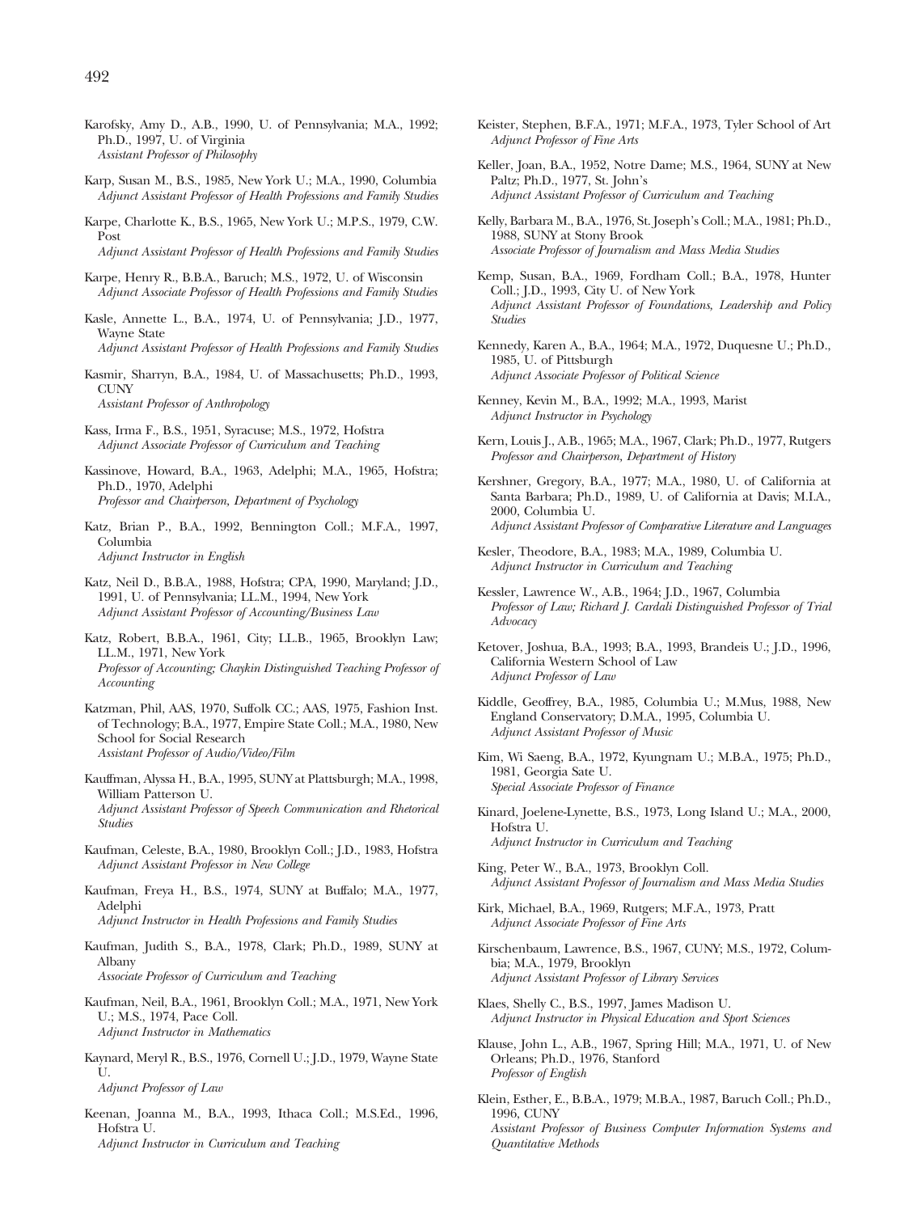Karofsky, Amy D., A.B., 1990, U. of Pennsylvania; M.A., 1992; Ph.D., 1997, U. of Virginia
*Assistant Professor of Philosophy*

Karp, Susan M., B.S., 1985, New York U.; M.A., 1990, Columbia
*Adjunct Assistant Professor of Health Professions and Family Studies*

Karpe, Charlotte K., B.S., 1965, New York U.; M.P.S., 1979, C.W. Post
*Adjunct Assistant Professor of Health Professions and Family Studies*

Karpe, Henry R., B.B.A., Baruch; M.S., 1972, U. of Wisconsin
*Adjunct Associate Professor of Health Professions and Family Studies*

Kasle, Annette L., B.A., 1974, U. of Pennsylvania; J.D., 1977, Wayne State
*Adjunct Assistant Professor of Health Professions and Family Studies*

Kasmir, Sharryn, B.A., 1984, U. of Massachusetts; Ph.D., 1993, CUNY
*Assistant Professor of Anthropology*

Kass, Irma F., B.S., 1951, Syracuse; M.S., 1972, Hofstra
*Adjunct Associate Professor of Curriculum and Teaching*

Kassinove, Howard, B.A., 1963, Adelphi; M.A., 1965, Hofstra; Ph.D., 1970, Adelphi
*Professor and Chairperson, Department of Psychology*

Katz, Brian P., B.A., 1992, Bennington Coll.; M.F.A., 1997, Columbia
*Adjunct Instructor in English*

Katz, Neil D., B.B.A., 1988, Hofstra; CPA, 1990, Maryland; J.D., 1991, U. of Pennsylvania; LL.M., 1994, New York
*Adjunct Assistant Professor of Accounting/Business Law*

Katz, Robert, B.B.A., 1961, City; LL.B., 1965, Brooklyn Law; LL.M., 1971, New York
*Professor of Accounting; Chaykin Distinguished Teaching Professor of Accounting*

Katzman, Phil, AAS, 1970, Suffolk CC.; AAS, 1975, Fashion Inst. of Technology; B.A., 1977, Empire State Coll.; M.A., 1980, New School for Social Research
*Assistant Professor of Audio/Video/Film*

Kauffman, Alyssa H., B.A., 1995, SUNY at Plattsburgh; M.A., 1998, William Patterson U.
*Adjunct Assistant Professor of Speech Communication and Rhetorical Studies*

Kaufman, Celeste, B.A., 1980, Brooklyn Coll.; J.D., 1983, Hofstra
*Adjunct Assistant Professor in New College*

Kaufman, Freya H., B.S., 1974, SUNY at Buffalo; M.A., 1977, Adelphi
*Adjunct Instructor in Health Professions and Family Studies*

Kaufman, Judith S., B.A., 1978, Clark; Ph.D., 1989, SUNY at Albany
*Associate Professor of Curriculum and Teaching*

Kaufman, Neil, B.A., 1961, Brooklyn Coll.; M.A., 1971, New York U.; M.S., 1974, Pace Coll.
*Adjunct Instructor in Mathematics*

Kaynard, Meryl R., B.S., 1976, Cornell U.; J.D., 1979, Wayne State U.
*Adjunct Professor of Law*

Keenan, Joanna M., B.A., 1993, Ithaca Coll.; M.S.Ed., 1996, Hofstra U.
*Adjunct Instructor in Curriculum and Teaching*

Keister, Stephen, B.F.A., 1971; M.F.A., 1973, Tyler School of Art
*Adjunct Professor of Fine Arts*

Keller, Joan, B.A., 1952, Notre Dame; M.S., 1964, SUNY at New Paltz; Ph.D., 1977, St. John's
*Adjunct Assistant Professor of Curriculum and Teaching*

Kelly, Barbara M., B.A., 1976, St. Joseph's Coll.; M.A., 1981; Ph.D., 1988, SUNY at Stony Brook
*Associate Professor of Journalism and Mass Media Studies*

Kemp, Susan, B.A., 1969, Fordham Coll.; B.A., 1978, Hunter Coll.; J.D., 1993, City U. of New York
*Adjunct Assistant Professor of Foundations, Leadership and Policy Studies*

Kennedy, Karen A., B.A., 1964; M.A., 1972, Duquesne U.; Ph.D., 1985, U. of Pittsburgh
*Adjunct Associate Professor of Political Science*

Kenney, Kevin M., B.A., 1992; M.A., 1993, Marist
*Adjunct Instructor in Psychology*

Kern, Louis J., A.B., 1965; M.A., 1967, Clark; Ph.D., 1977, Rutgers
*Professor and Chairperson, Department of History*

Kershner, Gregory, B.A., 1977; M.A., 1980, U. of California at Santa Barbara; Ph.D., 1989, U. of California at Davis; M.I.A., 2000, Columbia U.
*Adjunct Assistant Professor of Comparative Literature and Languages*

Kesler, Theodore, B.A., 1983; M.A., 1989, Columbia U.
*Adjunct Instructor in Curriculum and Teaching*

Kessler, Lawrence W., A.B., 1964; J.D., 1967, Columbia
*Professor of Law; Richard J. Cardali Distinguished Professor of Trial Advocacy*

Ketover, Joshua, B.A., 1993; B.A., 1993, Brandeis U.; J.D., 1996, California Western School of Law
*Adjunct Professor of Law*

Kiddle, Geoffrey, B.A., 1985, Columbia U.; M.Mus, 1988, New England Conservatory; D.M.A., 1995, Columbia U.
*Adjunct Assistant Professor of Music*

Kim, Wi Saeng, B.A., 1972, Kyungnam U.; M.B.A., 1975; Ph.D., 1981, Georgia Sate U.
*Special Associate Professor of Finance*

Kinard, Joelene-Lynette, B.S., 1973, Long Island U.; M.A., 2000, Hofstra U.
*Adjunct Instructor in Curriculum and Teaching*

King, Peter W., B.A., 1973, Brooklyn Coll.
*Adjunct Assistant Professor of Journalism and Mass Media Studies*

Kirk, Michael, B.A., 1969, Rutgers; M.F.A., 1973, Pratt
*Adjunct Associate Professor of Fine Arts*

Kirschenbaum, Lawrence, B.S., 1967, CUNY; M.S., 1972, Columbia; M.A., 1979, Brooklyn
*Adjunct Assistant Professor of Library Services*

Klaes, Shelly C., B.S., 1997, James Madison U.
*Adjunct Instructor in Physical Education and Sport Sciences*

Klause, John L., A.B., 1967, Spring Hill; M.A., 1971, U. of New Orleans; Ph.D., 1976, Stanford
*Professor of English*

Klein, Esther, E., B.B.A., 1979; M.B.A., 1987, Baruch Coll.; Ph.D., 1996, CUNY
*Assistant Professor of Business Computer Information Systems and Quantitative Methods*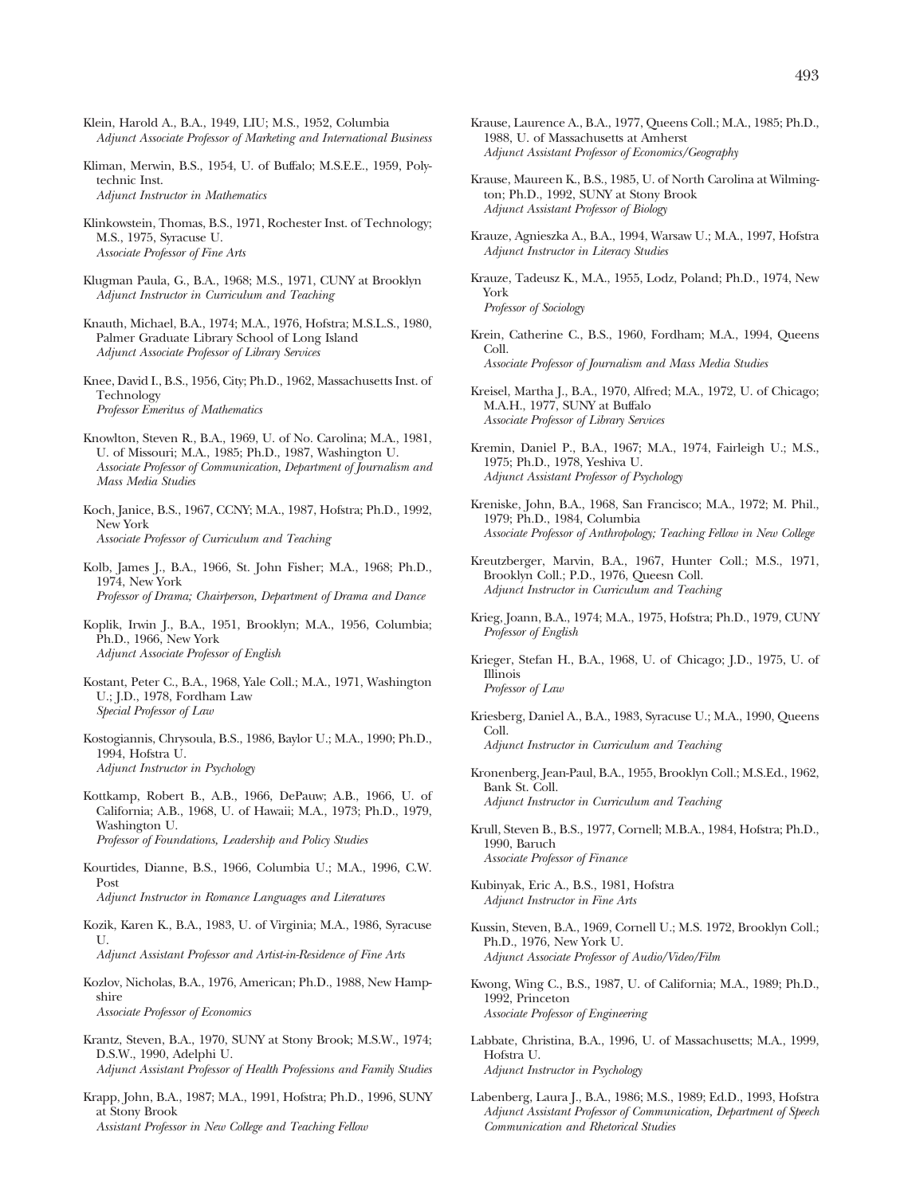Klein, Harold A., B.A., 1949, LIU; M.S., 1952, Columbia
*Adjunct Associate Professor of Marketing and International Business*

Kliman, Merwin, B.S., 1954, U. of Buffalo; M.S.E.E., 1959, Polytechnic Inst.
*Adjunct Instructor in Mathematics*

Klinkowstein, Thomas, B.S., 1971, Rochester Inst. of Technology; M.S., 1975, Syracuse U.
*Associate Professor of Fine Arts*

Klugman Paula, G., B.A., 1968; M.S., 1971, CUNY at Brooklyn
*Adjunct Instructor in Curriculum and Teaching*

Knauth, Michael, B.A., 1974; M.A., 1976, Hofstra; M.S.L.S., 1980, Palmer Graduate Library School of Long Island
*Adjunct Associate Professor of Library Services*

Knee, David I., B.S., 1956, City; Ph.D., 1962, Massachusetts Inst. of Technology
*Professor Emeritus of Mathematics*

Knowlton, Steven R., B.A., 1969, U. of No. Carolina; M.A., 1981, U. of Missouri; M.A., 1985; Ph.D., 1987, Washington U.
*Associate Professor of Communication, Department of Journalism and Mass Media Studies*

Koch, Janice, B.S., 1967, CCNY; M.A., 1987, Hofstra; Ph.D., 1992, New York
*Associate Professor of Curriculum and Teaching*

Kolb, James J., B.A., 1966, St. John Fisher; M.A., 1968; Ph.D., 1974, New York
*Professor of Drama; Chairperson, Department of Drama and Dance*

Koplik, Irwin J., B.A., 1951, Brooklyn; M.A., 1956, Columbia; Ph.D., 1966, New York
*Adjunct Associate Professor of English*

Kostant, Peter C., B.A., 1968, Yale Coll.; M.A., 1971, Washington U.; J.D., 1978, Fordham Law
*Special Professor of Law*

Kostogiannis, Chrysoula, B.S., 1986, Baylor U.; M.A., 1990; Ph.D., 1994, Hofstra U.
*Adjunct Instructor in Psychology*

Kottkamp, Robert B., A.B., 1966, DePauw; A.B., 1966, U. of California; A.B., 1968, U. of Hawaii; M.A., 1973; Ph.D., 1979, Washington U.
*Professor of Foundations, Leadership and Policy Studies*

Kourtides, Dianne, B.S., 1966, Columbia U.; M.A., 1996, C.W. Post
*Adjunct Instructor in Romance Languages and Literatures*

Kozik, Karen K., B.A., 1983, U. of Virginia; M.A., 1986, Syracuse U.
*Adjunct Assistant Professor and Artist-in-Residence of Fine Arts*

Kozlov, Nicholas, B.A., 1976, American; Ph.D., 1988, New Hampshire
*Associate Professor of Economics*

Krantz, Steven, B.A., 1970, SUNY at Stony Brook; M.S.W., 1974; D.S.W., 1990, Adelphi U.
*Adjunct Assistant Professor of Health Professions and Family Studies*

Krapp, John, B.A., 1987; M.A., 1991, Hofstra; Ph.D., 1996, SUNY at Stony Brook
*Assistant Professor in New College and Teaching Fellow*

Krause, Laurence A., B.A., 1977, Queens Coll.; M.A., 1985; Ph.D., 1988, U. of Massachusetts at Amherst
*Adjunct Assistant Professor of Economics/Geography*

Krause, Maureen K., B.S., 1985, U. of North Carolina at Wilmington; Ph.D., 1992, SUNY at Stony Brook
*Adjunct Assistant Professor of Biology*

Krauze, Agnieszka A., B.A., 1994, Warsaw U.; M.A., 1997, Hofstra
*Adjunct Instructor in Literacy Studies*

Krauze, Tadeusz K., M.A., 1955, Lodz, Poland; Ph.D., 1974, New York
*Professor of Sociology*

Krein, Catherine C., B.S., 1960, Fordham; M.A., 1994, Queens Coll.
*Associate Professor of Journalism and Mass Media Studies*

Kreisel, Martha J., B.A., 1970, Alfred; M.A., 1972, U. of Chicago; M.A.H., 1977, SUNY at Buffalo
*Associate Professor of Library Services*

Kremin, Daniel P., B.A., 1967; M.A., 1974, Fairleigh U.; M.S., 1975; Ph.D., 1978, Yeshiva U.
*Adjunct Assistant Professor of Psychology*

Kreniske, John, B.A., 1968, San Francisco; M.A., 1972; M. Phil., 1979; Ph.D., 1984, Columbia
*Associate Professor of Anthropology; Teaching Fellow in New College*

Kreutzberger, Marvin, B.A., 1967, Hunter Coll.; M.S., 1971, Brooklyn Coll.; P.D., 1976, Queesn Coll.
*Adjunct Instructor in Curriculum and Teaching*

Krieg, Joann, B.A., 1974; M.A., 1975, Hofstra; Ph.D., 1979, CUNY
*Professor of English*

Krieger, Stefan H., B.A., 1968, U. of Chicago; J.D., 1975, U. of Illinois
*Professor of Law*

Kriesberg, Daniel A., B.A., 1983, Syracuse U.; M.A., 1990, Queens Coll.
*Adjunct Instructor in Curriculum and Teaching*

Kronenberg, Jean-Paul, B.A., 1955, Brooklyn Coll.; M.S.Ed., 1962, Bank St. Coll.
*Adjunct Instructor in Curriculum and Teaching*

Krull, Steven B., B.S., 1977, Cornell; M.B.A., 1984, Hofstra; Ph.D., 1990, Baruch
*Associate Professor of Finance*

Kubinyak, Eric A., B.S., 1981, Hofstra
*Adjunct Instructor in Fine Arts*

Kussin, Steven, B.A., 1969, Cornell U.; M.S. 1972, Brooklyn Coll.; Ph.D., 1976, New York U.
*Adjunct Associate Professor of Audio/Video/Film*

Kwong, Wing C., B.S., 1987, U. of California; M.A., 1989; Ph.D., 1992, Princeton
*Associate Professor of Engineering*

Labbate, Christina, B.A., 1996, U. of Massachusetts; M.A., 1999, Hofstra U.
*Adjunct Instructor in Psychology*

Labenberg, Laura J., B.A., 1986; M.S., 1989; Ed.D., 1993, Hofstra
*Adjunct Assistant Professor of Communication, Department of Speech Communication and Rhetorical Studies*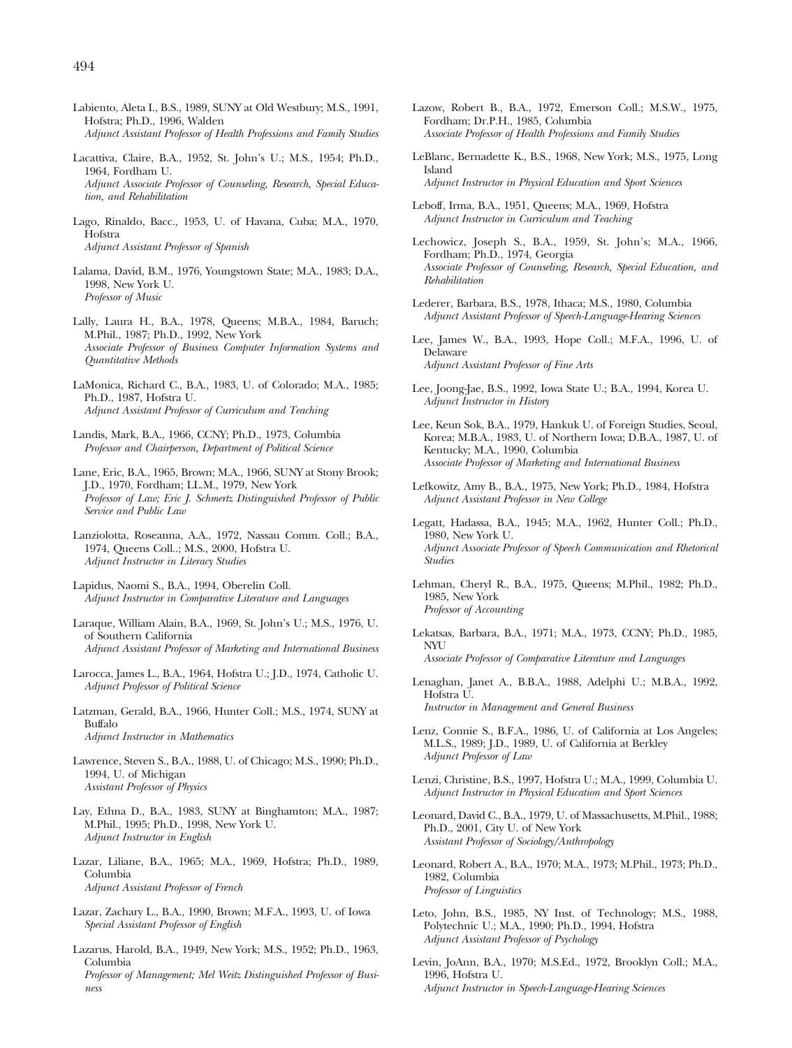Labiento, Aleta I., B.S., 1989, SUNY at Old Westbury; M.S., 1991, Hofstra; Ph.D., 1996, Walden
*Adjunct Assistant Professor of Health Professions and Family Studies*

Lacattiva, Claire, B.A., 1952, St. John's U.; M.S., 1954; Ph.D., 1964, Fordham U.
*Adjunct Associate Professor of Counseling, Research, Special Education, and Rehabilitation*

Lago, Rinaldo, Bacc., 1953, U. of Havana, Cuba; M.A., 1970, Hofstra
*Adjunct Assistant Professor of Spanish*

Lalama, David, B.M., 1976, Youngstown State; M.A., 1983; D.A., 1998, New York U.
*Professor of Music*

Lally, Laura H., B.A., 1978, Queens; M.B.A., 1984, Baruch; M.Phil., 1987; Ph.D., 1992, New York
*Associate Professor of Business Computer Information Systems and Quantitative Methods*

LaMonica, Richard C., B.A., 1983, U. of Colorado; M.A., 1985; Ph.D., 1987, Hofstra U.
*Adjunct Assistant Professor of Curriculum and Teaching*

Landis, Mark, B.A., 1966, CCNY; Ph.D., 1973, Columbia
*Professor and Chairperson, Department of Political Science*

Lane, Eric, B.A., 1965, Brown; M.A., 1966, SUNY at Stony Brook; J.D., 1970, Fordham; LL.M., 1979, New York
*Professor of Law; Eric J. Schmertz Distinguished Professor of Public Service and Public Law*

Lanziolotta, Roseanna, A.A., 1972, Nassau Comm. Coll.; B.A., 1974, Queens Coll..; M.S., 2000, Hofstra U.
*Adjunct Instructor in Literacy Studies*

Lapidus, Naomi S., B.A., 1994, Oberelin Coll.
*Adjunct Instructor in Comparative Literature and Languages*

Laraque, William Alain, B.A., 1969, St. John's U.; M.S., 1976, U. of Southern California
*Adjunct Assistant Professor of Marketing and International Business*

Larocca, James L., B.A., 1964, Hofstra U.; J.D., 1974, Catholic U.
*Adjunct Professor of Political Science*

Latzman, Gerald, B.A., 1966, Hunter Coll.; M.S., 1974, SUNY at Buffalo
*Adjunct Instructor in Mathematics*

Lawrence, Steven S., B.A., 1988, U. of Chicago; M.S., 1990; Ph.D., 1994, U. of Michigan
*Assistant Professor of Physics*

Lay, Ethna D., B.A., 1983, SUNY at Binghamton; M.A., 1987; M.Phil., 1995; Ph.D., 1998, New York U.
*Adjunct Instructor in English*

Lazar, Liliane, B.A., 1965; M.A., 1969, Hofstra; Ph.D., 1989, Columbia
*Adjunct Assistant Professor of French*

Lazar, Zachary L., B.A., 1990, Brown; M.F.A., 1993, U. of Iowa
*Special Assistant Professor of English*

Lazarus, Harold, B.A., 1949, New York; M.S., 1952; Ph.D., 1963, Columbia
*Professor of Management; Mel Weitz Distinguished Professor of Business*

Lazow, Robert B., B.A., 1972, Emerson Coll.; M.S.W., 1975, Fordham; Dr.P.H., 1985, Columbia
*Associate Professor of Health Professions and Family Studies*

LeBlanc, Bernadette K., B.S., 1968, New York; M.S., 1975, Long Island
*Adjunct Instructor in Physical Education and Sport Sciences*

Leboff, Irma, B.A., 1951, Queens; M.A., 1969, Hofstra
*Adjunct Instructor in Curriculum and Teaching*

Lechowicz, Joseph S., B.A., 1959, St. John's; M.A., 1966, Fordham; Ph.D., 1974, Georgia
*Associate Professor of Counseling, Research, Special Education, and Rehabilitation*

Lederer, Barbara, B.S., 1978, Ithaca; M.S., 1980, Columbia
*Adjunct Assistant Professor of Speech-Language-Hearing Sciences*

Lee, James W., B.A., 1993, Hope Coll.; M.F.A., 1996, U. of Delaware
*Adjunct Assistant Professor of Fine Arts*

Lee, Joong-Jae, B.S., 1992, Iowa State U.; B.A., 1994, Korea U.
*Adjunct Instructor in History*

Lee, Keun Sok, B.A., 1979, Hankuk U. of Foreign Studies, Seoul, Korea; M.B.A., 1983, U. of Northern Iowa; D.B.A., 1987, U. of Kentucky; M.A., 1990, Columbia
*Associate Professor of Marketing and International Business*

Lefkowitz, Amy B., B.A., 1975, New York; Ph.D., 1984, Hofstra
*Adjunct Assistant Professor in New College*

Legatt, Hadassa, B.A., 1945; M.A., 1962, Hunter Coll.; Ph.D., 1980, New York U.
*Adjunct Associate Professor of Speech Communication and Rhetorical Studies*

Lehman, Cheryl R., B.A., 1975, Queens; M.Phil., 1982; Ph.D., 1985, New York
*Professor of Accounting*

Lekatsas, Barbara, B.A., 1971; M.A., 1973, CCNY; Ph.D., 1985, NYU
*Associate Professor of Comparative Literature and Languages*

Lenaghan, Janet A., B.B.A., 1988, Adelphi U.; M.B.A., 1992, Hofstra U.
*Instructor in Management and General Business*

Lenz, Connie S., B.F.A., 1986, U. of California at Los Angeles; M.L.S., 1989; J.D., 1989, U. of California at Berkley
*Adjunct Professor of Law*

Lenzi, Christine, B.S., 1997, Hofstra U.; M.A., 1999, Columbia U.
*Adjunct Instructor in Physical Education and Sport Sciences*

Leonard, David C., B.A., 1979, U. of Massachusetts, M.Phil., 1988; Ph.D., 2001, City U. of New York
*Assistant Professor of Sociology/Anthropology*

Leonard, Robert A., B.A., 1970; M.A., 1973; M.Phil., 1973; Ph.D., 1982, Columbia
*Professor of Linguistics*

Leto, John, B.S., 1985, NY Inst. of Technology; M.S., 1988, Polytechnic U.; M.A., 1990; Ph.D., 1994, Hofstra
*Adjunct Assistant Professor of Psychology*

Levin, JoAnn, B.A., 1970; M.S.Ed., 1972, Brooklyn Coll.; M.A., 1996, Hofstra U.
*Adjunct Instructor in Speech-Language-Hearing Sciences*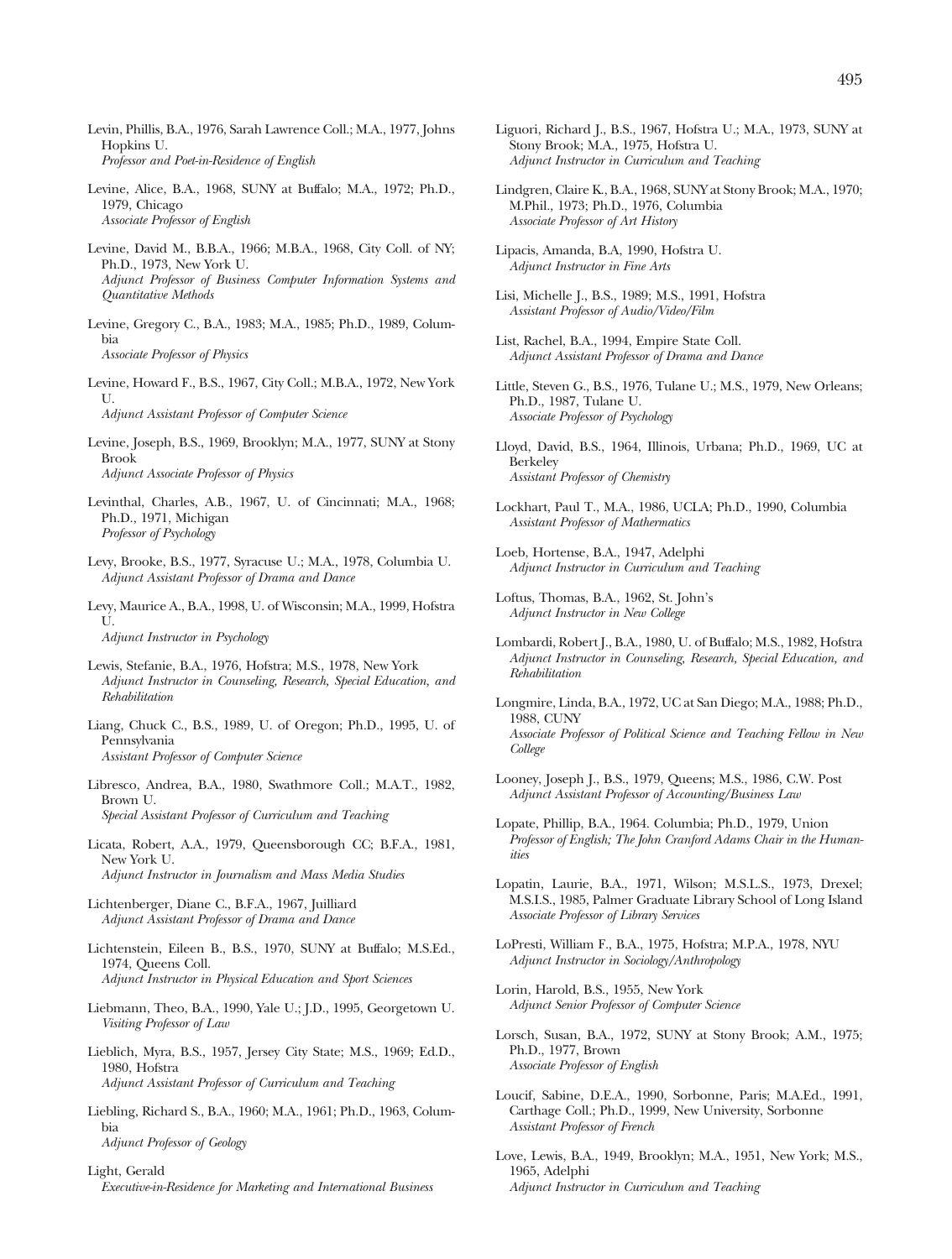Levin, Phillis, B.A., 1976, Sarah Lawrence Coll.; M.A., 1977, Johns Hopkins U.
*Professor and Poet-in-Residence of English*

Levine, Alice, B.A., 1968, SUNY at Buffalo; M.A., 1972; Ph.D., 1979, Chicago
*Associate Professor of English*

Levine, David M., B.B.A., 1966; M.B.A., 1968, City Coll. of NY; Ph.D., 1973, New York U.
*Adjunct Professor of Business Computer Information Systems and Quantitative Methods*

Levine, Gregory C., B.A., 1983; M.A., 1985; Ph.D., 1989, Columbia
*Associate Professor of Physics*

Levine, Howard F., B.S., 1967, City Coll.; M.B.A., 1972, New York U.
*Adjunct Assistant Professor of Computer Science*

Levine, Joseph, B.S., 1969, Brooklyn; M.A., 1977, SUNY at Stony Brook
*Adjunct Associate Professor of Physics*

Levinthal, Charles, A.B., 1967, U. of Cincinnati; M.A., 1968; Ph.D., 1971, Michigan
*Professor of Psychology*

Levy, Brooke, B.S., 1977, Syracuse U.; M.A., 1978, Columbia U.
*Adjunct Assistant Professor of Drama and Dance*

Levy, Maurice A., B.A., 1998, U. of Wisconsin; M.A., 1999, Hofstra U.
*Adjunct Instructor in Psychology*

Lewis, Stefanie, B.A., 1976, Hofstra; M.S., 1978, New York
*Adjunct Instructor in Counseling, Research, Special Education, and Rehabilitation*

Liang, Chuck C., B.S., 1989, U. of Oregon; Ph.D., 1995, U. of Pennsylvania
*Assistant Professor of Computer Science*

Libresco, Andrea, B.A., 1980, Swathmore Coll.; M.A.T., 1982, Brown U.
*Special Assistant Professor of Curriculum and Teaching*

Licata, Robert, A.A., 1979, Queensborough CC; B.F.A., 1981, New York U.
*Adjunct Instructor in Journalism and Mass Media Studies*

Lichtenberger, Diane C., B.F.A., 1967, Juilliard
*Adjunct Assistant Professor of Drama and Dance*

Lichtenstein, Eileen B., B.S., 1970, SUNY at Buffalo; M.S.Ed., 1974, Queens Coll.
*Adjunct Instructor in Physical Education and Sport Sciences*

Liebmann, Theo, B.A., 1990, Yale U.; J.D., 1995, Georgetown U.
*Visiting Professor of Law*

Lieblich, Myra, B.S., 1957, Jersey City State; M.S., 1969; Ed.D., 1980, Hofstra
*Adjunct Assistant Professor of Curriculum and Teaching*

Liebling, Richard S., B.A., 1960; M.A., 1961; Ph.D., 1963, Columbia
*Adjunct Professor of Geology*

Light, Gerald
*Executive-in-Residence for Marketing and International Business*

Liguori, Richard J., B.S., 1967, Hofstra U.; M.A., 1973, SUNY at Stony Brook; M.A., 1975, Hofstra U.
*Adjunct Instructor in Curriculum and Teaching*

Lindgren, Claire K., B.A., 1968, SUNY at Stony Brook; M.A., 1970; M.Phil., 1973; Ph.D., 1976, Columbia
*Associate Professor of Art History*

Lipacis, Amanda, B.A, 1990, Hofstra U.
*Adjunct Instructor in Fine Arts*

Lisi, Michelle J., B.S., 1989; M.S., 1991, Hofstra
*Assistant Professor of Audio/Video/Film*

List, Rachel, B.A., 1994, Empire State Coll.
*Adjunct Assistant Professor of Drama and Dance*

Little, Steven G., B.S., 1976, Tulane U.; M.S., 1979, New Orleans; Ph.D., 1987, Tulane U.
*Associate Professor of Psychology*

Lloyd, David, B.S., 1964, Illinois, Urbana; Ph.D., 1969, UC at Berkeley
*Assistant Professor of Chemistry*

Lockhart, Paul T., M.A., 1986, UCLA; Ph.D., 1990, Columbia
*Assistant Professor of Mathermatics*

Loeb, Hortense, B.A., 1947, Adelphi
*Adjunct Instructor in Curriculum and Teaching*

Loftus, Thomas, B.A., 1962, St. John's
*Adjunct Instructor in New College*

Lombardi, Robert J., B.A., 1980, U. of Buffalo; M.S., 1982, Hofstra
*Adjunct Instructor in Counseling, Research, Special Education, and Rehabilitation*

Longmire, Linda, B.A., 1972, UC at San Diego; M.A., 1988; Ph.D., 1988, CUNY
*Associate Professor of Political Science and Teaching Fellow in New College*

Looney, Joseph J., B.S., 1979, Queens; M.S., 1986, C.W. Post
*Adjunct Assistant Professor of Accounting/Business Law*

Lopate, Phillip, B.A., 1964. Columbia; Ph.D., 1979, Union
*Professor of English; The John Cranford Adams Chair in the Humanities*

Lopatin, Laurie, B.A., 1971, Wilson; M.S.L.S., 1973, Drexel; M.S.I.S., 1985, Palmer Graduate Library School of Long Island
*Associate Professor of Library Services*

LoPresti, William F., B.A., 1975, Hofstra; M.P.A., 1978, NYU
*Adjunct Instructor in Sociology/Anthropology*

Lorin, Harold, B.S., 1955, New York
*Adjunct Senior Professor of Computer Science*

Lorsch, Susan, B.A., 1972, SUNY at Stony Brook; A.M., 1975; Ph.D., 1977, Brown
*Associate Professor of English*

Loucif, Sabine, D.E.A., 1990, Sorbonne, Paris; M.A.Ed., 1991, Carthage Coll.; Ph.D., 1999, New University, Sorbonne
*Assistant Professor of French*

Love, Lewis, B.A., 1949, Brooklyn; M.A., 1951, New York; M.S., 1965, Adelphi
*Adjunct Instructor in Curriculum and Teaching*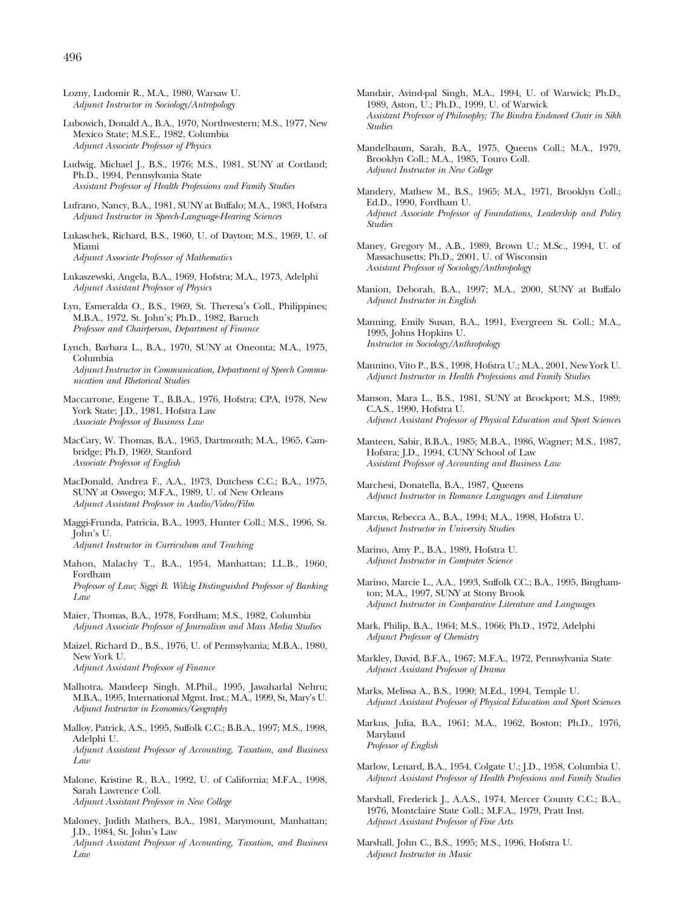Lozny, Ludomir R., M.A., 1980, Warsaw U.
*Adjunct Instructor in Sociology/Antropology*

Lubowich, Donald A., B.A., 1970, Northwestern; M.S., 1977, New Mexico State; M.S.E., 1982, Columbia
*Adjunct Associate Professor of Physics*

Ludwig, Michael J., B.S., 1976; M.S., 1981, SUNY at Cortland; Ph.D., 1994, Pennsylvania State
*Assistant Professor of Health Professions and Family Studies*

Lufrano, Nancy, B.A., 1981, SUNY at Buffalo; M.A., 1983, Hofstra
*Adjunct Instructor in Speech-Language-Hearing Sciences*

Lukaschek, Richard, B.S., 1960, U. of Dayton; M.S., 1969, U. of Miami
*Adjunct Associate Professor of Mathematics*

Lukaszewski, Angela, B.A., 1969, Hofstra; M.A., 1973, Adelphi
*Adjunct Assistant Professor of Physics*

Lyn, Esmeralda O., B.S., 1969, St. Theresa's Coll., Philippines; M.B.A., 1972, St. John's; Ph.D., 1982, Baruch
*Professor and Chairperson, Department of Finance*

Lynch, Barbara L., B.A., 1970, SUNY at Oneonta; M.A., 1975, Columbia
*Adjunct Instructor in Communication, Department of Speech Communication and Rhetorical Studies*

Maccarrone, Eugene T., B.B.A., 1976, Hofstra; CPA, 1978, New York State; J.D., 1981, Hofstra Law
*Associate Professor of Business Law*

MacCary, W. Thomas, B.A., 1963, Dartmouth; M.A., 1965, Cambridge; Ph.D, 1969, Stanford
*Associate Professor of English*

MacDonald, Andrea F., A.A., 1973, Dutchess C.C.; B.A., 1975, SUNY at Oswego; M.F.A., 1989, U. of New Orleans
*Adjunct Assistant Professor in Audio/Video/Film*

Maggi-Frunda, Patricia, B.A., 1993, Hunter Coll.; M.S., 1996, St. John's U.
*Adjunct Instructor in Curriculum and Teaching*

Mahon, Malachy T., B.A., 1954, Manhattan; LL.B., 1960, Fordham
*Professor of Law; Siggi B. Wilzig Distinguished Professor of Banking Law*

Maier, Thomas, B.A., 1978, Fordham; M.S., 1982, Columbia
*Adjunct Associate Professor of Journalism and Mass Media Studies*

Maizel, Richard D., B.S., 1976, U. of Pennsylvania; M.B.A., 1980, New York U.
*Adjunct Assistant Professor of Finance*

Malhotra, Mandeep Singh, M.Phil., 1995, Jawaharlal Nehru; M.B.A., 1995, International Mgmt. Inst.; M.A., 1999, St, Mary's U.
*Adjunct Instructor in Economics/Geography*

Malloy, Patrick, A.S., 1995, Suffolk C.C.; B.B.A., 1997; M.S., 1998, Adelphi U.
*Adjunct Assistant Professor of Accounting, Taxation, and Business Law*

Malone, Kristine R., B.A., 1992, U. of California; M.F.A., 1998, Sarah Lawrence Coll.
*Adjunct Assistant Professor in New College*

Maloney, Judith Mathers, B.A., 1981, Marymount, Manhattan; J.D., 1984, St. John's Law
*Adjunct Assistant Professor of Accounting, Taxation, and Business Law*

Mandair, Avind-pal Singh, M.A., 1994, U. of Warwick; Ph.D., 1989, Aston, U.; Ph.D., 1999, U. of Warwick
*Assistant Professor of Philosophy; The Bindra Endowed Chair in Sikh Studies*

Mandelbaum, Sarah, B.A., 1975, Queens Coll.; M.A., 1979, Brooklyn Coll.; M.A., 1985, Touro Coll.
*Adjunct Instructor in New College*

Mandery, Mathew M., B.S., 1965; M.A., 1971, Brooklyn Coll.; Ed.D., 1990, Fordham U.
*Adjunct Associate Professor of Foundations, Leadership and Policy Studies*

Maney, Gregory M., A.B., 1989, Brown U.; M.Sc., 1994, U. of Massachusetts; Ph.D., 2001, U. of Wisconsin
*Assistant Professor of Sociology/Anthropology*

Manion, Deborah, B.A., 1997; M.A., 2000, SUNY at Buffalo
*Adjunct Instructor in English*

Manning, Emily Susan, B.A., 1991, Evergreen St. Coll.; M.A., 1995, Johns Hopkins U.
*Instructor in Sociology/Anthropology*

Mannino, Vito P., B.S., 1998, Hofstra U.; M.A., 2001, New York U.
*Adjunct Instructor in Health Professions and Family Studies*

Manson, Mara L., B.S., 1981, SUNY at Brockport; M.S., 1989; C.A.S., 1990, Hofstra U.
*Adjunct Assistant Professor of Physical Education and Sport Sciences*

Manteen, Sabir, B.B.A., 1985; M.B.A., 1986, Wagner; M.S., 1987, Hofstra; J.D., 1994, CUNY School of Law
*Assistant Professor of Accounting and Business Law*

Marchesi, Donatella, B.A., 1987, Queens
*Adjunct Instructor in Romance Languages and Literature*

Marcus, Rebecca A., B.A., 1994; M.A., 1998, Hofstra U.
*Adjunct Instructor in University Studies*

Marino, Amy P., B.A., 1989, Hofstra U.
*Adjunct Instructor in Computer Science*

Marino, Marcie L., A.A., 1993, Suffolk CC.; B.A., 1995, Binghamton; M.A., 1997, SUNY at Stony Brook
*Adjunct Instructor in Comparative Literature and Languages*

Mark, Philip, B.A., 1964; M.S., 1966; Ph.D., 1972, Adelphi
*Adjunct Professor of Chemistry*

Markley, David, B.F.A., 1967; M.F.A., 1972, Pennsylvania State
*Adjunct Assistant Professor of Drama*

Marks, Melissa A., B.S., 1990; M.Ed., 1994, Temple U.
*Adjunct Assistant Professor of Physical Education and Sport Sciences*

Markus, Julia, B.A., 1961; M.A., 1962, Boston; Ph.D., 1976, Maryland
*Professor of English*

Marlow, Lenard, B.A., 1954, Colgate U.; J.D., 1958, Columbia U.
*Adjunct Assistant Professor of Health Professions and Family Studies*

Marshall, Frederick J., A.A.S., 1974, Mercer County C.C.; B.A., 1976, Montclaire State Coll.; M.F.A., 1979, Pratt Inst.
*Adjunct Assistant Professor of Fine Arts*

Marshall, John C., B.S., 1995; M.S., 1996, Hofstra U.
*Adjunct Instructor in Music*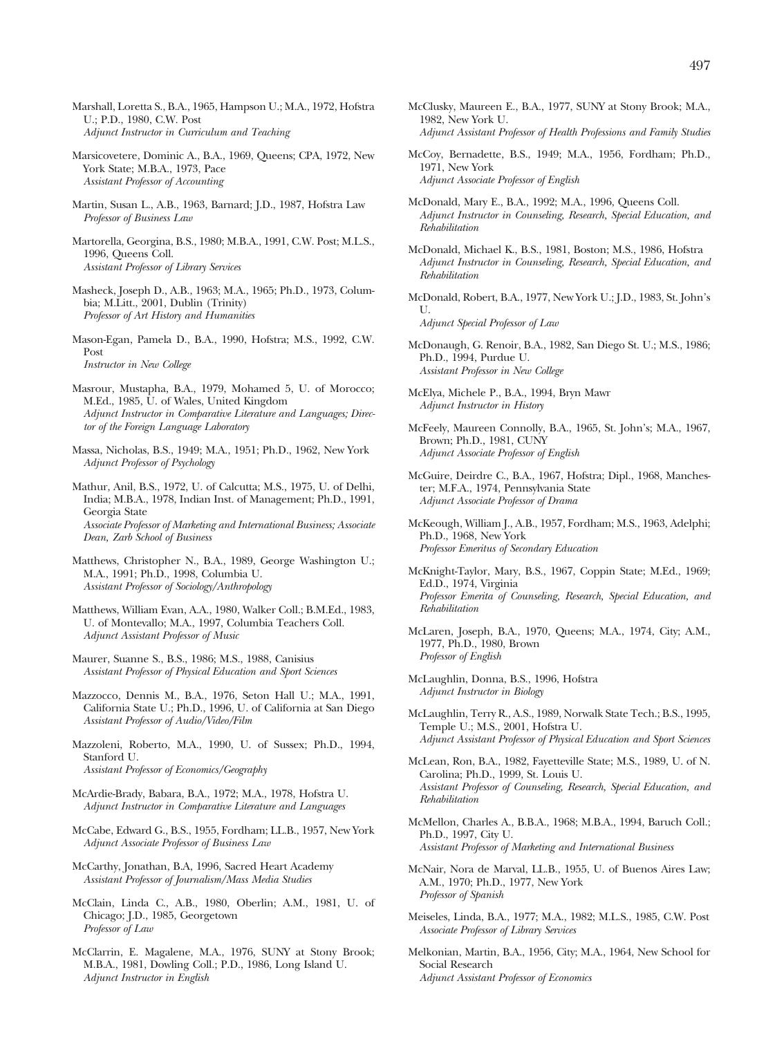Marshall, Loretta S., B.A., 1965, Hampson U.; M.A., 1972, Hofstra U.; P.D., 1980, C.W. Post
*Adjunct Instructor in Curriculum and Teaching*

Marsicovetere, Dominic A., B.A., 1969, Queens; CPA, 1972, New York State; M.B.A., 1973, Pace
*Assistant Professor of Accounting*

Martin, Susan L., A.B., 1963, Barnard; J.D., 1987, Hofstra Law
*Professor of Business Law*

Martorella, Georgina, B.S., 1980; M.B.A., 1991, C.W. Post; M.L.S., 1996, Queens Coll.
*Assistant Professor of Library Services*

Masheck, Joseph D., A.B., 1963; M.A., 1965; Ph.D., 1973, Columbia; M.Litt., 2001, Dublin (Trinity)
*Professor of Art History and Humanities*

Mason-Egan, Pamela D., B.A., 1990, Hofstra; M.S., 1992, C.W. Post
*Instructor in New College*

Masrour, Mustapha, B.A., 1979, Mohamed 5, U. of Morocco; M.Ed., 1985, U. of Wales, United Kingdom
*Adjunct Instructor in Comparative Literature and Languages; Director of the Foreign Language Laboratory*

Massa, Nicholas, B.S., 1949; M.A., 1951; Ph.D., 1962, New York
*Adjunct Professor of Psychology*

Mathur, Anil, B.S., 1972, U. of Calcutta; M.S., 1975, U. of Delhi, India; M.B.A., 1978, Indian Inst. of Management; Ph.D., 1991, Georgia State
*Associate Professor of Marketing and International Business; Associate Dean, Zarb School of Business*

Matthews, Christopher N., B.A., 1989, George Washington U.; M.A., 1991; Ph.D., 1998, Columbia U.
*Assistant Professor of Sociology/Anthropology*

Matthews, William Evan, A.A., 1980, Walker Coll.; B.M.Ed., 1983, U. of Montevallo; M.A., 1997, Columbia Teachers Coll.
*Adjunct Assistant Professor of Music*

Maurer, Suanne S., B.S., 1986; M.S., 1988, Canisius
*Assistant Professor of Physical Education and Sport Sciences*

Mazzocco, Dennis M., B.A., 1976, Seton Hall U.; M.A., 1991, California State U.; Ph.D., 1996, U. of California at San Diego
*Assistant Professor of Audio/Video/Film*

Mazzoleni, Roberto, M.A., 1990, U. of Sussex; Ph.D., 1994, Stanford U.
*Assistant Professor of Economics/Geography*

McArdie-Brady, Babara, B.A., 1972; M.A., 1978, Hofstra U.
*Adjunct Instructor in Comparative Literature and Languages*

McCabe, Edward G., B.S., 1955, Fordham; LL.B., 1957, New York
*Adjunct Associate Professor of Business Law*

McCarthy, Jonathan, B.A, 1996, Sacred Heart Academy
*Assistant Professor of Journalism/Mass Media Studies*

McClain, Linda C., A.B., 1980, Oberlin; A.M., 1981, U. of Chicago; J.D., 1985, Georgetown
*Professor of Law*

McClarrin, E. Magalene, M.A., 1976, SUNY at Stony Brook; M.B.A., 1981, Dowling Coll.; P.D., 1986, Long Island U.
*Adjunct Instructor in English*

McClusky, Maureen E., B.A., 1977, SUNY at Stony Brook; M.A., 1982, New York U.
*Adjunct Assistant Professor of Health Professions and Family Studies*

McCoy, Bernadette, B.S., 1949; M.A., 1956, Fordham; Ph.D., 1971, New York
*Adjunct Associate Professor of English*

McDonald, Mary E., B.A., 1992; M.A., 1996, Queens Coll.
*Adjunct Instructor in Counseling, Research, Special Education, and Rehabilitation*

McDonald, Michael K., B.S., 1981, Boston; M.S., 1986, Hofstra
*Adjunct Instructor in Counseling, Research, Special Education, and Rehabilitation*

McDonald, Robert, B.A., 1977, New York U.; J.D., 1983, St. John's U.
*Adjunct Special Professor of Law*

McDonaugh, G. Renoir, B.A., 1982, San Diego St. U.; M.S., 1986; Ph.D., 1994, Purdue U.
*Assistant Professor in New College*

McElya, Michele P., B.A., 1994, Bryn Mawr
*Adjunct Instructor in History*

McFeely, Maureen Connolly, B.A., 1965, St. John's; M.A., 1967, Brown; Ph.D., 1981, CUNY
*Adjunct Associate Professor of English*

McGuire, Deirdre C., B.A., 1967, Hofstra; Dipl., 1968, Manchester; M.F.A., 1974, Pennsylvania State
*Adjunct Associate Professor of Drama*

McKeough, William J., A.B., 1957, Fordham; M.S., 1963, Adelphi; Ph.D., 1968, New York
*Professor Emeritus of Secondary Education*

McKnight-Taylor, Mary, B.S., 1967, Coppin State; M.Ed., 1969; Ed.D., 1974, Virginia
*Professor Emerita of Counseling, Research, Special Education, and Rehabilitation*

McLaren, Joseph, B.A., 1970, Queens; M.A., 1974, City; A.M., 1977, Ph.D., 1980, Brown
*Professor of English*

McLaughlin, Donna, B.S., 1996, Hofstra
*Adjunct Instructor in Biology*

McLaughlin, Terry R., A.S., 1989, Norwalk State Tech.; B.S., 1995, Temple U.; M.S., 2001, Hofstra U.
*Adjunct Assistant Professor of Physical Education and Sport Sciences*

McLean, Ron, B.A., 1982, Fayetteville State; M.S., 1989, U. of N. Carolina; Ph.D., 1999, St. Louis U.
*Assistant Professor of Counseling, Research, Special Education, and Rehabilitation*

McMellon, Charles A., B.B.A., 1968; M.B.A., 1994, Baruch Coll.; Ph.D., 1997, City U.
*Assistant Professor of Marketing and International Business*

McNair, Nora de Marval, LL.B., 1955, U. of Buenos Aires Law; A.M., 1970; Ph.D., 1977, New York
*Professor of Spanish*

Meiseles, Linda, B.A., 1977; M.A., 1982; M.L.S., 1985, C.W. Post
*Associate Professor of Library Services*

Melkonian, Martin, B.A., 1956, City; M.A., 1964, New School for Social Research
*Adjunct Assistant Professor of Economics*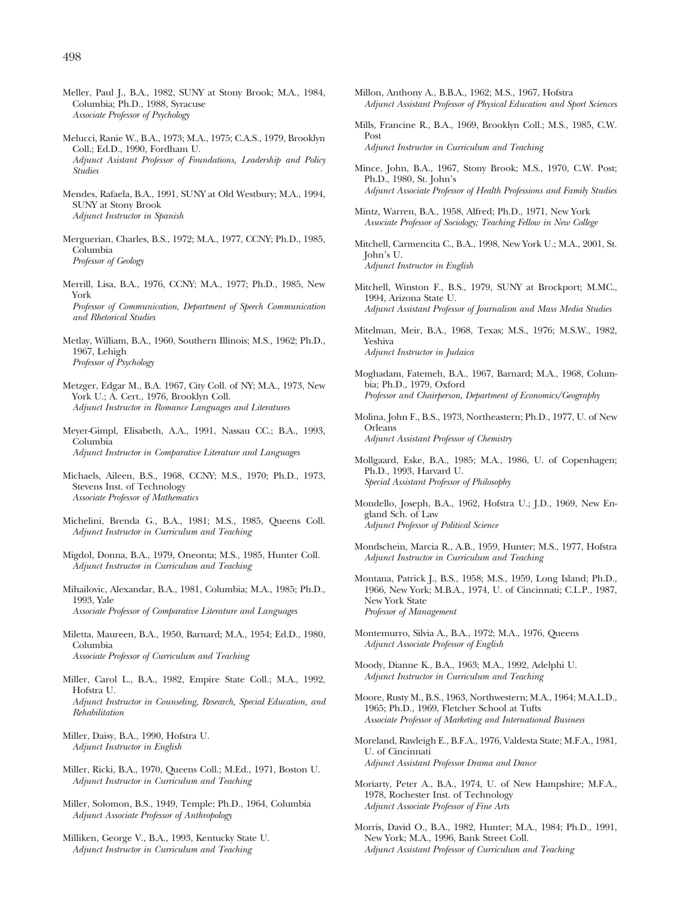Meller, Paul J., B.A., 1982, SUNY at Stony Brook; M.A., 1984, Columbia; Ph.D., 1988, Syracuse
*Associate Professor of Psychology*

Melucci, Ranie W., B.A., 1973; M.A., 1975; C.A.S., 1979, Brooklyn Coll.; Ed.D., 1990, Fordham U.
*Adjunct Asistant Professor of Foundations, Leadership and Policy Studies*

Mendes, Rafaela, B.A., 1991, SUNY at Old Westbury; M.A., 1994, SUNY at Stony Brook
*Adjunct Instructor in Spanish*

Merguerian, Charles, B.S., 1972; M.A., 1977, CCNY; Ph.D., 1985, Columbia
*Professor of Geology*

Merrill, Lisa, B.A., 1976, CCNY; M.A., 1977; Ph.D., 1985, New York
*Professor of Communication, Department of Speech Communication and Rhetorical Studies*

Metlay, William, B.A., 1960, Southern Illinois; M.S., 1962; Ph.D., 1967, Lehigh
*Professor of Psychology*

Metzger, Edgar M., B.A. 1967, City Coll. of NY; M.A., 1973, New York U.; A. Cert., 1976, Brooklyn Coll.
*Adjunct Instructor in Romance Languages and Literatures*

Meyer-Gimpl, Elisabeth, A.A., 1991, Nassau CC.; B.A., 1993, Columbia
*Adjunct Instructor in Comparative Literature and Languages*

Michaels, Aileen, B.S., 1968, CCNY; M.S., 1970; Ph.D., 1973, Stevens Inst. of Technology
*Associate Professor of Mathematics*

Michelini, Brenda G., B.A., 1981; M.S., 1985, Queens Coll.
*Adjunct Instructor in Curriculum and Teaching*

Migdol, Donna, B.A., 1979, Oneonta; M.S., 1985, Hunter Coll.
*Adjunct Instructor in Curriculum and Teaching*

Mihailovic, Alexandar, B.A., 1981, Columbia; M.A., 1985; Ph.D., 1993, Yale
*Associate Professor of Comparative Literature and Languages*

Miletta, Maureen, B.A., 1950, Barnard; M.A., 1954; Ed.D., 1980, Columbia
*Associate Professor of Curriculum and Teaching*

Miller, Carol L., B.A., 1982, Empire State Coll.; M.A., 1992, Hofstra U.
*Adjunct Instructor in Counseling, Research, Special Education, and Rehabilitation*

Miller, Daisy, B.A., 1990, Hofstra U.
*Adjunct Instructor in English*

Miller, Ricki, B.A., 1970, Queens Coll.; M.Ed., 1971, Boston U.
*Adjunct Instructor in Curriculum and Teaching*

Miller, Solomon, B.S., 1949, Temple; Ph.D., 1964, Columbia
*Adjunct Associate Professor of Anthropology*

Milliken, George V., B.A., 1993, Kentucky State U.
*Adjunct Instructor in Curriculum and Teaching*

Millon, Anthony A., B.B.A., 1962; M.S., 1967, Hofstra
*Adjunct Assistant Professor of Physical Education and Sport Sciences*

Mills, Francine R., B.A., 1969, Brooklyn Coll.; M.S., 1985, C.W. Post
*Adjunct Instructor in Curriculum and Teaching*

Mince, John, B.A., 1967, Stony Brook; M.S., 1970, C.W. Post; Ph.D., 1980, St. John's
*Adjunct Associate Professor of Health Professions and Family Studies*

Mintz, Warren, B.A., 1958, Alfred; Ph.D., 1971, New York
*Associate Professor of Sociology; Teaching Fellow in New College*

Mitchell, Carmencita C., B.A., 1998, New York U.; M.A., 2001, St. John's U.
*Adjunct Instructor in English*

Mitchell, Winston F., B.S., 1979, SUNY at Brockport; M.MC., 1994, Arizona State U.
*Adjunct Assistant Professor of Journalism and Mass Media Studies*

Mitelman, Meir, B.A., 1968, Texas; M.S., 1976; M.S.W., 1982, Yeshiva
*Adjunct Instructor in Judaica*

Moghadam, Fatemeh, B.A., 1967, Barnard; M.A., 1968, Columbia; Ph.D., 1979, Oxford
*Professor and Chairperson, Department of Economics/Geography*

Molina, John F., B.S., 1973, Northeastern; Ph.D., 1977, U. of New Orleans
*Adjunct Assistant Professor of Chemistry*

Mollgaard, Eske, B.A., 1985; M.A., 1986, U. of Copenhagen; Ph.D., 1993, Harvard U.
*Special Assistant Professor of Philosophy*

Mondello, Joseph, B.A., 1962, Hofstra U.; J.D., 1969, New England Sch. of Law
*Adjunct Professor of Political Science*

Mondschein, Marcia R., A.B., 1959, Hunter; M.S., 1977, Hofstra
*Adjunct Instructor in Curriculum and Teaching*

Montana, Patrick J., B.S., 1958; M.S., 1959, Long Island; Ph.D., 1966, New York; M.B.A., 1974, U. of Cincinnati; C.L.P., 1987, New York State
*Professor of Management*

Montemurro, Silvia A., B.A., 1972; M.A., 1976, Queens
*Adjunct Associate Professor of English*

Moody, Dianne K., B.A., 1963; M.A., 1992, Adelphi U.
*Adjunct Instructor in Curriculum and Teaching*

Moore, Rusty M., B.S., 1963, Northwestern; M.A., 1964; M.A.L.D., 1965; Ph.D., 1969, Fletcher School at Tufts
*Associate Professor of Marketing and International Business*

Moreland, Rawleigh E., B.F.A., 1976, Valdesta State; M.F.A., 1981, U. of Cincinnati
*Adjunct Assistant Professor Drama and Dance*

Moriarty, Peter A., B.A., 1974, U. of New Hampshire; M.F.A., 1978, Rochester Inst. of Technology
*Adjunct Associate Professor of Fine Arts*

Morris, David O., B.A., 1982, Hunter; M.A., 1984; Ph.D., 1991, New York; M.A., 1996, Bank Street Coll.
*Adjunct Assistant Professor of Curriculum and Teaching*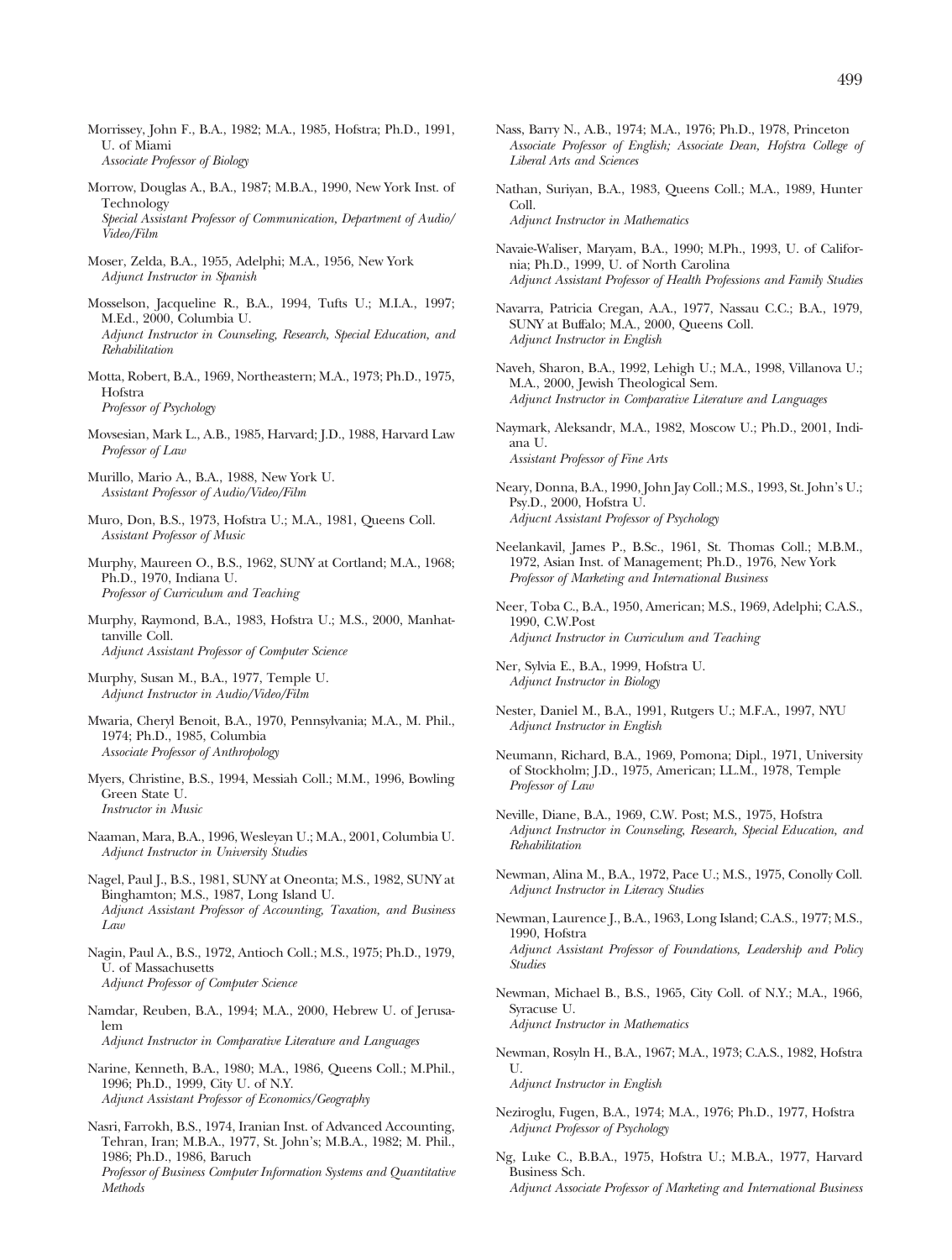Morrissey, John F., B.A., 1982; M.A., 1985, Hofstra; Ph.D., 1991, U. of Miami
*Associate Professor of Biology*

Morrow, Douglas A., B.A., 1987; M.B.A., 1990, New York Inst. of Technology
*Special Assistant Professor of Communication, Department of Audio/Video/Film*

Moser, Zelda, B.A., 1955, Adelphi; M.A., 1956, New York
*Adjunct Instructor in Spanish*

Mosselson, Jacqueline R., B.A., 1994, Tufts U.; M.I.A., 1997; M.Ed., 2000, Columbia U.
*Adjunct Instructor in Counseling, Research, Special Education, and Rehabilitation*

Motta, Robert, B.A., 1969, Northeastern; M.A., 1973; Ph.D., 1975, Hofstra
*Professor of Psychology*

Movsesian, Mark L., A.B., 1985, Harvard; J.D., 1988, Harvard Law
*Professor of Law*

Murillo, Mario A., B.A., 1988, New York U.
*Assistant Professor of Audio/Video/Film*

Muro, Don, B.S., 1973, Hofstra U.; M.A., 1981, Queens Coll.
*Assistant Professor of Music*

Murphy, Maureen O., B.S., 1962, SUNY at Cortland; M.A., 1968; Ph.D., 1970, Indiana U.
*Professor of Curriculum and Teaching*

Murphy, Raymond, B.A., 1983, Hofstra U.; M.S., 2000, Manhattanville Coll.
*Adjunct Assistant Professor of Computer Science*

Murphy, Susan M., B.A., 1977, Temple U.
*Adjunct Instructor in Audio/Video/Film*

Mwaria, Cheryl Benoit, B.A., 1970, Pennsylvania; M.A., M. Phil., 1974; Ph.D., 1985, Columbia
*Associate Professor of Anthropology*

Myers, Christine, B.S., 1994, Messiah Coll.; M.M., 1996, Bowling Green State U.
*Instructor in Music*

Naaman, Mara, B.A., 1996, Wesleyan U.; M.A., 2001, Columbia U.
*Adjunct Instructor in University Studies*

Nagel, Paul J., B.S., 1981, SUNY at Oneonta; M.S., 1982, SUNY at Binghamton; M.S., 1987, Long Island U.
*Adjunct Assistant Professor of Accounting, Taxation, and Business Law*

Nagin, Paul A., B.S., 1972, Antioch Coll.; M.S., 1975; Ph.D., 1979, U. of Massachusetts
*Adjunct Professor of Computer Science*

Namdar, Reuben, B.A., 1994; M.A., 2000, Hebrew U. of Jerusalem
*Adjunct Instructor in Comparative Literature and Languages*

Narine, Kenneth, B.A., 1980; M.A., 1986, Queens Coll.; M.Phil., 1996; Ph.D., 1999, City U. of N.Y.
*Adjunct Assistant Professor of Economics/Geography*

Nasri, Farrokh, B.S., 1974, Iranian Inst. of Advanced Accounting, Tehran, Iran; M.B.A., 1977, St. John's; M.B.A., 1982; M. Phil., 1986; Ph.D., 1986, Baruch
*Professor of Business Computer Information Systems and Quantitative Methods*

Nass, Barry N., A.B., 1974; M.A., 1976; Ph.D., 1978, Princeton
*Associate Professor of English; Associate Dean, Hofstra College of Liberal Arts and Sciences*

Nathan, Suriyan, B.A., 1983, Queens Coll.; M.A., 1989, Hunter Coll.
*Adjunct Instructor in Mathematics*

Navaie-Waliser, Maryam, B.A., 1990; M.Ph., 1993, U. of California; Ph.D., 1999, U. of North Carolina
*Adjunct Assistant Professor of Health Professions and Family Studies*

Navarra, Patricia Cregan, A.A., 1977, Nassau C.C.; B.A., 1979, SUNY at Buffalo; M.A., 2000, Queens Coll.
*Adjunct Instructor in English*

Naveh, Sharon, B.A., 1992, Lehigh U.; M.A., 1998, Villanova U.; M.A., 2000, Jewish Theological Sem.
*Adjunct Instructor in Comparative Literature and Languages*

Naymark, Aleksandr, M.A., 1982, Moscow U.; Ph.D., 2001, Indiana U.
*Assistant Professor of Fine Arts*

Neary, Donna, B.A., 1990, John Jay Coll.; M.S., 1993, St. John's U.; Psy.D., 2000, Hofstra U.
*Adjucnt Assistant Professor of Psychology*

Neelankavil, James P., B.Sc., 1961, St. Thomas Coll.; M.B.M., 1972, Asian Inst. of Management; Ph.D., 1976, New York
*Professor of Marketing and International Business*

Neer, Toba C., B.A., 1950, American; M.S., 1969, Adelphi; C.A.S., 1990, C.W.Post
*Adjunct Instructor in Curriculum and Teaching*

Ner, Sylvia E., B.A., 1999, Hofstra U.
*Adjunct Instructor in Biology*

Nester, Daniel M., B.A., 1991, Rutgers U.; M.F.A., 1997, NYU
*Adjunct Instructor in English*

Neumann, Richard, B.A., 1969, Pomona; Dipl., 1971, University of Stockholm; J.D., 1975, American; LL.M., 1978, Temple
*Professor of Law*

Neville, Diane, B.A., 1969, C.W. Post; M.S., 1975, Hofstra
*Adjunct Instructor in Counseling, Research, Special Education, and Rehabilitation*

Newman, Alina M., B.A., 1972, Pace U.; M.S., 1975, Conolly Coll.
*Adjunct Instructor in Literacy Studies*

Newman, Laurence J., B.A., 1963, Long Island; C.A.S., 1977; M.S., 1990, Hofstra
*Adjunct Assistant Professor of Foundations, Leadership and Policy Studies*

Newman, Michael B., B.S., 1965, City Coll. of N.Y.; M.A., 1966, Syracuse U.
*Adjunct Instructor in Mathematics*

Newman, Rosyln H., B.A., 1967; M.A., 1973; C.A.S., 1982, Hofstra U.
*Adjunct Instructor in English*

Neziroglu, Fugen, B.A., 1974; M.A., 1976; Ph.D., 1977, Hofstra
*Adjunct Professor of Psychology*

Ng, Luke C., B.B.A., 1975, Hofstra U.; M.B.A., 1977, Harvard Business Sch.
*Adjunct Associate Professor of Marketing and International Business*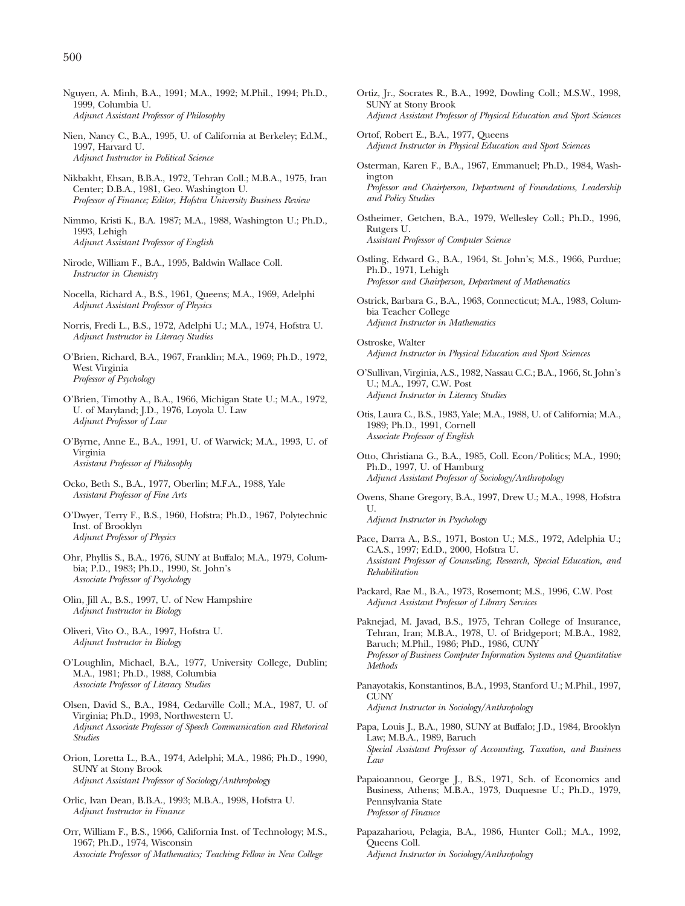Nguyen, A. Minh, B.A., 1991; M.A., 1992; M.Phil., 1994; Ph.D., 1999, Columbia U.
*Adjunct Assistant Professor of Philosophy*

Nien, Nancy C., B.A., 1995, U. of California at Berkeley; Ed.M., 1997, Harvard U.
*Adjunct Instructor in Political Science*

Nikbakht, Ehsan, B.B.A., 1972, Tehran Coll.; M.B.A., 1975, Iran Center; D.B.A., 1981, Geo. Washington U.
*Professor of Finance; Editor, Hofstra University Business Review*

Nimmo, Kristi K., B.A. 1987; M.A., 1988, Washington U.; Ph.D., 1993, Lehigh
*Adjunct Assistant Professor of English*

Nirode, William F., B.A., 1995, Baldwin Wallace Coll.
*Instructor in Chemistry*

Nocella, Richard A., B.S., 1961, Queens; M.A., 1969, Adelphi
*Adjunct Assistant Professor of Physics*

Norris, Fredi L., B.S., 1972, Adelphi U.; M.A., 1974, Hofstra U.
*Adjunct Instructor in Literacy Studies*

O'Brien, Richard, B.A., 1967, Franklin; M.A., 1969; Ph.D., 1972, West Virginia
*Professor of Psychology*

O'Brien, Timothy A., B.A., 1966, Michigan State U.; M.A., 1972, U. of Maryland; J.D., 1976, Loyola U. Law
*Adjunct Professor of Law*

O'Byrne, Anne E., B.A., 1991, U. of Warwick; M.A., 1993, U. of Virginia
*Assistant Professor of Philosophy*

Ocko, Beth S., B.A., 1977, Oberlin; M.F.A., 1988, Yale
*Assistant Professor of Fine Arts*

O'Dwyer, Terry F., B.S., 1960, Hofstra; Ph.D., 1967, Polytechnic Inst. of Brooklyn
*Adjunct Professor of Physics*

Ohr, Phyllis S., B.A., 1976, SUNY at Buffalo; M.A., 1979, Columbia; P.D., 1983; Ph.D., 1990, St. John's
*Associate Professor of Psychology*

Olin, Jill A., B.S., 1997, U. of New Hampshire
*Adjunct Instructor in Biology*

Oliveri, Vito O., B.A., 1997, Hofstra U.
*Adjunct Instructor in Biology*

O'Loughlin, Michael, B.A., 1977, University College, Dublin; M.A., 1981; Ph.D., 1988, Columbia
*Associate Professor of Literacy Studies*

Olsen, David S., B.A., 1984, Cedarville Coll.; M.A., 1987, U. of Virginia; Ph.D., 1993, Northwestern U.
*Adjunct Associate Professor of Speech Communication and Rhetorical Studies*

Orion, Loretta L., B.A., 1974, Adelphi; M.A., 1986; Ph.D., 1990, SUNY at Stony Brook
*Adjunct Assistant Professor of Sociology/Anthropology*

Orlic, Ivan Dean, B.B.A., 1993; M.B.A., 1998, Hofstra U.
*Adjunct Instructor in Finance*

Orr, William F., B.S., 1966, California Inst. of Technology; M.S., 1967; Ph.D., 1974, Wisconsin
*Associate Professor of Mathematics; Teaching Fellow in New College*

Ortiz, Jr., Socrates R., B.A., 1992, Dowling Coll.; M.S.W., 1998, SUNY at Stony Brook
*Adjunct Assistant Professor of Physical Education and Sport Sciences*

Ortof, Robert E., B.A., 1977, Queens
*Adjunct Instructor in Physical Education and Sport Sciences*

Osterman, Karen F., B.A., 1967, Emmanuel; Ph.D., 1984, Washington
*Professor and Chairperson, Department of Foundations, Leadership and Policy Studies*

Ostheimer, Getchen, B.A., 1979, Wellesley Coll.; Ph.D., 1996, Rutgers U.
*Assistant Professor of Computer Science*

Ostling, Edward G., B.A., 1964, St. John's; M.S., 1966, Purdue; Ph.D., 1971, Lehigh
*Professor and Chairperson, Department of Mathematics*

Ostrick, Barbara G., B.A., 1963, Connecticut; M.A., 1983, Columbia Teacher College
*Adjunct Instructor in Mathematics*

Ostroske, Walter
*Adjunct Instructor in Physical Education and Sport Sciences*

O'Sullivan, Virginia, A.S., 1982, Nassau C.C.; B.A., 1966, St. John's U.; M.A., 1997, C.W. Post
*Adjunct Instructor in Literacy Studies*

Otis, Laura C., B.S., 1983, Yale; M.A., 1988, U. of California; M.A., 1989; Ph.D., 1991, Cornell
*Associate Professor of English*

Otto, Christiana G., B.A., 1985, Coll. Econ/Politics; M.A., 1990; Ph.D., 1997, U. of Hamburg
*Adjunct Assistant Professor of Sociology/Anthropology*

Owens, Shane Gregory, B.A., 1997, Drew U.; M.A., 1998, Hofstra U.
*Adjunct Instructor in Psychology*

Pace, Darra A., B.S., 1971, Boston U.; M.S., 1972, Adelphia U.; C.A.S., 1997; Ed.D., 2000, Hofstra U.
*Assistant Professor of Counseling, Research, Special Education, and Rehabilitation*

Packard, Rae M., B.A., 1973, Rosemont; M.S., 1996, C.W. Post
*Adjunct Assistant Professor of Library Services*

Paknejad, M. Javad, B.S., 1975, Tehran College of Insurance, Tehran, Iran; M.B.A., 1978, U. of Bridgeport; M.B.A., 1982, Baruch; M.Phil., 1986; PhD., 1986, CUNY
*Professor of Business Computer Information Systems and Quantitative Methods*

Panayotakis, Konstantinos, B.A., 1993, Stanford U.; M.Phil., 1997, CUNY
*Adjunct Instructor in Sociology/Anthropology*

Papa, Louis J., B.A., 1980, SUNY at Buffalo; J.D., 1984, Brooklyn Law; M.B.A., 1989, Baruch
*Special Assistant Professor of Accounting, Taxation, and Business Law*

Papaioannou, George J., B.S., 1971, Sch. of Economics and Business, Athens; M.B.A., 1973, Duquesne U.; Ph.D., 1979, Pennsylvania State
*Professor of Finance*

Papazahariou, Pelagia, B.A., 1986, Hunter Coll.; M.A., 1992, Queens Coll.
*Adjunct Instructor in Sociology/Anthropology*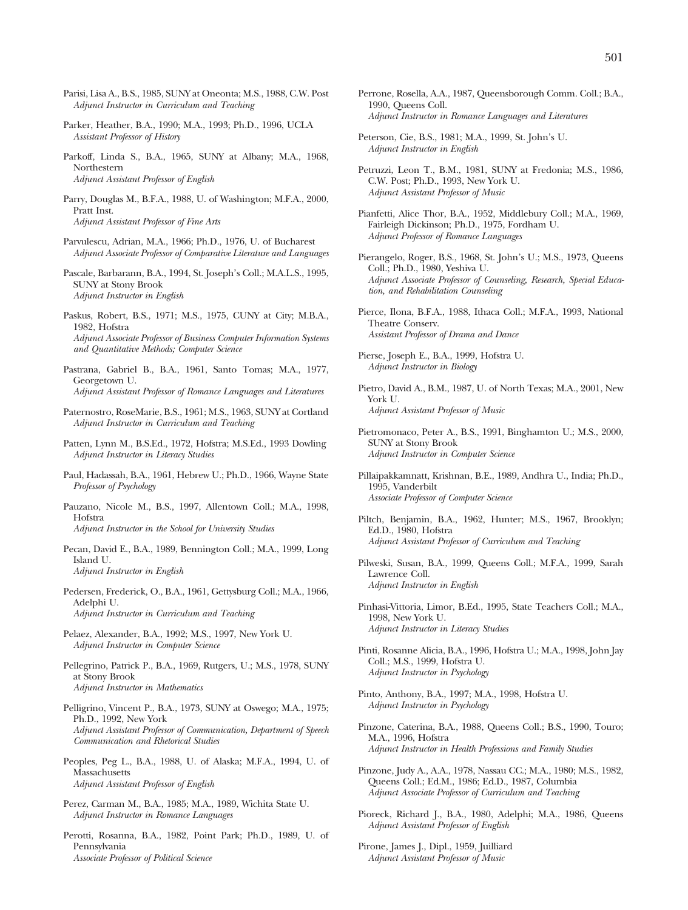Parisi, Lisa A., B.S., 1985, SUNY at Oneonta; M.S., 1988, C.W. Post
*Adjunct Instructor in Curriculum and Teaching*

Parker, Heather, B.A., 1990; M.A., 1993; Ph.D., 1996, UCLA
*Assistant Professor of History*

Parkoff, Linda S., B.A., 1965, SUNY at Albany; M.A., 1968, Northestern
*Adjunct Assistant Professor of English*

Parry, Douglas M., B.F.A., 1988, U. of Washington; M.F.A., 2000, Pratt Inst.
*Adjunct Assistant Professor of Fine Arts*

Parvulescu, Adrian, M.A., 1966; Ph.D., 1976, U. of Bucharest
*Adjunct Associate Professor of Comparative Literature and Languages*

Pascale, Barbarann, B.A., 1994, St. Joseph's Coll.; M.A.L.S., 1995, SUNY at Stony Brook
*Adjunct Instructor in English*

Paskus, Robert, B.S., 1971; M.S., 1975, CUNY at City; M.B.A., 1982, Hofstra
*Adjunct Associate Professor of Business Computer Information Systems and Quantitative Methods; Computer Science*

Pastrana, Gabriel B., B.A., 1961, Santo Tomas; M.A., 1977, Georgetown U.
*Adjunct Assistant Professor of Romance Languages and Literatures*

Paternostro, RoseMarie, B.S., 1961; M.S., 1963, SUNY at Cortland
*Adjunct Instructor in Curriculum and Teaching*

Patten, Lynn M., B.S.Ed., 1972, Hofstra; M.S.Ed., 1993 Dowling
*Adjunct Instructor in Literacy Studies*

Paul, Hadassah, B.A., 1961, Hebrew U.; Ph.D., 1966, Wayne State
*Professor of Psychology*

Pauzano, Nicole M., B.S., 1997, Allentown Coll.; M.A., 1998, Hofstra
*Adjunct Instructor in the School for University Studies*

Pecan, David E., B.A., 1989, Bennington Coll.; M.A., 1999, Long Island U.
*Adjunct Instructor in English*

Pedersen, Frederick, O., B.A., 1961, Gettysburg Coll.; M.A., 1966, Adelphi U.
*Adjunct Instructor in Curriculum and Teaching*

Pelaez, Alexander, B.A., 1992; M.S., 1997, New York U.
*Adjunct Instructor in Computer Science*

Pellegrino, Patrick P., B.A., 1969, Rutgers, U.; M.S., 1978, SUNY at Stony Brook
*Adjunct Instructor in Mathematics*

Pelligrino, Vincent P., B.A., 1973, SUNY at Oswego; M.A., 1975; Ph.D., 1992, New York
*Adjunct Assistant Professor of Communication, Department of Speech Communication and Rhetorical Studies*

Peoples, Peg L., B.A., 1988, U. of Alaska; M.F.A., 1994, U. of Massachusetts
*Adjunct Assistant Professor of English*

Perez, Carman M., B.A., 1985; M.A., 1989, Wichita State U.
*Adjunct Instructor in Romance Languages*

Perotti, Rosanna, B.A., 1982, Point Park; Ph.D., 1989, U. of Pennsylvania
*Associate Professor of Political Science*

Perrone, Rosella, A.A., 1987, Queensborough Comm. Coll.; B.A., 1990, Queens Coll.
*Adjunct Instructor in Romance Languages and Literatures*

Peterson, Cie, B.S., 1981; M.A., 1999, St. John's U.
*Adjunct Instructor in English*

Petruzzi, Leon T., B.M., 1981, SUNY at Fredonia; M.S., 1986, C.W. Post; Ph.D., 1993, New York U.
*Adjunct Assistant Professor of Music*

Pianfetti, Alice Thor, B.A., 1952, Middlebury Coll.; M.A., 1969, Fairleigh Dickinson; Ph.D., 1975, Fordham U.
*Adjunct Professor of Romance Languages*

Pierangelo, Roger, B.S., 1968, St. John's U.; M.S., 1973, Queens Coll.; Ph.D., 1980, Yeshiva U.
*Adjunct Associate Professor of Counseling, Research, Special Education, and Rehabilitation Counseling*

Pierce, Ilona, B.F.A., 1988, Ithaca Coll.; M.F.A., 1993, National Theatre Conserv.
*Assistant Professor of Drama and Dance*

Pierse, Joseph E., B.A., 1999, Hofstra U.
*Adjunct Instructor in Biology*

Pietro, David A., B.M., 1987, U. of North Texas; M.A., 2001, New York U.
*Adjunct Assistant Professor of Music*

Pietromonaco, Peter A., B.S., 1991, Binghamton U.; M.S., 2000, SUNY at Stony Brook
*Adjunct Instructor in Computer Science*

Pillaipakkamnatt, Krishnan, B.E., 1989, Andhra U., India; Ph.D., 1995, Vanderbilt
*Associate Professor of Computer Science*

Piltch, Benjamin, B.A., 1962, Hunter; M.S., 1967, Brooklyn; Ed.D., 1980, Hofstra
*Adjunct Assistant Professor of Curriculum and Teaching*

Pilweski, Susan, B.A., 1999, Queens Coll.; M.F.A., 1999, Sarah Lawrence Coll.
*Adjunct Instructor in English*

Pinhasi-Vittoria, Limor, B.Ed., 1995, State Teachers Coll.; M.A., 1998, New York U.
*Adjunct Instructor in Literacy Studies*

Pinti, Rosanne Alicia, B.A., 1996, Hofstra U.; M.A., 1998, John Jay Coll.; M.S., 1999, Hofstra U.
*Adjunct Instructor in Psychology*

Pinto, Anthony, B.A., 1997; M.A., 1998, Hofstra U.
*Adjunct Instructor in Psychology*

Pinzone, Caterina, B.A., 1988, Queens Coll.; B.S., 1990, Touro; M.A., 1996, Hofstra
*Adjunct Instructor in Health Professions and Family Studies*

Pinzone, Judy A., A.A., 1978, Nassau CC.; M.A., 1980; M.S., 1982, Queens Coll.; Ed.M., 1986; Ed.D., 1987, Columbia
*Adjunct Associate Professor of Curriculum and Teaching*

Pioreck, Richard J., B.A., 1980, Adelphi; M.A., 1986, Queens
*Adjunct Assistant Professor of English*

Pirone, James J., Dipl., 1959, Juilliard
*Adjunct Assistant Professor of Music*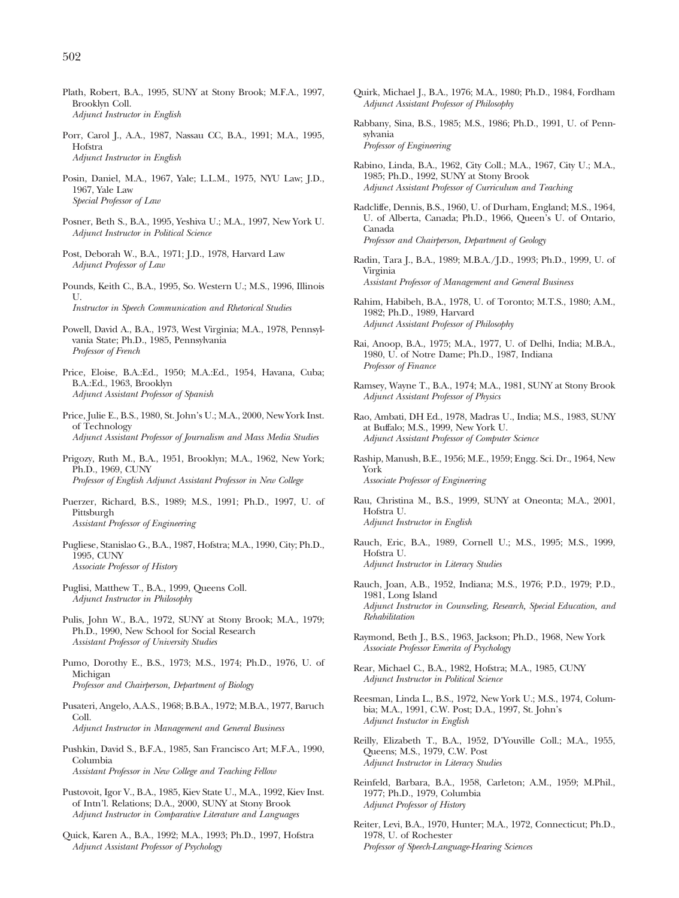Plath, Robert, B.A., 1995, SUNY at Stony Brook; M.F.A., 1997, Brooklyn Coll.
*Adjunct Instructor in English*

Porr, Carol J., A.A., 1987, Nassau CC, B.A., 1991; M.A., 1995, Hofstra
*Adjunct Instructor in English*

Posin, Daniel, M.A., 1967, Yale; L.L.M., 1975, NYU Law; J.D., 1967, Yale Law
*Special Professor of Law*

Posner, Beth S., B.A., 1995, Yeshiva U.; M.A., 1997, New York U.
*Adjunct Instructor in Political Science*

Post, Deborah W., B.A., 1971; J.D., 1978, Harvard Law
*Adjunct Professor of Law*

Pounds, Keith C., B.A., 1995, So. Western U.; M.S., 1996, Illinois U.
*Instructor in Speech Communication and Rhetorical Studies*

Powell, David A., B.A., 1973, West Virginia; M.A., 1978, Pennsylvania State; Ph.D., 1985, Pennsylvania
*Professor of French*

Price, Eloise, B.A.:Ed., 1950; M.A.:Ed., 1954, Havana, Cuba; B.A.:Ed., 1963, Brooklyn
*Adjunct Assistant Professor of Spanish*

Price, Julie E., B.S., 1980, St. John's U.; M.A., 2000, New York Inst. of Technology
*Adjunct Assistant Professor of Journalism and Mass Media Studies*

Prigozy, Ruth M., B.A., 1951, Brooklyn; M.A., 1962, New York; Ph.D., 1969, CUNY
*Professor of English Adjunct Assistant Professor in New College*

Puerzer, Richard, B.S., 1989; M.S., 1991; Ph.D., 1997, U. of Pittsburgh
*Assistant Professor of Engineering*

Pugliese, Stanislao G., B.A., 1987, Hofstra; M.A., 1990, City; Ph.D., 1995, CUNY
*Associate Professor of History*

Puglisi, Matthew T., B.A., 1999, Queens Coll.
*Adjunct Instructor in Philosophy*

Pulis, John W., B.A., 1972, SUNY at Stony Brook; M.A., 1979; Ph.D., 1990, New School for Social Research
*Assistant Professor of University Studies*

Pumo, Dorothy E., B.S., 1973; M.S., 1974; Ph.D., 1976, U. of Michigan
*Professor and Chairperson, Department of Biology*

Pusateri, Angelo, A.A.S., 1968; B.B.A., 1972; M.B.A., 1977, Baruch Coll.
*Adjunct Instructor in Management and General Business*

Pushkin, David S., B.F.A., 1985, San Francisco Art; M.F.A., 1990, Columbia
*Assistant Professor in New College and Teaching Fellow*

Pustovoit, Igor V., B.A., 1985, Kiev State U., M.A., 1992, Kiev Inst. of Intn'l. Relations; D.A., 2000, SUNY at Stony Brook
*Adjunct Instructor in Comparative Literature and Languages*

Quick, Karen A., B.A., 1992; M.A., 1993; Ph.D., 1997, Hofstra
*Adjunct Assistant Professor of Psychology*

Quirk, Michael J., B.A., 1976; M.A., 1980; Ph.D., 1984, Fordham
*Adjunct Assistant Professor of Philosophy*

Rabbany, Sina, B.S., 1985; M.S., 1986; Ph.D., 1991, U. of Pennsylvania
*Professor of Engineering*

Rabino, Linda, B.A., 1962, City Coll.; M.A., 1967, City U.; M.A., 1985; Ph.D., 1992, SUNY at Stony Brook
*Adjunct Assistant Professor of Curriculum and Teaching*

Radcliffe, Dennis, B.S., 1960, U. of Durham, England; M.S., 1964, U. of Alberta, Canada; Ph.D., 1966, Queen's U. of Ontario, Canada
*Professor and Chairperson, Department of Geology*

Radin, Tara J., B.A., 1989; M.B.A./J.D., 1993; Ph.D., 1999, U. of Virginia
*Assistant Professor of Management and General Business*

Rahim, Habibeh, B.A., 1978, U. of Toronto; M.T.S., 1980; A.M., 1982; Ph.D., 1989, Harvard
*Adjunct Assistant Professor of Philosophy*

Rai, Anoop, B.A., 1975; M.A., 1977, U. of Delhi, India; M.B.A., 1980, U. of Notre Dame; Ph.D., 1987, Indiana
*Professor of Finance*

Ramsey, Wayne T., B.A., 1974; M.A., 1981, SUNY at Stony Brook
*Adjunct Assistant Professor of Physics*

Rao, Ambati, DH Ed., 1978, Madras U., India; M.S., 1983, SUNY at Buffalo; M.S., 1999, New York U.
*Adjunct Assistant Professor of Computer Science*

Raship, Manush, B.E., 1956; M.E., 1959; Engg. Sci. Dr., 1964, New York
*Associate Professor of Engineering*

Rau, Christina M., B.S., 1999, SUNY at Oneonta; M.A., 2001, Hofstra U.
*Adjunct Instructor in English*

Rauch, Eric, B.A., 1989, Cornell U.; M.S., 1995; M.S., 1999, Hofstra U.
*Adjunct Instructor in Literacy Studies*

Rauch, Joan, A.B., 1952, Indiana; M.S., 1976; P.D., 1979; P.D., 1981, Long Island
*Adjunct Instructor in Counseling, Research, Special Education, and Rehabilitation*

Raymond, Beth J., B.S., 1963, Jackson; Ph.D., 1968, New York
*Associate Professor Emerita of Psychology*

Rear, Michael C., B.A., 1982, Hofstra; M.A., 1985, CUNY
*Adjunct Instructor in Political Science*

Reesman, Linda L., B.S., 1972, New York U.; M.S., 1974, Columbia; M.A., 1991, C.W. Post; D.A., 1997, St. John's
*Adjunct Instuctor in English*

Reilly, Elizabeth T., B.A., 1952, D'Youville Coll.; M.A., 1955, Queens; M.S., 1979, C.W. Post
*Adjunct Instructor in Literacy Studies*

Reinfeld, Barbara, B.A., 1958, Carleton; A.M., 1959; M.Phil., 1977; Ph.D., 1979, Columbia
*Adjunct Professor of History*

Reiter, Levi, B.A., 1970, Hunter; M.A., 1972, Connecticut; Ph.D., 1978, U. of Rochester
*Professor of Speech-Language-Hearing Sciences*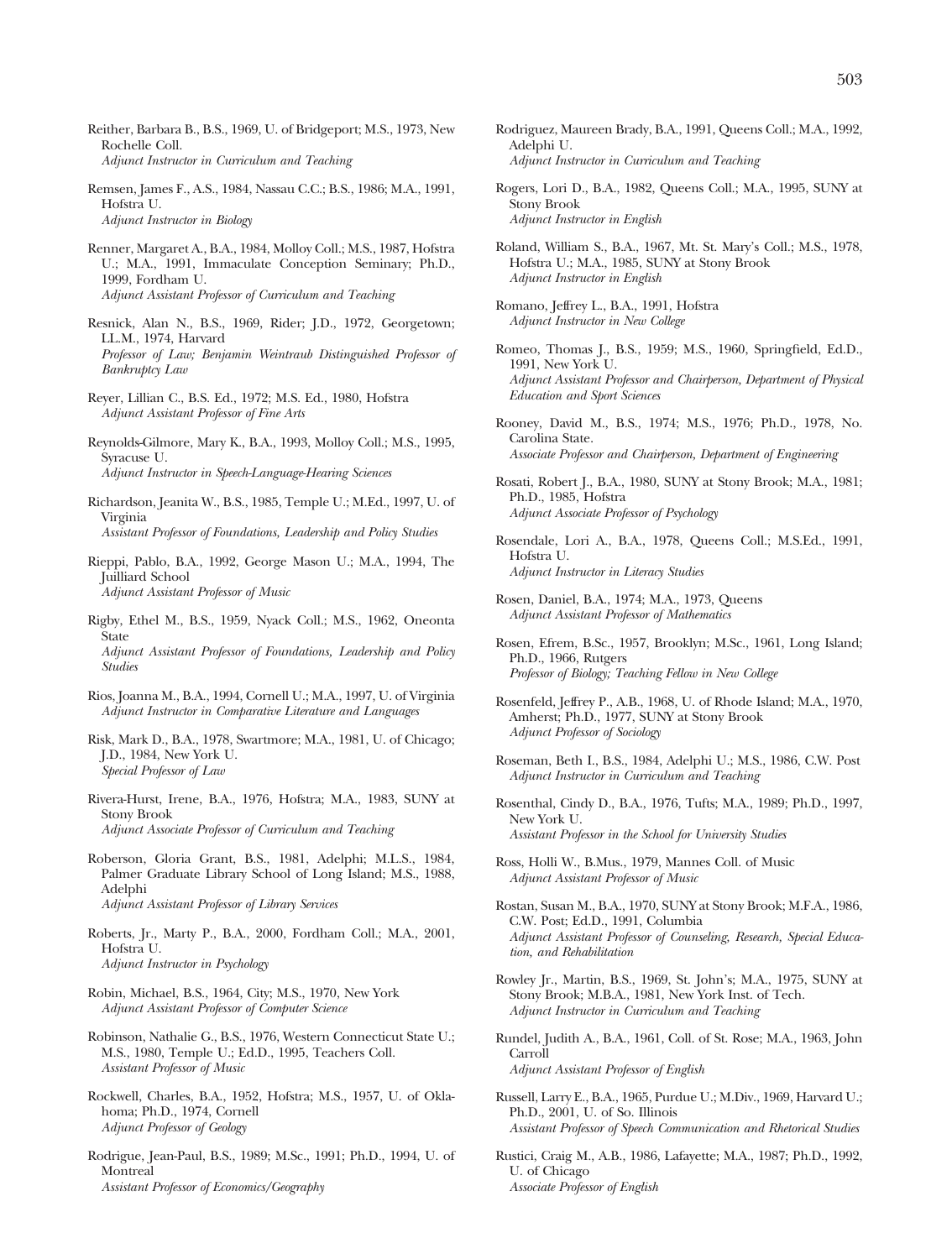Reither, Barbara B., B.S., 1969, U. of Bridgeport; M.S., 1973, New Rochelle Coll.
*Adjunct Instructor in Curriculum and Teaching*

Remsen, James F., A.S., 1984, Nassau C.C.; B.S., 1986; M.A., 1991, Hofstra U.
*Adjunct Instructor in Biology*

Renner, Margaret A., B.A., 1984, Molloy Coll.; M.S., 1987, Hofstra U.; M.A., 1991, Immaculate Conception Seminary; Ph.D., 1999, Fordham U.
*Adjunct Assistant Professor of Curriculum and Teaching*

Resnick, Alan N., B.S., 1969, Rider; J.D., 1972, Georgetown; LL.M., 1974, Harvard
*Professor of Law; Benjamin Weintraub Distinguished Professor of Bankruptcy Law*

Reyer, Lillian C., B.S. Ed., 1972; M.S. Ed., 1980, Hofstra
*Adjunct Assistant Professor of Fine Arts*

Reynolds-Gilmore, Mary K., B.A., 1993, Molloy Coll.; M.S., 1995, Syracuse U.
*Adjunct Instructor in Speech-Language-Hearing Sciences*

Richardson, Jeanita W., B.S., 1985, Temple U.; M.Ed., 1997, U. of Virginia
*Assistant Professor of Foundations, Leadership and Policy Studies*

Rieppi, Pablo, B.A., 1992, George Mason U.; M.A., 1994, The Juilliard School
*Adjunct Assistant Professor of Music*

Rigby, Ethel M., B.S., 1959, Nyack Coll.; M.S., 1962, Oneonta State
*Adjunct Assistant Professor of Foundations, Leadership and Policy Studies*

Rios, Joanna M., B.A., 1994, Cornell U.; M.A., 1997, U. of Virginia
*Adjunct Instructor in Comparative Literature and Languages*

Risk, Mark D., B.A., 1978, Swartmore; M.A., 1981, U. of Chicago; J.D., 1984, New York U.
*Special Professor of Law*

Rivera-Hurst, Irene, B.A., 1976, Hofstra; M.A., 1983, SUNY at Stony Brook
*Adjunct Associate Professor of Curriculum and Teaching*

Roberson, Gloria Grant, B.S., 1981, Adelphi; M.L.S., 1984, Palmer Graduate Library School of Long Island; M.S., 1988, Adelphi
*Adjunct Assistant Professor of Library Services*

Roberts, Jr., Marty P., B.A., 2000, Fordham Coll.; M.A., 2001, Hofstra U.
*Adjunct Instructor in Psychology*

Robin, Michael, B.S., 1964, City; M.S., 1970, New York
*Adjunct Assistant Professor of Computer Science*

Robinson, Nathalie G., B.S., 1976, Western Connecticut State U.; M.S., 1980, Temple U.; Ed.D., 1995, Teachers Coll.
*Assistant Professor of Music*

Rockwell, Charles, B.A., 1952, Hofstra; M.S., 1957, U. of Oklahoma; Ph.D., 1974, Cornell
*Adjunct Professor of Geology*

Rodrigue, Jean-Paul, B.S., 1989; M.Sc., 1991; Ph.D., 1994, U. of Montreal
*Assistant Professor of Economics/Geography*

Rodriguez, Maureen Brady, B.A., 1991, Queens Coll.; M.A., 1992, Adelphi U.
*Adjunct Instructor in Curriculum and Teaching*

Rogers, Lori D., B.A., 1982, Queens Coll.; M.A., 1995, SUNY at Stony Brook
*Adjunct Instructor in English*

Roland, William S., B.A., 1967, Mt. St. Mary's Coll.; M.S., 1978, Hofstra U.; M.A., 1985, SUNY at Stony Brook
*Adjunct Instructor in English*

Romano, Jeffrey L., B.A., 1991, Hofstra
*Adjunct Instructor in New College*

Romeo, Thomas J., B.S., 1959; M.S., 1960, Springfield, Ed.D., 1991, New York U.
*Adjunct Assistant Professor and Chairperson, Department of Physical Education and Sport Sciences*

Rooney, David M., B.S., 1974; M.S., 1976; Ph.D., 1978, No. Carolina State.
*Associate Professor and Chairperson, Department of Engineering*

Rosati, Robert J., B.A., 1980, SUNY at Stony Brook; M.A., 1981; Ph.D., 1985, Hofstra
*Adjunct Associate Professor of Psychology*

Rosendale, Lori A., B.A., 1978, Queens Coll.; M.S.Ed., 1991, Hofstra U.
*Adjunct Instructor in Literacy Studies*

Rosen, Daniel, B.A., 1974; M.A., 1973, Queens
*Adjunct Assistant Professor of Mathematics*

Rosen, Efrem, B.Sc., 1957, Brooklyn; M.Sc., 1961, Long Island; Ph.D., 1966, Rutgers
*Professor of Biology; Teaching Fellow in New College*

Rosenfeld, Jeffrey P., A.B., 1968, U. of Rhode Island; M.A., 1970, Amherst; Ph.D., 1977, SUNY at Stony Brook
*Adjunct Professor of Sociology*

Roseman, Beth I., B.S., 1984, Adelphi U.; M.S., 1986, C.W. Post
*Adjunct Instructor in Curriculum and Teaching*

Rosenthal, Cindy D., B.A., 1976, Tufts; M.A., 1989; Ph.D., 1997, New York U.
*Assistant Professor in the School for University Studies*

Ross, Holli W., B.Mus., 1979, Mannes Coll. of Music
*Adjunct Assistant Professor of Music*

Rostan, Susan M., B.A., 1970, SUNY at Stony Brook; M.F.A., 1986, C.W. Post; Ed.D., 1991, Columbia
*Adjunct Assistant Professor of Counseling, Research, Special Education, and Rehabilitation*

Rowley Jr., Martin, B.S., 1969, St. John's; M.A., 1975, SUNY at Stony Brook; M.B.A., 1981, New York Inst. of Tech.
*Adjunct Instructor in Curriculum and Teaching*

Rundel, Judith A., B.A., 1961, Coll. of St. Rose; M.A., 1963, John Carroll
*Adjunct Assistant Professor of English*

Russell, Larry E., B.A., 1965, Purdue U.; M.Div., 1969, Harvard U.; Ph.D., 2001, U. of So. Illinois
*Assistant Professor of Speech Communication and Rhetorical Studies*

Rustici, Craig M., A.B., 1986, Lafayette; M.A., 1987; Ph.D., 1992, U. of Chicago
*Associate Professor of English*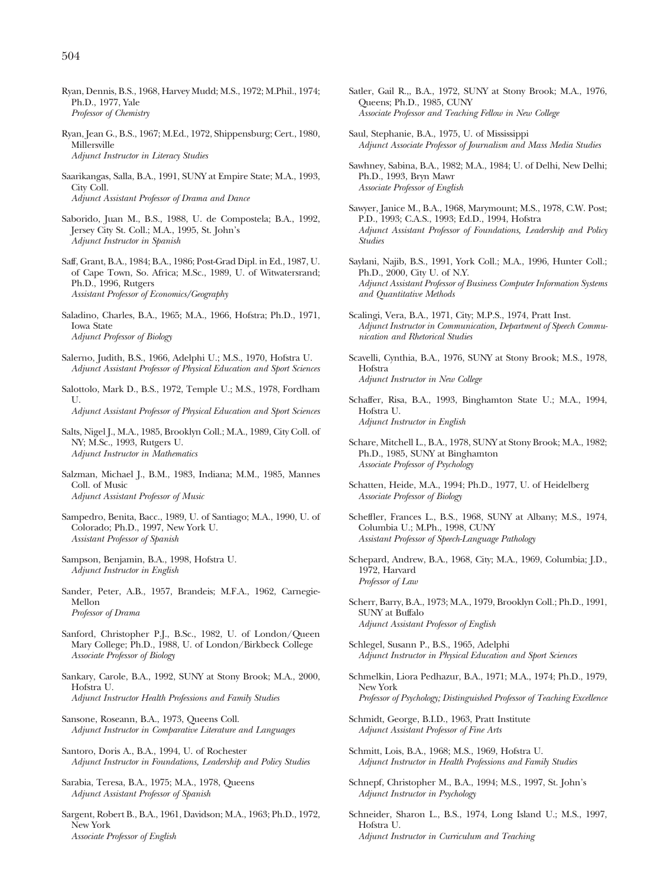Ryan, Dennis, B.S., 1968, Harvey Mudd; M.S., 1972; M.Phil., 1974; Ph.D., 1977, Yale
*Professor of Chemistry*

Ryan, Jean G., B.S., 1967; M.Ed., 1972, Shippensburg; Cert., 1980, Millersville
*Adjunct Instructor in Literacy Studies*

Saarikangas, Salla, B.A., 1991, SUNY at Empire State; M.A., 1993, City Coll.
*Adjunct Assistant Professor of Drama and Dance*

Saborido, Juan M., B.S., 1988, U. de Compostela; B.A., 1992, Jersey City St. Coll.; M.A., 1995, St. John's
*Adjunct Instructor in Spanish*

Saff, Grant, B.A., 1984; B.A., 1986; Post-Grad Dipl. in Ed., 1987, U. of Cape Town, So. Africa; M.Sc., 1989, U. of Witwatersrand; Ph.D., 1996, Rutgers
*Assistant Professor of Economics/Geography*

Saladino, Charles, B.A., 1965; M.A., 1966, Hofstra; Ph.D., 1971, Iowa State
*Adjunct Professor of Biology*

Salerno, Judith, B.S., 1966, Adelphi U.; M.S., 1970, Hofstra U.
*Adjunct Assistant Professor of Physical Education and Sport Sciences*

Salottolo, Mark D., B.S., 1972, Temple U.; M.S., 1978, Fordham U.
*Adjunct Assistant Professor of Physical Education and Sport Sciences*

Salts, Nigel J., M.A., 1985, Brooklyn Coll.; M.A., 1989, City Coll. of NY; M.Sc., 1993, Rutgers U.
*Adjunct Instructor in Mathematics*

Salzman, Michael J., B.M., 1983, Indiana; M.M., 1985, Mannes Coll. of Music
*Adjunct Assistant Professor of Music*

Sampedro, Benita, Bacc., 1989, U. of Santiago; M.A., 1990, U. of Colorado; Ph.D., 1997, New York U.
*Assistant Professor of Spanish*

Sampson, Benjamin, B.A., 1998, Hofstra U.
*Adjunct Instructor in English*

Sander, Peter, A.B., 1957, Brandeis; M.F.A., 1962, Carnegie-Mellon
*Professor of Drama*

Sanford, Christopher P.J., B.Sc., 1982, U. of London/Queen Mary College; Ph.D., 1988, U. of London/Birkbeck College
*Associate Professor of Biology*

Sankary, Carole, B.A., 1992, SUNY at Stony Brook; M.A., 2000, Hofstra U.
*Adjunct Instructor Health Professions and Family Studies*

Sansone, Roseann, B.A., 1973, Queens Coll.
*Adjunct Instructor in Comparative Literature and Languages*

Santoro, Doris A., B.A., 1994, U. of Rochester
*Adjunct Instructor in Foundations, Leadership and Policy Studies*

Sarabia, Teresa, B.A., 1975; M.A., 1978, Queens
*Adjunct Assistant Professor of Spanish*

Sargent, Robert B., B.A., 1961, Davidson; M.A., 1963; Ph.D., 1972, New York
*Associate Professor of English*

Satler, Gail R.,, B.A., 1972, SUNY at Stony Brook; M.A., 1976, Queens; Ph.D., 1985, CUNY
*Associate Professor and Teaching Fellow in New College*

Saul, Stephanie, B.A., 1975, U. of Mississippi
*Adjunct Associate Professor of Journalism and Mass Media Studies*

Sawhney, Sabina, B.A., 1982; M.A., 1984; U. of Delhi, New Delhi; Ph.D., 1993, Bryn Mawr
*Associate Professor of English*

Sawyer, Janice M., B.A., 1968, Marymount; M.S., 1978, C.W. Post; P.D., 1993; C.A.S., 1993; Ed.D., 1994, Hofstra
*Adjunct Assistant Professor of Foundations, Leadership and Policy Studies*

Saylani, Najib, B.S., 1991, York Coll.; M.A., 1996, Hunter Coll.; Ph.D., 2000, City U. of N.Y.
*Adjunct Assistant Professor of Business Computer Information Systems and Quantitative Methods*

Scalingi, Vera, B.A., 1971, City; M.P.S., 1974, Pratt Inst.
*Adjunct Instructor in Communication, Department of Speech Communication and Rhetorical Studies*

Scavelli, Cynthia, B.A., 1976, SUNY at Stony Brook; M.S., 1978, Hofstra
*Adjunct Instructor in New College*

Schaffer, Risa, B.A., 1993, Binghamton State U.; M.A., 1994, Hofstra U.
*Adjunct Instructor in English*

Schare, Mitchell L., B.A., 1978, SUNY at Stony Brook; M.A., 1982; Ph.D., 1985, SUNY at Binghamton
*Associate Professor of Psychology*

Schatten, Heide, M.A., 1994; Ph.D., 1977, U. of Heidelberg
*Associate Professor of Biology*

Scheffler, Frances L., B.S., 1968, SUNY at Albany; M.S., 1974, Columbia U.; M.Ph., 1998, CUNY
*Assistant Professor of Speech-Language Pathology*

Schepard, Andrew, B.A., 1968, City; M.A., 1969, Columbia; J.D., 1972, Harvard
*Professor of Law*

Scherr, Barry, B.A., 1973; M.A., 1979, Brooklyn Coll.; Ph.D., 1991, SUNY at Buffalo
*Adjunct Assistant Professor of English*

Schlegel, Susann P., B.S., 1965, Adelphi
*Adjunct Instructor in Physical Education and Sport Sciences*

Schmelkin, Liora Pedhazur, B.A., 1971; M.A., 1974; Ph.D., 1979, New York
*Professor of Psychology; Distinguished Professor of Teaching Excellence*

Schmidt, George, B.I.D., 1963, Pratt Institute
*Adjunct Assistant Professor of Fine Arts*

Schmitt, Lois, B.A., 1968; M.S., 1969, Hofstra U.
*Adjunct Instructor in Health Professions and Family Studies*

Schnepf, Christopher M., B.A., 1994; M.S., 1997, St. John's
*Adjunct Instructor in Psychology*

Schneider, Sharon L., B.S., 1974, Long Island U.; M.S., 1997, Hofstra U.
*Adjunct Instructor in Curriculum and Teaching*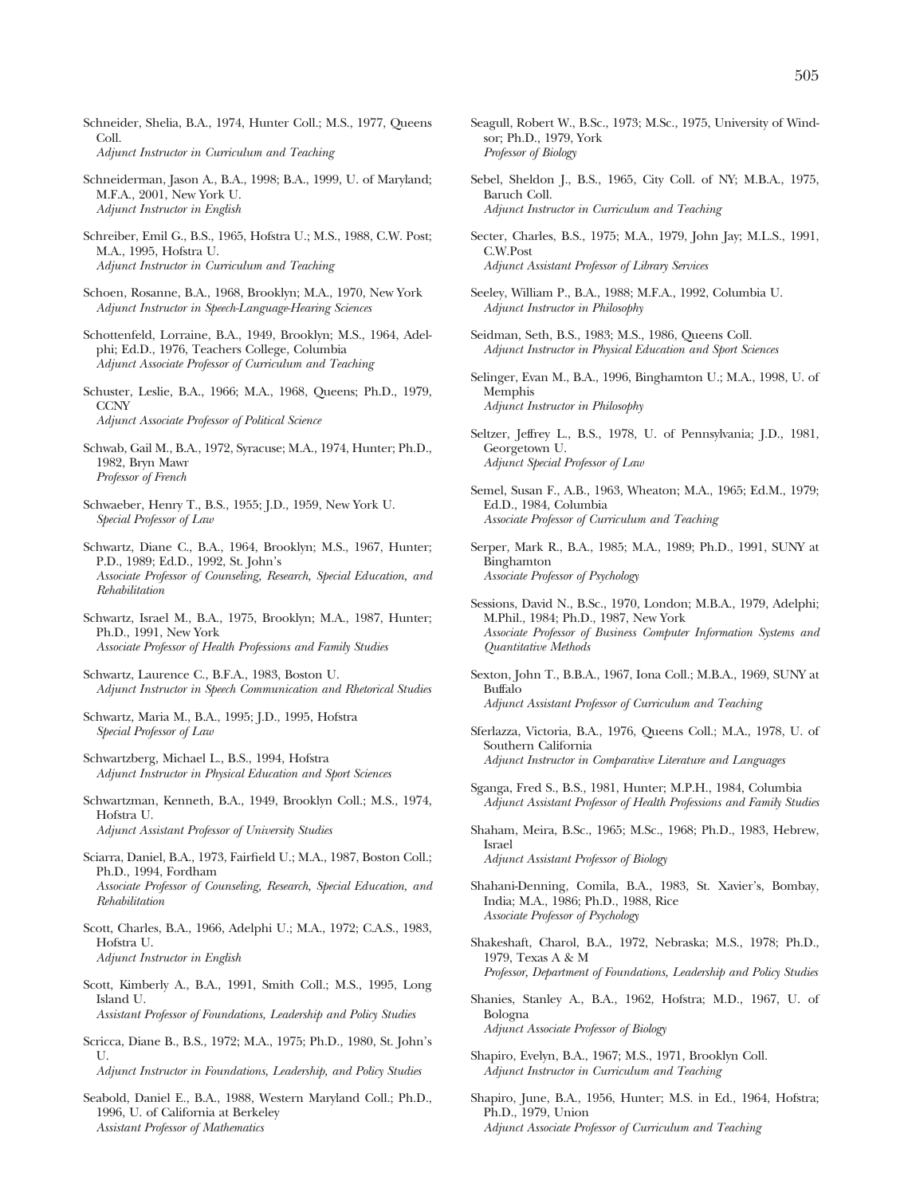Schneider, Shelia, B.A., 1974, Hunter Coll.; M.S., 1977, Queens Coll.
*Adjunct Instructor in Curriculum and Teaching*

Schneiderman, Jason A., B.A., 1998; B.A., 1999, U. of Maryland; M.F.A., 2001, New York U.
*Adjunct Instructor in English*

Schreiber, Emil G., B.S., 1965, Hofstra U.; M.S., 1988, C.W. Post; M.A., 1995, Hofstra U.
*Adjunct Instructor in Curriculum and Teaching*

Schoen, Rosanne, B.A., 1968, Brooklyn; M.A., 1970, New York
*Adjunct Instructor in Speech-Language-Hearing Sciences*

Schottenfeld, Lorraine, B.A., 1949, Brooklyn; M.S., 1964, Adelphi; Ed.D., 1976, Teachers College, Columbia
*Adjunct Associate Professor of Curriculum and Teaching*

Schuster, Leslie, B.A., 1966; M.A., 1968, Queens; Ph.D., 1979, CCNY
*Adjunct Associate Professor of Political Science*

Schwab, Gail M., B.A., 1972, Syracuse; M.A., 1974, Hunter; Ph.D., 1982, Bryn Mawr
*Professor of French*

Schwaeber, Henry T., B.S., 1955; J.D., 1959, New York U.
*Special Professor of Law*

Schwartz, Diane C., B.A., 1964, Brooklyn; M.S., 1967, Hunter; P.D., 1989; Ed.D., 1992, St. John's
*Associate Professor of Counseling, Research, Special Education, and Rehabilitation*

Schwartz, Israel M., B.A., 1975, Brooklyn; M.A., 1987, Hunter; Ph.D., 1991, New York
*Associate Professor of Health Professions and Family Studies*

Schwartz, Laurence C., B.F.A., 1983, Boston U.
*Adjunct Instructor in Speech Communication and Rhetorical Studies*

Schwartz, Maria M., B.A., 1995; J.D., 1995, Hofstra
*Special Professor of Law*

Schwartzberg, Michael L., B.S., 1994, Hofstra
*Adjunct Instructor in Physical Education and Sport Sciences*

Schwartzman, Kenneth, B.A., 1949, Brooklyn Coll.; M.S., 1974, Hofstra U.
*Adjunct Assistant Professor of University Studies*

Sciarra, Daniel, B.A., 1973, Fairfield U.; M.A., 1987, Boston Coll.; Ph.D., 1994, Fordham
*Associate Professor of Counseling, Research, Special Education, and Rehabilitation*

Scott, Charles, B.A., 1966, Adelphi U.; M.A., 1972; C.A.S., 1983, Hofstra U.
*Adjunct Instructor in English*

Scott, Kimberly A., B.A., 1991, Smith Coll.; M.S., 1995, Long Island U.
*Assistant Professor of Foundations, Leadership and Policy Studies*

Scricca, Diane B., B.S., 1972; M.A., 1975; Ph.D., 1980, St. John's U.
*Adjunct Instructor in Foundations, Leadership, and Policy Studies*

Seabold, Daniel E., B.A., 1988, Western Maryland Coll.; Ph.D., 1996, U. of California at Berkeley
*Assistant Professor of Mathematics*

Seagull, Robert W., B.Sc., 1973; M.Sc., 1975, University of Windsor; Ph.D., 1979, York
*Professor of Biology*

Sebel, Sheldon J., B.S., 1965, City Coll. of NY; M.B.A., 1975, Baruch Coll.
*Adjunct Instructor in Curriculum and Teaching*

Secter, Charles, B.S., 1975; M.A., 1979, John Jay; M.L.S., 1991, C.W.Post
*Adjunct Assistant Professor of Library Services*

Seeley, William P., B.A., 1988; M.F.A., 1992, Columbia U.
*Adjunct Instructor in Philosophy*

Seidman, Seth, B.S., 1983; M.S., 1986, Queens Coll.
*Adjunct Instructor in Physical Education and Sport Sciences*

Selinger, Evan M., B.A., 1996, Binghamton U.; M.A., 1998, U. of Memphis
*Adjunct Instructor in Philosophy*

Seltzer, Jeffrey L., B.S., 1978, U. of Pennsylvania; J.D., 1981, Georgetown U.
*Adjunct Special Professor of Law*

Semel, Susan F., A.B., 1963, Wheaton; M.A., 1965; Ed.M., 1979; Ed.D., 1984, Columbia
*Associate Professor of Curriculum and Teaching*

Serper, Mark R., B.A., 1985; M.A., 1989; Ph.D., 1991, SUNY at Binghamton
*Associate Professor of Psychology*

Sessions, David N., B.Sc., 1970, London; M.B.A., 1979, Adelphi; M.Phil., 1984; Ph.D., 1987, New York
*Associate Professor of Business Computer Information Systems and Quantitative Methods*

Sexton, John T., B.B.A., 1967, Iona Coll.; M.B.A., 1969, SUNY at Buffalo
*Adjunct Assistant Professor of Curriculum and Teaching*

Sferlazza, Victoria, B.A., 1976, Queens Coll.; M.A., 1978, U. of Southern California
*Adjunct Instructor in Comparative Literature and Languages*

Sganga, Fred S., B.S., 1981, Hunter; M.P.H., 1984, Columbia
*Adjunct Assistant Professor of Health Professions and Family Studies*

Shaham, Meira, B.Sc., 1965; M.Sc., 1968; Ph.D., 1983, Hebrew, Israel
*Adjunct Assistant Professor of Biology*

Shahani-Denning, Comila, B.A., 1983, St. Xavier's, Bombay, India; M.A., 1986; Ph.D., 1988, Rice
*Associate Professor of Psychology*

Shakeshaft, Charol, B.A., 1972, Nebraska; M.S., 1978; Ph.D., 1979, Texas A & M
*Professor, Department of Foundations, Leadership and Policy Studies*

Shanies, Stanley A., B.A., 1962, Hofstra; M.D., 1967, U. of Bologna
*Adjunct Associate Professor of Biology*

Shapiro, Evelyn, B.A., 1967; M.S., 1971, Brooklyn Coll.
*Adjunct Instructor in Curriculum and Teaching*

Shapiro, June, B.A., 1956, Hunter; M.S. in Ed., 1964, Hofstra; Ph.D., 1979, Union
*Adjunct Associate Professor of Curriculum and Teaching*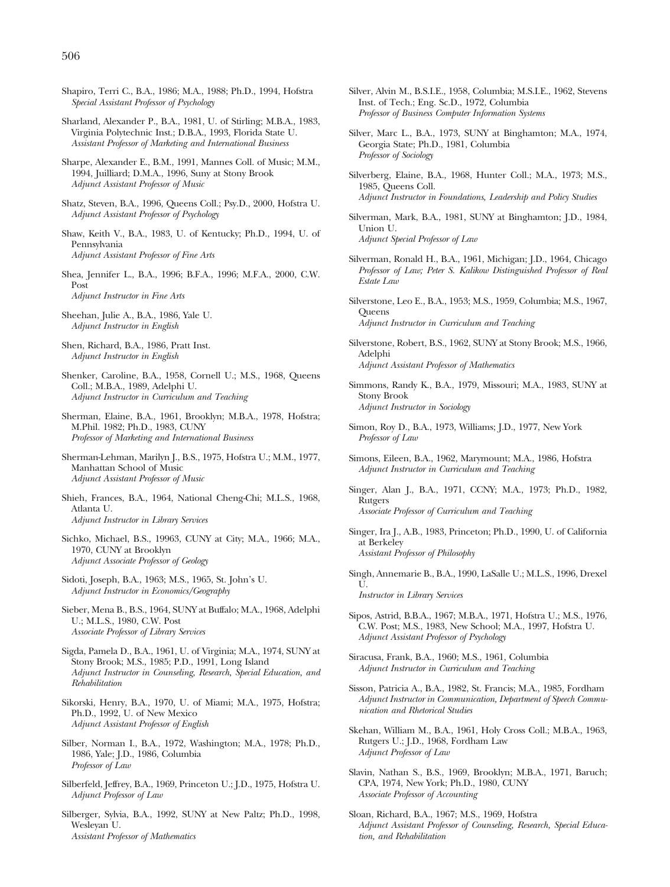Shapiro, Terri C., B.A., 1986; M.A., 1988; Ph.D., 1994, Hofstra
*Special Assistant Professor of Psychology*

Sharland, Alexander P., B.A., 1981, U. of Stirling; M.B.A., 1983, Virginia Polytechnic Inst.; D.B.A., 1993, Florida State U.
*Assistant Professor of Marketing and International Business*

Sharpe, Alexander E., B.M., 1991, Mannes Coll. of Music; M.M., 1994, Juilliard; D.M.A., 1996, Suny at Stony Brook
*Adjunct Assistant Professor of Music*

Shatz, Steven, B.A., 1996, Queens Coll.; Psy.D., 2000, Hofstra U.
*Adjunct Assistant Professor of Psychology*

Shaw, Keith V., B.A., 1983, U. of Kentucky; Ph.D., 1994, U. of Pennsylvania
*Adjunct Assistant Professor of Fine Arts*

Shea, Jennifer L., B.A., 1996; B.F.A., 1996; M.F.A., 2000, C.W. Post
*Adjunct Instructor in Fine Arts*

Sheehan, Julie A., B.A., 1986, Yale U.
*Adjunct Instructor in English*

Shen, Richard, B.A., 1986, Pratt Inst.
*Adjunct Instructor in English*

Shenker, Caroline, B.A., 1958, Cornell U.; M.S., 1968, Queens Coll.; M.B.A., 1989, Adelphi U.
*Adjunct Instructor in Curriculum and Teaching*

Sherman, Elaine, B.A., 1961, Brooklyn; M.B.A., 1978, Hofstra; M.Phil. 1982; Ph.D., 1983, CUNY
*Professor of Marketing and International Business*

Sherman-Lehman, Marilyn J., B.S., 1975, Hofstra U.; M.M., 1977, Manhattan School of Music
*Adjunct Assistant Professor of Music*

Shieh, Frances, B.A., 1964, National Cheng-Chi; M.L.S., 1968, Atlanta U.
*Adjunct Instructor in Library Services*

Sichko, Michael, B.S., 19963, CUNY at City; M.A., 1966; M.A., 1970, CUNY at Brooklyn
*Adjunct Associate Professor of Geology*

Sidoti, Joseph, B.A., 1963; M.S., 1965, St. John's U.
*Adjunct Instructor in Economics/Geography*

Sieber, Mena B., B.S., 1964, SUNY at Buffalo; M.A., 1968, Adelphi U.; M.L.S., 1980, C.W. Post
*Associate Professor of Library Services*

Sigda, Pamela D., B.A., 1961, U. of Virginia; M.A., 1974, SUNY at Stony Brook; M.S., 1985; P.D., 1991, Long Island
*Adjunct Instructor in Counseling, Research, Special Education, and Rehabilitation*

Sikorski, Henry, B.A., 1970, U. of Miami; M.A., 1975, Hofstra; Ph.D., 1992, U. of New Mexico
*Adjunct Assistant Professor of English*

Silber, Norman I., B.A., 1972, Washington; M.A., 1978; Ph.D., 1986, Yale; J.D., 1986, Columbia
*Professor of Law*

Silberfeld, Jeffrey, B.A., 1969, Princeton U.; J.D., 1975, Hofstra U.
*Adjunct Professor of Law*

Silberger, Sylvia, B.A., 1992, SUNY at New Paltz; Ph.D., 1998, Wesleyan U.
*Assistant Professor of Mathematics*

Silver, Alvin M., B.S.I.E., 1958, Columbia; M.S.I.E., 1962, Stevens Inst. of Tech.; Eng. Sc.D., 1972, Columbia
*Professor of Business Computer Information Systems*

Silver, Marc L., B.A., 1973, SUNY at Binghamton; M.A., 1974, Georgia State; Ph.D., 1981, Columbia
*Professor of Sociology*

Silverberg, Elaine, B.A., 1968, Hunter Coll.; M.A., 1973; M.S., 1985, Queens Coll.
*Adjunct Instructor in Foundations, Leadership and Policy Studies*

Silverman, Mark, B.A., 1981, SUNY at Binghamton; J.D., 1984, Union U.
*Adjunct Special Professor of Law*

Silverman, Ronald H., B.A., 1961, Michigan; J.D., 1964, Chicago
*Professor of Law; Peter S. Kalikow Distinguished Professor of Real Estate Law*

Silverstone, Leo E., B.A., 1953; M.S., 1959, Columbia; M.S., 1967, Queens
*Adjunct Instructor in Curriculum and Teaching*

Silverstone, Robert, B.S., 1962, SUNY at Stony Brook; M.S., 1966, Adelphi
*Adjunct Assistant Professor of Mathematics*

Simmons, Randy K., B.A., 1979, Missouri; M.A., 1983, SUNY at Stony Brook
*Adjunct Instructor in Sociology*

Simon, Roy D., B.A., 1973, Williams; J.D., 1977, New York
*Professor of Law*

Simons, Eileen, B.A., 1962, Marymount; M.A., 1986, Hofstra
*Adjunct Instructor in Curriculum and Teaching*

Singer, Alan J., B.A., 1971, CCNY; M.A., 1973; Ph.D., 1982, Rutgers
*Associate Professor of Curriculum and Teaching*

Singer, Ira J., A.B., 1983, Princeton; Ph.D., 1990, U. of California at Berkeley
*Assistant Professor of Philosophy*

Singh, Annemarie B., B.A., 1990, LaSalle U.; M.L.S., 1996, Drexel U.
*Instructor in Library Services*

Sipos, Astrid, B.B.A., 1967; M.B.A., 1971, Hofstra U.; M.S., 1976, C.W. Post; M.S., 1983, New School; M.A., 1997, Hofstra U.
*Adjunct Assistant Professor of Psychology*

Siracusa, Frank, B.A., 1960; M.S., 1961, Columbia
*Adjunct Instructor in Curriculum and Teaching*

Sisson, Patricia A., B.A., 1982, St. Francis; M.A., 1985, Fordham
*Adjunct Instructor in Communication, Department of Speech Communication and Rhetorical Studies*

Skehan, William M., B.A., 1961, Holy Cross Coll.; M.B.A., 1963, Rutgers U.; J.D., 1968, Fordham Law
*Adjunct Professor of Law*

Slavin, Nathan S., B.S., 1969, Brooklyn; M.B.A., 1971, Baruch; CPA, 1974, New York; Ph.D., 1980, CUNY
*Associate Professor of Accounting*

Sloan, Richard, B.A., 1967; M.S., 1969, Hofstra
*Adjunct Assistant Professor of Counseling, Research, Special Education, and Rehabilitation*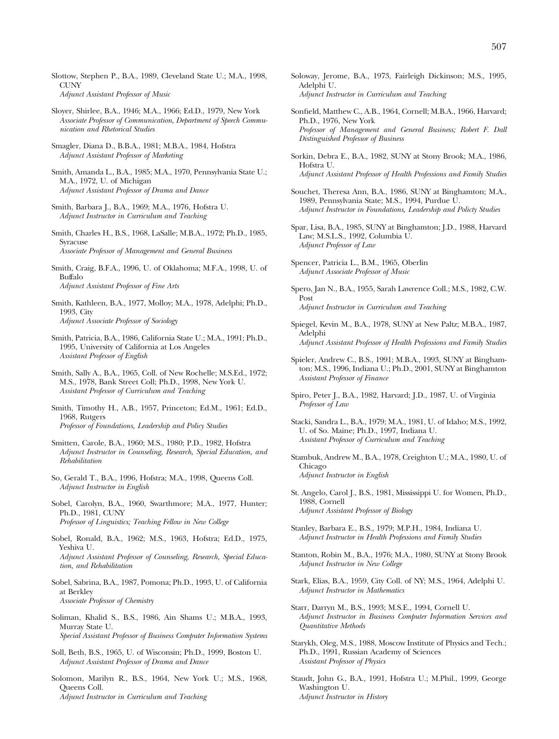Slottow, Stephen P., B.A., 1989, Cleveland State U.; M.A., 1998, CUNY
*Adjunct Assistant Professor of Music*

Sloyer, Shirlee, B.A., 1946; M.A., 1966; Ed.D., 1979, New York
*Associate Professor of Communication, Department of Speech Communication and Rhetorical Studies*

Smagler, Diana D., B.B.A., 1981; M.B.A., 1984, Hofstra
*Adjunct Assistant Professor of Marketing*

Smith, Amanda L., B.A., 1985; M.A., 1970, Pennsylvania State U.; M.A., 1972, U. of Michigan
*Adjunct Assistant Professor of Drama and Dance*

Smith, Barbara J., B.A., 1969; M.A., 1976, Hofstra U.
*Adjunct Instructor in Curriculum and Teaching*

Smith, Charles H., B.S., 1968, LaSalle; M.B.A., 1972; Ph.D., 1985, Syracuse
*Associate Professor of Management and General Business*

Smith, Craig, B.F.A., 1996, U. of Oklahoma; M.F.A., 1998, U. of Buffalo
*Adjunct Assistant Professor of Fine Arts*

Smith, Kathleen, B.A., 1977, Molloy; M.A., 1978, Adelphi; Ph.D., 1993, City
*Adjunct Associate Professor of Sociology*

Smith, Patricia, B.A., 1986, California State U.; M.A., 1991; Ph.D., 1995, University of California at Los Angeles
*Assistant Professor of English*

Smith, Sally A., B.A., 1965, Coll. of New Rochelle; M.S.Ed., 1972; M.S., 1978, Bank Street Coll; Ph.D., 1998, New York U.
*Assistant Professor of Curriculum and Teaching*

Smith, Timothy H., A.B., 1957, Princeton; Ed.M., 1961; Ed.D., 1968, Rutgers
*Professor of Foundations, Leadership and Policy Studies*

Smitten, Carole, B.A., 1960; M.S., 1980; P.D., 1982, Hofstra
*Adjunct Instructor in Counseling, Research, Special Education, and Rehabilitation*

So, Gerald T., B.A., 1996, Hofstra; M.A., 1998, Queens Coll.
*Adjunct Instructor in English*

Sobel, Carolyn, B.A., 1960, Swarthmore; M.A., 1977, Hunter; Ph.D., 1981, CUNY
*Professor of Linguistics; Teaching Fellow in New College*

Sobel, Ronald, B.A., 1962; M.S., 1963, Hofstra; Ed.D., 1975, Yeshiva U.
*Adjunct Assistant Professor of Counseling, Research, Special Education, and Rehabilitation*

Sobel, Sabrina, B.A., 1987, Pomona; Ph.D., 1993, U. of California at Berkley
*Associate Professor of Chemistry*

Soliman, Khalid S., B.S., 1986, Ain Shams U.; M.B.A., 1993, Murray State U.
*Special Assistant Professor of Business Computer Information Systems*

Soll, Beth, B.S., 1965, U. of Wisconsin; Ph.D., 1999, Boston U.
*Adjunct Assistant Professor of Drama and Dance*

Solomon, Marilyn R., B.S., 1964, New York U.; M.S., 1968, Queens Coll.
*Adjunct Instructor in Curriculum and Teaching*

Soloway, Jerome, B.A., 1973, Fairleigh Dickinson; M.S., 1995, Adelphi U.
*Adjunct Instructor in Curriculum and Teaching*

Sonfield, Matthew C., A.B., 1964, Cornell; M.B.A., 1966, Harvard; Ph.D., 1976, New York
*Professor of Management and General Business; Robert F. Dall Distinguished Professor of Business*

Sorkin, Debra E., B.A., 1982, SUNY at Stony Brook; M.A., 1986, Hofstra U.
*Adjunct Assistant Professor of Health Professions and Family Studies*

Souchet, Theresa Ann, B.A., 1986, SUNY at Binghamton; M.A., 1989, Pennsylvania State; M.S., 1994, Purdue U.
*Adjunct Instructor in Foundations, Leadership and Policty Studies*

Spar, Lisa, B.A., 1985, SUNY at Binghamton; J.D., 1988, Harvard Law; M.S.L.S., 1992, Columbia U.
*Adjunct Professor of Law*

Spencer, Patricia L., B.M., 1965, Oberlin
*Adjunct Associate Professor of Music*

Spero, Jan N., B.A., 1955, Sarah Lawrence Coll.; M.S., 1982, C.W. Post
*Adjunct Instructor in Curriculum and Teaching*

Spiegel, Kevin M., B.A., 1978, SUNY at New Paltz; M.B.A., 1987, Adelphi
*Adjunct Assistant Professor of Health Professions and Family Studies*

Spieler, Andrew C., B.S., 1991; M.B.A., 1993, SUNY at Binghamton; M.S., 1996, Indiana U.; Ph.D., 2001, SUNY at Binghamton
*Assistant Professor of Finance*

Spiro, Peter J., B.A., 1982, Harvard; J.D., 1987, U. of Virginia
*Professor of Law*

Stacki, Sandra L., B.A., 1979; M.A., 1981, U. of Idaho; M.S., 1992, U. of So. Maine; Ph.D., 1997, Indiana U.
*Assistant Professor of Curriculum and Teaching*

Stambuk, Andrew M., B.A., 1978, Creighton U.; M.A., 1980, U. of Chicago
*Adjunct Instructor in English*

St. Angelo, Carol J., B.S., 1981, Mississippi U. for Women, Ph.D., 1988, Cornell
*Adjunct Assistant Professor of Biology*

Stanley, Barbara E., B.S., 1979; M.P.H., 1984, Indiana U.
*Adjunct Instructor in Health Professions and Family Studies*

Stanton, Robin M., B.A., 1976; M.A., 1980, SUNY at Stony Brook
*Adjunct Instructor in New College*

Stark, Elias, B.A., 1959, City Coll. of NY; M.S., 1964, Adelphi U.
*Adjunct Instructor in Mathematics*

Starr, Darryn M., B.S., 1993; M.S.E., 1994, Cornell U.
*Adjunct Instructor in Business Computer Information Services and Quantitative Methods*

Starykh, Oleg, M.S., 1988, Moscow Institute of Physics and Tech.; Ph.D., 1991, Russian Academy of Sciences
*Assistant Professor of Physics*

Staudt, John G., B.A., 1991, Hofstra U.; M.Phil., 1999, George Washington U.
*Adjunct Instructor in History*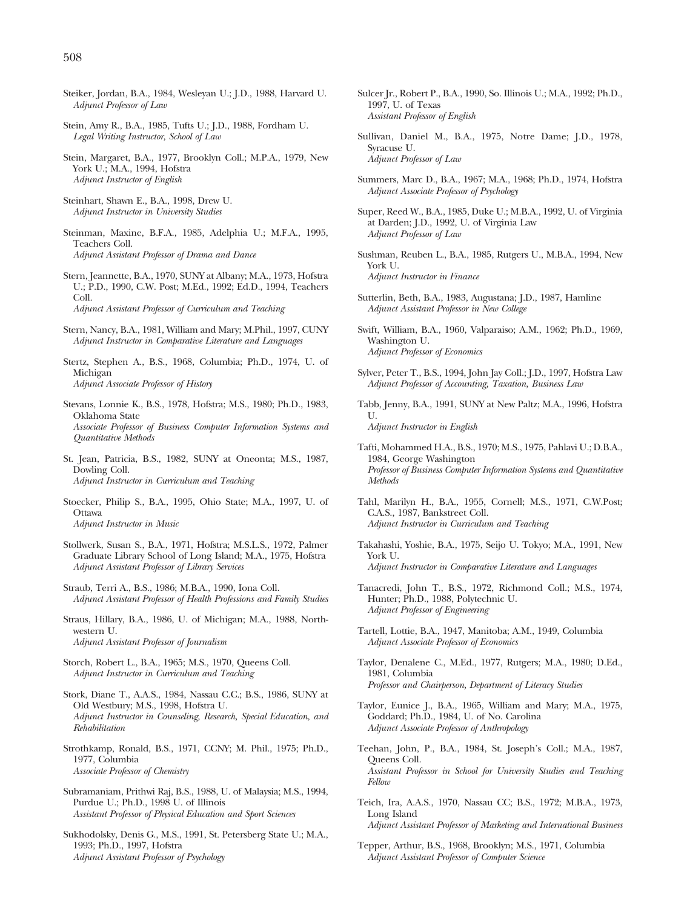Steiker, Jordan, B.A., 1984, Wesleyan U.; J.D., 1988, Harvard U.
*Adjunct Professor of Law*

Stein, Amy R., B.A., 1985, Tufts U.; J.D., 1988, Fordham U.
*Legal Writing Instructor, School of Law*

Stein, Margaret, B.A., 1977, Brooklyn Coll.; M.P.A., 1979, New York U.; M.A., 1994, Hofstra
*Adjunct Instructor of English*

Steinhart, Shawn E., B.A., 1998, Drew U.
*Adjunct Instructor in University Studies*

Steinman, Maxine, B.F.A., 1985, Adelphia U.; M.F.A., 1995, Teachers Coll.
*Adjunct Assistant Professor of Drama and Dance*

Stern, Jeannette, B.A., 1970, SUNY at Albany; M.A., 1973, Hofstra U.; P.D., 1990, C.W. Post; M.Ed., 1992; Ed.D., 1994, Teachers Coll.
*Adjunct Assistant Professor of Curriculum and Teaching*

Stern, Nancy, B.A., 1981, William and Mary; M.Phil., 1997, CUNY
*Adjunct Instructor in Comparative Literature and Languages*

Stertz, Stephen A., B.S., 1968, Columbia; Ph.D., 1974, U. of Michigan
*Adjunct Associate Professor of History*

Stevans, Lonnie K., B.S., 1978, Hofstra; M.S., 1980; Ph.D., 1983, Oklahoma State
*Associate Professor of Business Computer Information Systems and Quantitative Methods*

St. Jean, Patricia, B.S., 1982, SUNY at Oneonta; M.S., 1987, Dowling Coll.
*Adjunct Instructor in Curriculum and Teaching*

Stoecker, Philip S., B.A., 1995, Ohio State; M.A., 1997, U. of Ottawa
*Adjunct Instructor in Music*

Stollwerk, Susan S., B.A., 1971, Hofstra; M.S.L.S., 1972, Palmer Graduate Library School of Long Island; M.A., 1975, Hofstra
*Adjunct Assistant Professor of Library Services*

Straub, Terri A., B.S., 1986; M.B.A., 1990, Iona Coll.
*Adjunct Assistant Professor of Health Professions and Family Studies*

Straus, Hillary, B.A., 1986, U. of Michigan; M.A., 1988, Northwestern U.
*Adjunct Assistant Professor of Journalism*

Storch, Robert L., B.A., 1965; M.S., 1970, Queens Coll.
*Adjunct Instructor in Curriculum and Teaching*

Stork, Diane T., A.A.S., 1984, Nassau C.C.; B.S., 1986, SUNY at Old Westbury; M.S., 1998, Hofstra U.
*Adjunct Instructor in Counseling, Research, Special Education, and Rehabilitation*

Strothkamp, Ronald, B.S., 1971, CCNY; M. Phil., 1975; Ph.D., 1977, Columbia
*Associate Professor of Chemistry*

Subramaniam, Prithwi Raj, B.S., 1988, U. of Malaysia; M.S., 1994, Purdue U.; Ph.D., 1998 U. of Illinois
*Assistant Professor of Physical Education and Sport Sciences*

Sukhodolsky, Denis G., M.S., 1991, St. Petersberg State U.; M.A., 1993; Ph.D., 1997, Hofstra
*Adjunct Assistant Professor of Psychology*

Sulcer Jr., Robert P., B.A., 1990, So. Illinois U.; M.A., 1992; Ph.D., 1997, U. of Texas
*Assistant Professor of English*

Sullivan, Daniel M., B.A., 1975, Notre Dame; J.D., 1978, Syracuse U.
*Adjunct Professor of Law*

Summers, Marc D., B.A., 1967; M.A., 1968; Ph.D., 1974, Hofstra
*Adjunct Associate Professor of Psychology*

Super, Reed W., B.A., 1985, Duke U.; M.B.A., 1992, U. of Virginia at Darden; J.D., 1992, U. of Virginia Law
*Adjunct Professor of Law*

Sushman, Reuben L., B.A., 1985, Rutgers U., M.B.A., 1994, New York U.
*Adjunct Instructor in Finance*

Sutterlin, Beth, B.A., 1983, Augustana; J.D., 1987, Hamline
*Adjunct Assistant Professor in New College*

Swift, William, B.A., 1960, Valparaiso; A.M., 1962; Ph.D., 1969, Washington U.
*Adjunct Professor of Economics*

Sylver, Peter T., B.S., 1994, John Jay Coll.; J.D., 1997, Hofstra Law
*Adjunct Professor of Accounting, Taxation, Business Law*

Tabb, Jenny, B.A., 1991, SUNY at New Paltz; M.A., 1996, Hofstra U.
*Adjunct Instructor in English*

Tafti, Mohammed H.A., B.S., 1970; M.S., 1975, Pahlavi U.; D.B.A., 1984, George Washington
*Professor of Business Computer Information Systems and Quantitative Methods*

Tahl, Marilyn H., B.A., 1955, Cornell; M.S., 1971, C.W.Post; C.A.S., 1987, Bankstreet Coll.
*Adjunct Instructor in Curriculum and Teaching*

Takahashi, Yoshie, B.A., 1975, Seijo U. Tokyo; M.A., 1991, New York U.
*Adjunct Instructor in Comparative Literature and Languages*

Tanacredi, John T., B.S., 1972, Richmond Coll.; M.S., 1974, Hunter; Ph.D., 1988, Polytechnic U.
*Adjunct Professor of Engineering*

Tartell, Lottie, B.A., 1947, Manitoba; A.M., 1949, Columbia
*Adjunct Associate Professor of Economics*

Taylor, Denalene C., M.Ed., 1977, Rutgers; M.A., 1980; D.Ed., 1981, Columbia
*Professor and Chairperson, Department of Literacy Studies*

Taylor, Eunice J., B.A., 1965, William and Mary; M.A., 1975, Goddard; Ph.D., 1984, U. of No. Carolina
*Adjunct Associate Professor of Anthropology*

Teehan, John, P., B.A., 1984, St. Joseph's Coll.; M.A., 1987, Queens Coll.
*Assistant Professor in School for University Studies and Teaching Fellow*

Teich, Ira, A.A.S., 1970, Nassau CC; B.S., 1972; M.B.A., 1973, Long Island
*Adjunct Assistant Professor of Marketing and International Business*

Tepper, Arthur, B.S., 1968, Brooklyn; M.S., 1971, Columbia
*Adjunct Assistant Professor of Computer Science*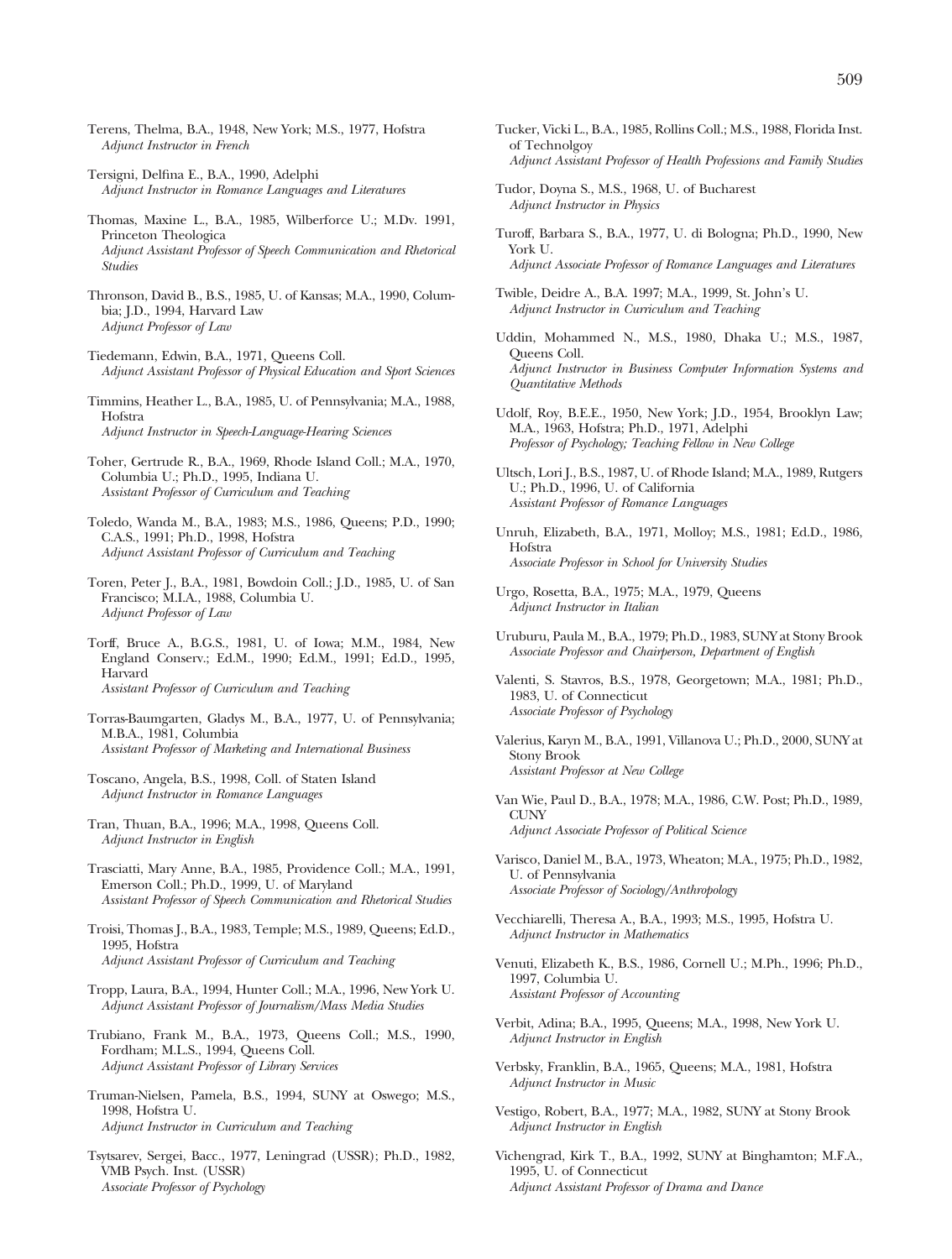Terens, Thelma, B.A., 1948, New York; M.S., 1977, Hofstra
*Adjunct Instructor in French*

Tersigni, Delfina E., B.A., 1990, Adelphi
*Adjunct Instructor in Romance Languages and Literatures*

Thomas, Maxine L., B.A., 1985, Wilberforce U.; M.Dv. 1991, Princeton Theologica
*Adjunct Assistant Professor of Speech Communication and Rhetorical Studies*

Thronson, David B., B.S., 1985, U. of Kansas; M.A., 1990, Columbia; J.D., 1994, Harvard Law
*Adjunct Professor of Law*

Tiedemann, Edwin, B.A., 1971, Queens Coll.
*Adjunct Assistant Professor of Physical Education and Sport Sciences*

Timmins, Heather L., B.A., 1985, U. of Pennsylvania; M.A., 1988, Hofstra
*Adjunct Instructor in Speech-Language-Hearing Sciences*

Toher, Gertrude R., B.A., 1969, Rhode Island Coll.; M.A., 1970, Columbia U.; Ph.D., 1995, Indiana U.
*Assistant Professor of Curriculum and Teaching*

Toledo, Wanda M., B.A., 1983; M.S., 1986, Queens; P.D., 1990; C.A.S., 1991; Ph.D., 1998, Hofstra
*Adjunct Assistant Professor of Curriculum and Teaching*

Toren, Peter J., B.A., 1981, Bowdoin Coll.; J.D., 1985, U. of San Francisco; M.I.A., 1988, Columbia U.
*Adjunct Professor of Law*

Torff, Bruce A., B.G.S., 1981, U. of Iowa; M.M., 1984, New England Conserv.; Ed.M., 1990; Ed.M., 1991; Ed.D., 1995, Harvard
*Assistant Professor of Curriculum and Teaching*

Torras-Baumgarten, Gladys M., B.A., 1977, U. of Pennsylvania; M.B.A., 1981, Columbia
*Assistant Professor of Marketing and International Business*

Toscano, Angela, B.S., 1998, Coll. of Staten Island
*Adjunct Instructor in Romance Languages*

Tran, Thuan, B.A., 1996; M.A., 1998, Queens Coll.
*Adjunct Instructor in English*

Trasciatti, Mary Anne, B.A., 1985, Providence Coll.; M.A., 1991, Emerson Coll.; Ph.D., 1999, U. of Maryland
*Assistant Professor of Speech Communication and Rhetorical Studies*

Troisi, Thomas J., B.A., 1983, Temple; M.S., 1989, Queens; Ed.D., 1995, Hofstra
*Adjunct Assistant Professor of Curriculum and Teaching*

Tropp, Laura, B.A., 1994, Hunter Coll.; M.A., 1996, New York U.
*Adjunct Assistant Professor of Journalism/Mass Media Studies*

Trubiano, Frank M., B.A., 1973, Queens Coll.; M.S., 1990, Fordham; M.L.S., 1994, Queens Coll.
*Adjunct Assistant Professor of Library Services*

Truman-Nielsen, Pamela, B.S., 1994, SUNY at Oswego; M.S., 1998, Hofstra U.
*Adjunct Instructor in Curriculum and Teaching*

Tsytsarev, Sergei, Bacc., 1977, Leningrad (USSR); Ph.D., 1982, VMB Psych. Inst. (USSR)
*Associate Professor of Psychology*

Tucker, Vicki L., B.A., 1985, Rollins Coll.; M.S., 1988, Florida Inst. of Technolgoy
*Adjunct Assistant Professor of Health Professions and Family Studies*

Tudor, Doyna S., M.S., 1968, U. of Bucharest
*Adjunct Instructor in Physics*

Turoff, Barbara S., B.A., 1977, U. di Bologna; Ph.D., 1990, New York U.
*Adjunct Associate Professor of Romance Languages and Literatures*

Twible, Deidre A., B.A. 1997; M.A., 1999, St. John's U.
*Adjunct Instructor in Curriculum and Teaching*

Uddin, Mohammed N., M.S., 1980, Dhaka U.; M.S., 1987, Queens Coll.
*Adjunct Instructor in Business Computer Information Systems and Quantitative Methods*

Udolf, Roy, B.E.E., 1950, New York; J.D., 1954, Brooklyn Law; M.A., 1963, Hofstra; Ph.D., 1971, Adelphi
*Professor of Psychology; Teaching Fellow in New College*

Ultsch, Lori J., B.S., 1987, U. of Rhode Island; M.A., 1989, Rutgers U.; Ph.D., 1996, U. of California
*Assistant Professor of Romance Languages*

Unruh, Elizabeth, B.A., 1971, Molloy; M.S., 1981; Ed.D., 1986, Hofstra
*Associate Professor in School for University Studies*

Urgo, Rosetta, B.A., 1975; M.A., 1979, Queens
*Adjunct Instructor in Italian*

Uruburu, Paula M., B.A., 1979; Ph.D., 1983, SUNY at Stony Brook
*Associate Professor and Chairperson, Department of English*

Valenti, S. Stavros, B.S., 1978, Georgetown; M.A., 1981; Ph.D., 1983, U. of Connecticut
*Associate Professor of Psychology*

Valerius, Karyn M., B.A., 1991, Villanova U.; Ph.D., 2000, SUNY at Stony Brook
*Assistant Professor at New College*

Van Wie, Paul D., B.A., 1978; M.A., 1986, C.W. Post; Ph.D., 1989, CUNY
*Adjunct Associate Professor of Political Science*

Varisco, Daniel M., B.A., 1973, Wheaton; M.A., 1975; Ph.D., 1982, U. of Pennsylvania
*Associate Professor of Sociology/Anthropology*

Vecchiarelli, Theresa A., B.A., 1993; M.S., 1995, Hofstra U.
*Adjunct Instructor in Mathematics*

Venuti, Elizabeth K., B.S., 1986, Cornell U.; M.Ph., 1996; Ph.D., 1997, Columbia U.
*Assistant Professor of Accounting*

Verbit, Adina; B.A., 1995, Queens; M.A., 1998, New York U.
*Adjunct Instructor in English*

Verbsky, Franklin, B.A., 1965, Queens; M.A., 1981, Hofstra
*Adjunct Instructor in Music*

Vestigo, Robert, B.A., 1977; M.A., 1982, SUNY at Stony Brook
*Adjunct Instructor in English*

Vichengrad, Kirk T., B.A., 1992, SUNY at Binghamton; M.F.A., 1995, U. of Connecticut
*Adjunct Assistant Professor of Drama and Dance*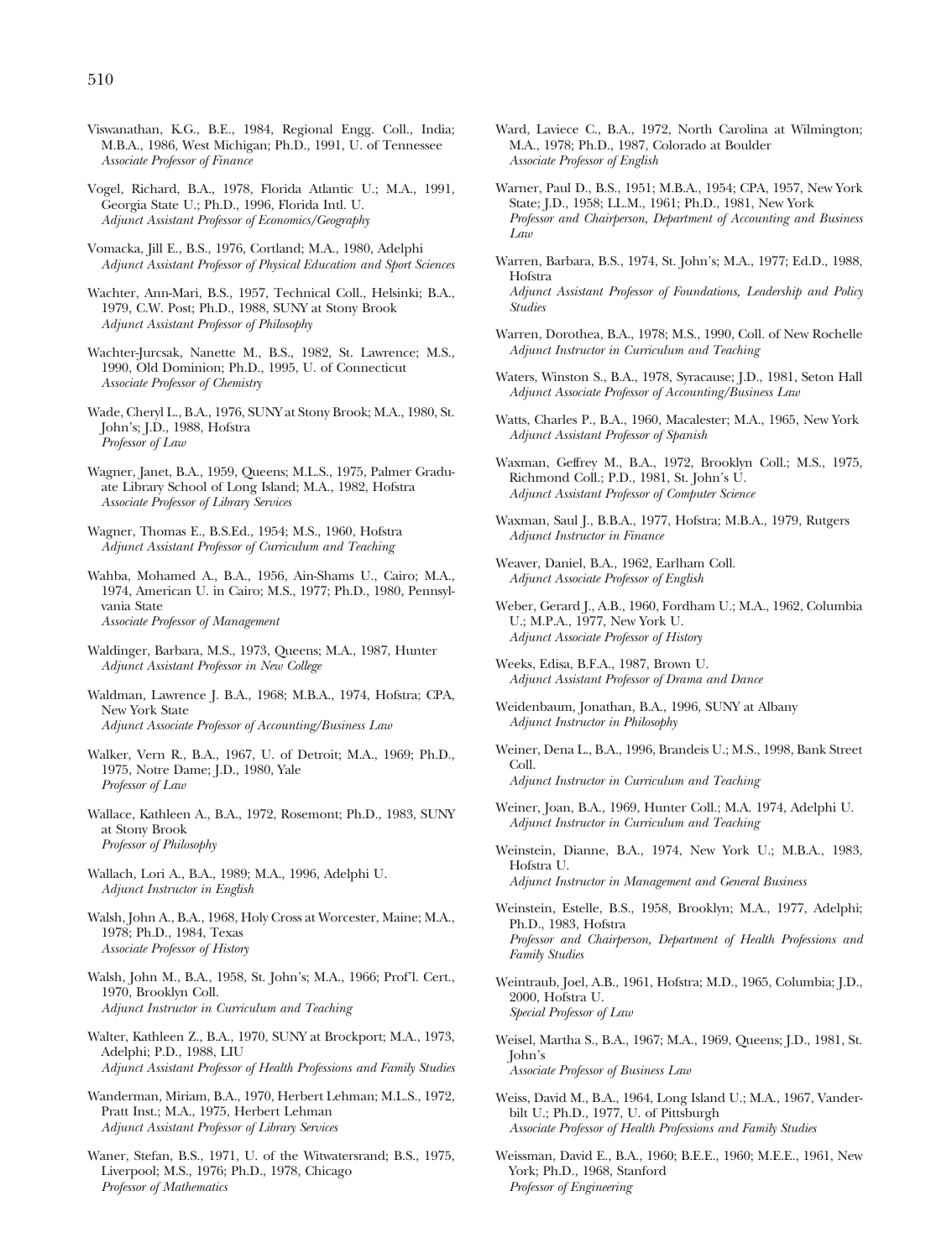Viswanathan, K.G., B.E., 1984, Regional Engg. Coll., India; M.B.A., 1986, West Michigan; Ph.D., 1991, U. of Tennessee
*Associate Professor of Finance*

Vogel, Richard, B.A., 1978, Florida Atlantic U.; M.A., 1991, Georgia State U.; Ph.D., 1996, Florida Intl. U.
*Adjunct Assistant Professor of Economics/Geography*

Vomacka, Jill E., B.S., 1976, Cortland; M.A., 1980, Adelphi
*Adjunct Assistant Professor of Physical Education and Sport Sciences*

Wachter, Ann-Mari, B.S., 1957, Technical Coll., Helsinki; B.A., 1979, C.W. Post; Ph.D., 1988, SUNY at Stony Brook
*Adjunct Assistant Professor of Philosophy*

Wachter-Jurcsak, Nanette M., B.S., 1982, St. Lawrence; M.S., 1990, Old Dominion; Ph.D., 1995, U. of Connecticut
*Associate Professor of Chemistry*

Wade, Cheryl L., B.A., 1976, SUNY at Stony Brook; M.A., 1980, St. John's; J.D., 1988, Hofstra
*Professor of Law*

Wagner, Janet, B.A., 1959, Queens; M.L.S., 1975, Palmer Graduate Library School of Long Island; M.A., 1982, Hofstra
*Associate Professor of Library Services*

Wagner, Thomas E., B.S.Ed., 1954; M.S., 1960, Hofstra
*Adjunct Assistant Professor of Curriculum and Teaching*

Wahba, Mohamed A., B.A., 1956, Ain-Shams U., Cairo; M.A., 1974, American U. in Cairo; M.S., 1977; Ph.D., 1980, Pennsylvania State
*Associate Professor of Management*

Waldinger, Barbara, M.S., 1973, Queens; M.A., 1987, Hunter
*Adjunct Assistant Professor in New College*

Waldman, Lawrence J. B.A., 1968; M.B.A., 1974, Hofstra; CPA, New York State
*Adjunct Associate Professor of Accounting/Business Law*

Walker, Vern R., B.A., 1967, U. of Detroit; M.A., 1969; Ph.D., 1975, Notre Dame; J.D., 1980, Yale
*Professor of Law*

Wallace, Kathleen A., B.A., 1972, Rosemont; Ph.D., 1983, SUNY at Stony Brook
*Professor of Philosophy*

Wallach, Lori A., B.A., 1989; M.A., 1996, Adelphi U.
*Adjunct Instructor in English*

Walsh, John A., B.A., 1968, Holy Cross at Worcester, Maine; M.A., 1978; Ph.D., 1984, Texas
*Associate Professor of History*

Walsh, John M., B.A., 1958, St. John's; M.A., 1966; Prof'l. Cert., 1970, Brooklyn Coll.
*Adjunct Instructor in Curriculum and Teaching*

Walter, Kathleen Z., B.A., 1970, SUNY at Brockport; M.A., 1973, Adelphi; P.D., 1988, LIU
*Adjunct Assistant Professor of Health Professions and Family Studies*

Wanderman, Miriam, B.A., 1970, Herbert Lehman; M.L.S., 1972, Pratt Inst.; M.A., 1975, Herbert Lehman
*Adjunct Assistant Professor of Library Services*

Waner, Stefan, B.S., 1971, U. of the Witwatersrand; B.S., 1975, Liverpool; M.S., 1976; Ph.D., 1978, Chicago
*Professor of Mathematics*

Ward, Laviece C., B.A., 1972, North Carolina at Wilmington; M.A., 1978; Ph.D., 1987, Colorado at Boulder
*Associate Professor of English*

Warner, Paul D., B.S., 1951; M.B.A., 1954; CPA, 1957, New York State; J.D., 1958; LL.M., 1961; Ph.D., 1981, New York
*Professor and Chairperson, Department of Accounting and Business Law*

Warren, Barbara, B.S., 1974, St. John's; M.A., 1977; Ed.D., 1988, Hofstra
*Adjunct Assistant Professor of Foundations, Leadership and Policy Studies*

Warren, Dorothea, B.A., 1978; M.S., 1990, Coll. of New Rochelle
*Adjunct Instructor in Curriculum and Teaching*

Waters, Winston S., B.A., 1978, Syracuse; J.D., 1981, Seton Hall
*Adjunct Associate Professor of Accounting/Business Law*

Watts, Charles P., B.A., 1960, Macalester; M.A., 1965, New York
*Adjunct Assistant Professor of Spanish*

Waxman, Geffrey M., B.A., 1972, Brooklyn Coll.; M.S., 1975, Richmond Coll.; P.D., 1981, St. John's U.
*Adjunct Assistant Professor of Computer Science*

Waxman, Saul J., B.B.A., 1977, Hofstra; M.B.A., 1979, Rutgers
*Adjunct Instructor in Finance*

Weaver, Daniel, B.A., 1962, Earlham Coll.
*Adjunct Associate Professor of English*

Weber, Gerard J., A.B., 1960, Fordham U.; M.A., 1962, Columbia U.; M.P.A., 1977, New York U.
*Adjunct Associate Professor of History*

Weeks, Edisa, B.F.A., 1987, Brown U.
*Adjunct Assistant Professor of Drama and Dance*

Weidenbaum, Jonathan, B.A., 1996, SUNY at Albany
*Adjunct Instructor in Philosophy*

Weiner, Dena L., B.A., 1996, Brandeis U.; M.S., 1998, Bank Street Coll.
*Adjunct Instructor in Curriculum and Teaching*

Weiner, Joan, B.A., 1969, Hunter Coll.; M.A. 1974, Adelphi U.
*Adjunct Instructor in Curriculum and Teaching*

Weinstein, Dianne, B.A., 1974, New York U.; M.B.A., 1983, Hofstra U.
*Adjunct Instructor in Management and General Business*

Weinstein, Estelle, B.S., 1958, Brooklyn; M.A., 1977, Adelphi; Ph.D., 1983, Hofstra
*Professor and Chairperson, Department of Health Professions and Family Studies*

Weintraub, Joel, A.B., 1961, Hofstra; M.D., 1965, Columbia; J.D., 2000, Hofstra U.
*Special Professor of Law*

Weisel, Martha S., B.A., 1967; M.A., 1969, Queens; J.D., 1981, St. John's
*Associate Professor of Business Law*

Weiss, David M., B.A., 1964, Long Island U.; M.A., 1967, Vanderbilt U.; Ph.D., 1977, U. of Pittsburgh
*Associate Professor of Health Professions and Family Studies*

Weissman, David E., B.A., 1960; B.E.E., 1960; M.E.E., 1961, New York; Ph.D., 1968, Stanford
*Professor of Engineering*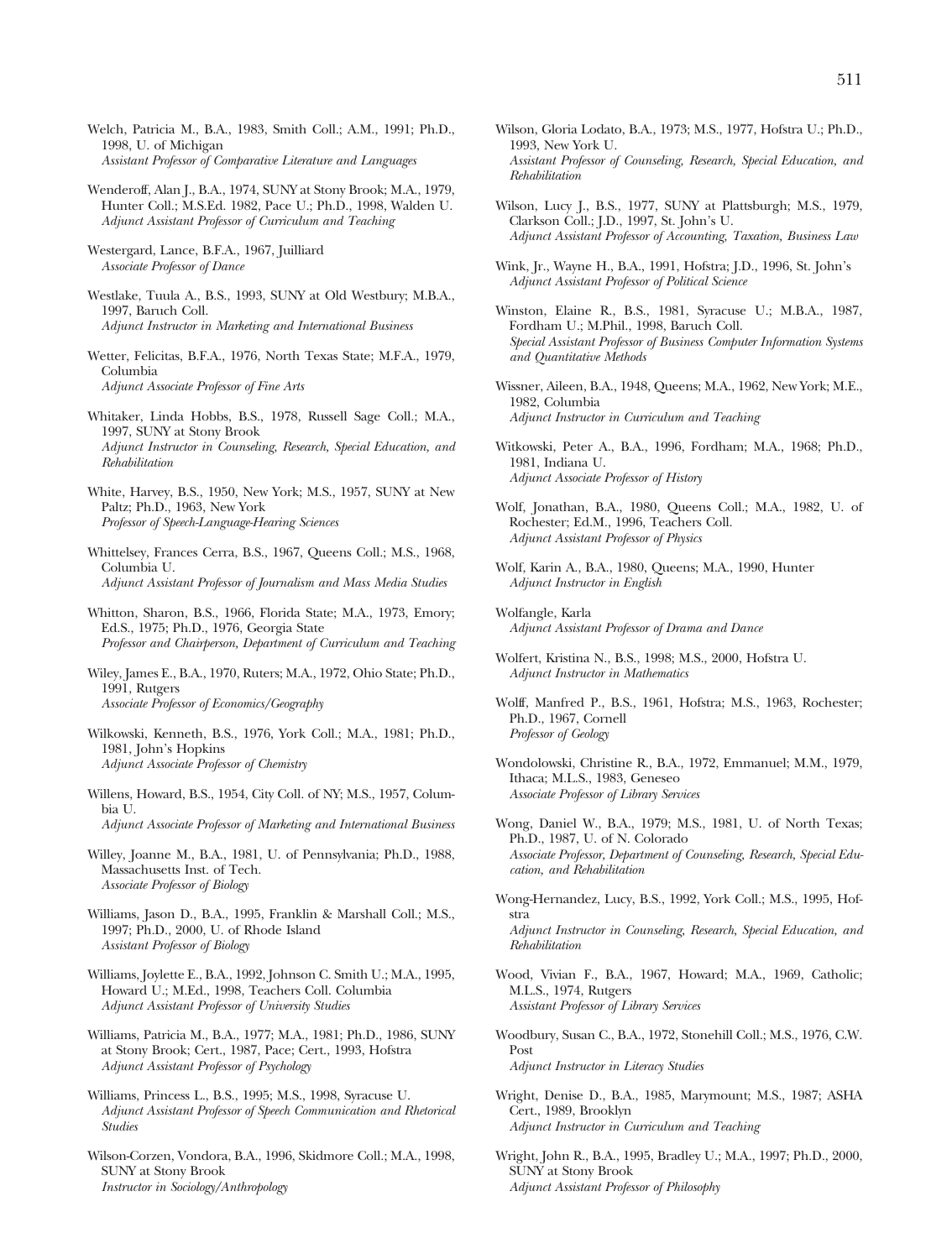Welch, Patricia M., B.A., 1983, Smith Coll.; A.M., 1991; Ph.D., 1998, U. of Michigan
*Assistant Professor of Comparative Literature and Languages*

Wenderoff, Alan J., B.A., 1974, SUNY at Stony Brook; M.A., 1979, Hunter Coll.; M.S.Ed. 1982, Pace U.; Ph.D., 1998, Walden U.
*Adjunct Assistant Professor of Curriculum and Teaching*

Westergard, Lance, B.F.A., 1967, Juilliard
*Associate Professor of Dance*

Westlake, Tuula A., B.S., 1993, SUNY at Old Westbury; M.B.A., 1997, Baruch Coll.
*Adjunct Instructor in Marketing and International Business*

Wetter, Felicitas, B.F.A., 1976, North Texas State; M.F.A., 1979, Columbia
*Adjunct Associate Professor of Fine Arts*

Whitaker, Linda Hobbs, B.S., 1978, Russell Sage Coll.; M.A., 1997, SUNY at Stony Brook
*Adjunct Instructor in Counseling, Research, Special Education, and Rehabilitation*

White, Harvey, B.S., 1950, New York; M.S., 1957, SUNY at New Paltz; Ph.D., 1963, New York
*Professor of Speech-Language-Hearing Sciences*

Whittelsey, Frances Cerra, B.S., 1967, Queens Coll.; M.S., 1968, Columbia U.
*Adjunct Assistant Professor of Journalism and Mass Media Studies*

Whitton, Sharon, B.S., 1966, Florida State; M.A., 1973, Emory; Ed.S., 1975; Ph.D., 1976, Georgia State
*Professor and Chairperson, Department of Curriculum and Teaching*

Wiley, James E., B.A., 1970, Ruters; M.A., 1972, Ohio State; Ph.D., 1991, Rutgers
*Associate Professor of Economics/Geography*

Wilkowski, Kenneth, B.S., 1976, York Coll.; M.A., 1981; Ph.D., 1981, John's Hopkins
*Adjunct Associate Professor of Chemistry*

Willens, Howard, B.S., 1954, City Coll. of NY; M.S., 1957, Columbia U.
*Adjunct Associate Professor of Marketing and International Business*

Willey, Joanne M., B.A., 1981, U. of Pennsylvania; Ph.D., 1988, Massachusetts Inst. of Tech.
*Associate Professor of Biology*

Williams, Jason D., B.A., 1995, Franklin & Marshall Coll.; M.S., 1997; Ph.D., 2000, U. of Rhode Island
*Assistant Professor of Biology*

Williams, Joylette E., B.A., 1992, Johnson C. Smith U.; M.A., 1995, Howard U.; M.Ed., 1998, Teachers Coll. Columbia
*Adjunct Assistant Professor of University Studies*

Williams, Patricia M., B.A., 1977; M.A., 1981; Ph.D., 1986, SUNY at Stony Brook; Cert., 1987, Pace; Cert., 1993, Hofstra
*Adjunct Assistant Professor of Psychology*

Williams, Princess L., B.S., 1995; M.S., 1998, Syracuse U.
*Adjunct Assistant Professor of Speech Communication and Rhetorical Studies*

Wilson-Corzen, Vondora, B.A., 1996, Skidmore Coll.; M.A., 1998, SUNY at Stony Brook
*Instructor in Sociology/Anthropology*

Wilson, Gloria Lodato, B.A., 1973; M.S., 1977, Hofstra U.; Ph.D., 1993, New York U.
*Assistant Professor of Counseling, Research, Special Education, and Rehabilitation*

Wilson, Lucy J., B.S., 1977, SUNY at Plattsburgh; M.S., 1979, Clarkson Coll.; J.D., 1997, St. John's U.
*Adjunct Assistant Professor of Accounting, Taxation, Business Law*

Wink, Jr., Wayne H., B.A., 1991, Hofstra; J.D., 1996, St. John's
*Adjunct Assistant Professor of Political Science*

Winston, Elaine R., B.S., 1981, Syracuse U.; M.B.A., 1987, Fordham U.; M.Phil., 1998, Baruch Coll.
*Special Assistant Professor of Business Computer Information Systems and Quantitative Methods*

Wissner, Aileen, B.A., 1948, Queens; M.A., 1962, New York; M.E., 1982, Columbia
*Adjunct Instructor in Curriculum and Teaching*

Witkowski, Peter A., B.A., 1996, Fordham; M.A., 1968; Ph.D., 1981, Indiana U.
*Adjunct Associate Professor of History*

Wolf, Jonathan, B.A., 1980, Queens Coll.; M.A., 1982, U. of Rochester; Ed.M., 1996, Teachers Coll.
*Adjunct Assistant Professor of Physics*

Wolf, Karin A., B.A., 1980, Queens; M.A., 1990, Hunter
*Adjunct Instructor in English*

Wolfangle, Karla
*Adjunct Assistant Professor of Drama and Dance*

Wolfert, Kristina N., B.S., 1998; M.S., 2000, Hofstra U.
*Adjunct Instructor in Mathematics*

Wolff, Manfred P., B.S., 1961, Hofstra; M.S., 1963, Rochester; Ph.D., 1967, Cornell
*Professor of Geology*

Wondolowski, Christine R., B.A., 1972, Emmanuel; M.M., 1979, Ithaca; M.L.S., 1983, Geneseo
*Associate Professor of Library Services*

Wong, Daniel W., B.A., 1979; M.S., 1981, U. of North Texas; Ph.D., 1987, U. of N. Colorado
*Associate Professor, Department of Counseling, Research, Special Education, and Rehabilitation*

Wong-Hernandez, Lucy, B.S., 1992, York Coll.; M.S., 1995, Hofstra
*Adjunct Instructor in Counseling, Research, Special Education, and Rehabilitation*

Wood, Vivian F., B.A., 1967, Howard; M.A., 1969, Catholic; M.L.S., 1974, Rutgers
*Assistant Professor of Library Services*

Woodbury, Susan C., B.A., 1972, Stonehill Coll.; M.S., 1976, C.W. Post
*Adjunct Instructor in Literacy Studies*

Wright, Denise D., B.A., 1985, Marymount; M.S., 1987; ASHA Cert., 1989, Brooklyn
*Adjunct Instructor in Curriculum and Teaching*

Wright, John R., B.A., 1995, Bradley U.; M.A., 1997; Ph.D., 2000, SUNY at Stony Brook
*Adjunct Assistant Professor of Philosophy*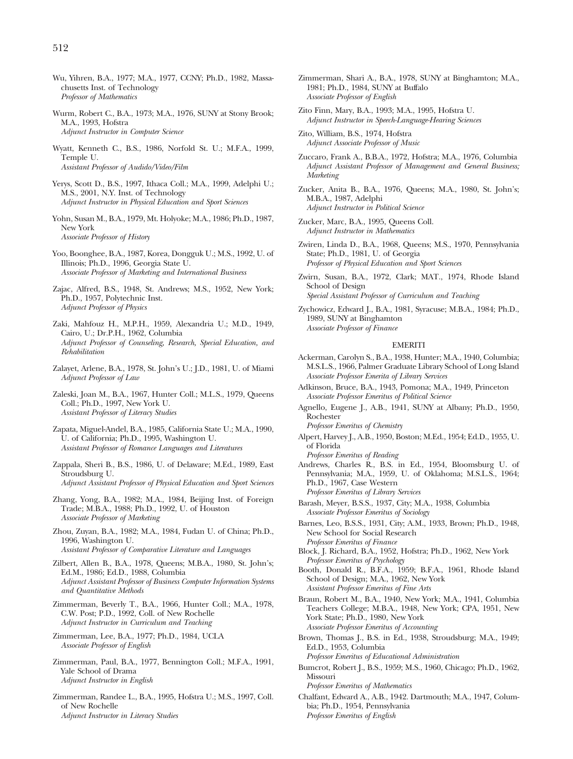Wu, Yihren, B.A., 1977; M.A., 1977, CCNY; Ph.D., 1982, Massachusetts Inst. of Technology
*Professor of Mathematics*

Wurm, Robert C., B.A., 1973; M.A., 1976, SUNY at Stony Brook; M.A., 1993, Hofstra
*Adjunct Instructor in Computer Science*

Wyatt, Kenneth C., B.S., 1986, Norfold St. U.; M.F.A., 1999, Temple U.
*Assistant Professor of Audido/Video/Film*

Yerys, Scott D., B.S., 1997, Ithaca Coll.; M.A., 1999, Adelphi U.; M.S., 2001, N.Y. Inst. of Technology
*Adjunct Instructor in Physical Education and Sport Sciences*

Yohn, Susan M., B.A., 1979, Mt. Holyoke; M.A., 1986; Ph.D., 1987, New York
*Associate Professor of History*

Yoo, Boonghee, B.A., 1987, Korea, Dongguk U.; M.S., 1992, U. of Illinois; Ph.D., 1996, Georgia State U.
*Associate Professor of Marketing and International Business*

Zajac, Alfred, B.S., 1948, St. Andrews; M.S., 1952, New York; Ph.D., 1957, Polytechnic Inst.
*Adjunct Professor of Physics*

Zaki, Mahfouz H., M.P.H., 1959, Alexandria U.; M.D., 1949, Cairo, U.; Dr.P.H., 1962, Columbia
*Adjunct Professor of Counseling, Research, Special Education, and Rehabilitation*

Zalayet, Arlene, B.A., 1978, St. John's U.; J.D., 1981, U. of Miami
*Adjunct Professor of Law*

Zaleski, Joan M., B.A., 1967, Hunter Coll.; M.L.S., 1979, Queens Coll.; Ph.D., 1997, New York U.
*Assistant Professor of Literacy Studies*

Zapata, Miguel-Andel, B.A., 1985, California State U.; M.A., 1990, U. of California; Ph.D., 1995, Washington U.
*Assistant Professor of Romance Languages and Literatures*

Zappala, Sheri B., B.S., 1986, U. of Delaware; M.Ed., 1989, East Stroudsburg U.
*Adjunct Assistant Professor of Physical Education and Sport Sciences*

Zhang, Yong, B.A., 1982; M.A., 1984, Beijing Inst. of Foreign Trade; M.B.A., 1988; Ph.D., 1992, U. of Houston
*Associate Professor of Marketing*

Zhou, Zuyan, B.A., 1982; M.A., 1984, Fudan U. of China; Ph.D., 1996, Washington U.
*Assistant Professor of Comparative Literature and Languages*

Zilbert, Allen B., B.A., 1978, Queens; M.B.A., 1980, St. John's; Ed.M., 1986; Ed.D., 1988, Columbia
*Adjunct Assistant Professor of Business Computer Information Systems and Quantitative Methods*

Zimmerman, Beverly T., B.A., 1966, Hunter Coll.; M.A., 1978, C.W. Post; P.D., 1992, Coll. of New Rochelle
*Adjunct Instructor in Curriculum and Teaching*

Zimmerman, Lee, B.A., 1977; Ph.D., 1984, UCLA
*Associate Professor of English*

Zimmerman, Paul, B.A., 1977, Bennington Coll.; M.F.A., 1991, Yale School of Drama
*Adjunct Instructor in English*

Zimmerman, Randee L., B.A., 1995, Hofstra U.; M.S., 1997, Coll. of New Rochelle
*Adjunct Instructor in Literacy Studies*

Zimmerman, Shari A., B.A., 1978, SUNY at Binghamton; M.A., 1981; Ph.D., 1984, SUNY at Buffalo
*Associate Professor of English*

Zito Finn, Mary, B.A., 1993; M.A., 1995, Hofstra U.
*Adjunct Instructor in Speech-Language-Hearing Sciences*

Zito, William, B.S., 1974, Hofstra
*Adjunct Associate Professor of Music*

Zuccaro, Frank A., B.B.A., 1972, Hofstra; M.A., 1976, Columbia
*Adjunct Assistant Professor of Management and General Business; Marketing*

Zucker, Anita B., B.A., 1976, Queens; M.A., 1980, St. John's; M.B.A., 1987, Adelphi
*Adjunct Instructor in Political Science*

Zucker, Marc, B.A., 1995, Queens Coll.
*Adjunct Instructor in Mathematics*

Zwiren, Linda D., B.A., 1968, Queens; M.S., 1970, Pennsylvania State; Ph.D., 1981, U. of Georgia
*Professor of Physical Education and Sport Sciences*

Zwirn, Susan, B.A., 1972, Clark; MAT., 1974, Rhode Island School of Design
*Special Assistant Professor of Curriculum and Teaching*

Zychowicz, Edward J., B.A., 1981, Syracuse; M.B.A., 1984; Ph.D., 1989, SUNY at Binghamton
*Associate Professor of Finance*

## EMERITI

Ackerman, Carolyn S., B.A., 1938, Hunter; M.A., 1940, Columbia; M.S.L.S., 1966, Palmer Graduate Library School of Long Island
*Associate Professor Emerita of Library Services*

Adkinson, Bruce, B.A., 1943, Pomona; M.A., 1949, Princeton
*Associate Professor Emeritus of Political Science*

Agnello, Eugene J., A.B., 1941, SUNY at Albany; Ph.D., 1950, Rochester
*Professor Emeritus of Chemistry*

Alpert, Harvey J., A.B., 1950, Boston; M.Ed., 1954; Ed.D., 1955, U. of Florida
*Professor Emeritus of Reading*

Andrews, Charles R., B.S. in Ed., 1954, Bloomsburg U. of Pennsylvania; M.A., 1959, U. of Oklahoma; M.S.L.S., 1964; Ph.D., 1967, Case Western
*Professor Emeritus of Library Services*

Barash, Meyer, B.S.S., 1937, City; M.A., 1938, Columbia
*Associate Professor Emeritus of Sociology*

Barnes, Leo, B.S.S., 1931, City; A.M., 1933, Brown; Ph.D., 1948, New School for Social Research
*Professor Emeritus of Finance*

Block, J. Richard, B.A., 1952, Hofstra; Ph.D., 1962, New York
*Professor Emeritus of Psychology*

Booth, Donald R., B.F.A., 1959; B.F.A., 1961, Rhode Island School of Design; M.A., 1962, New York
*Assistant Professor Emeritus of Fine Arts*

Braun, Robert M., B.A., 1940, New York; M.A., 1941, Columbia Teachers College; M.B.A., 1948, New York; CPA, 1951, New York State; Ph.D., 1980, New York
*Associate Professor Emeritus of Accounting*

Brown, Thomas J., B.S. in Ed., 1938, Stroudsburg; M.A., 1949; Ed.D., 1953, Columbia
*Professor Emeritus of Educational Administration*

Bumcrot, Robert J., B.S., 1959; M.S., 1960, Chicago; Ph.D., 1962, Missouri
*Professor Emeritus of Mathematics*

Chalfant, Edward A., A.B., 1942. Dartmouth; M.A., 1947, Columbia; Ph.D., 1954, Pennsylvania
*Professor Emeritus of English*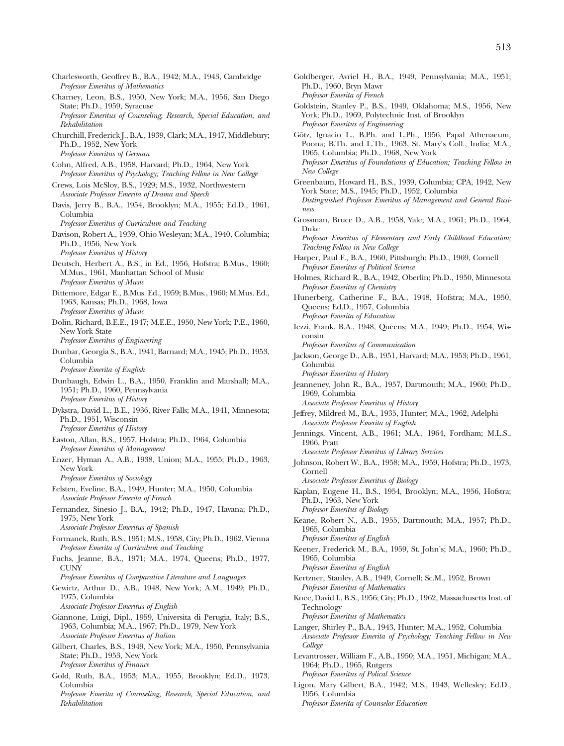Charlesworth, Geoffrey B., B.A., 1942; M.A., 1943, Cambridge
*Professor Emeritus of Mathematics*

Charney, Leon, B.S., 1950, New York; M.A., 1956, San Diego State; Ph.D., 1959, Syracuse
*Professor Emeritus of Counseling, Research, Special Education, and Rehabilitation*

Churchill, Frederick J., B.A., 1939, Clark; M.A., 1947, Middlebury; Ph.D., 1952, New York
*Professor Emeritus of German*

Cohn, Alfred, A.B., 1958, Harvard; Ph.D., 1964, New York
*Professor Emeritus of Psychology; Teaching Fellow in New College*

Crews, Lois McSloy, B.S., 1929; M.S., 1932, Northwestern
*Associate Professor Emerita of Drama and Speech*

Davis, Jerry B., B.A., 1954, Brooklyn; M.A., 1955; Ed.D., 1961, Columbia
*Professor Emeritus of Curriculum and Teaching*

Davison, Robert A., 1939, Ohio Wesleyan; M.A., 1940, Columbia; Ph.D., 1956, New York
*Professor Emeritus of History*

Deutsch, Herbert A., B.S., in Ed., 1956, Hofstra; B.Mus., 1960; M.Mus., 1961, Manhattan School of Music
*Professor Emeritus of Music*

Dittemore, Edgar E., B.Mus. Ed., 1959; B.Mus., 1960; M.Mus. Ed., 1963, Kansas; Ph.D., 1968, Iowa
*Professor Emeritus of Music*

Dolin, Richard, B.E.E., 1947; M.E.E., 1950, New York; P.E., 1960, New York State
*Professor Emeritus of Engineering*

Dunbar, Georgia S., B.A., 1941, Barnard; M.A., 1945; Ph.D., 1953, Columbia
*Professor Emerita of English*

Dunbaugh, Edwin L., B.A., 1950, Franklin and Marshall; M.A., 1951; Ph.D., 1960, Pennsylvania
*Professor Emeritus of History*

Dykstra, David L., B.E., 1936, River Falls; M.A., 1941, Minnesota; Ph.D., 1951, Wisconsin
*Professor Emeritus of History*

Easton, Allan, B.S., 1957, Hofstra; Ph.D., 1964, Columbia
*Professor Emeritus of Management*

Enzer, Hyman A., A.B., 1938, Union; M.A., 1955; Ph.D., 1963, New York
*Professor Emeritus of Sociology*

Felsten, Eveline, B.A., 1949, Hunter; M.A., 1950, Columbia
*Associate Professor Emerita of French*

Fernandez, Sinesio J., B.A., 1942; Ph.D., 1947, Havana; Ph.D., 1975, New York
*Associate Professor Emeritus of Spanish*

Formanek, Ruth, B.S., 1951; M.S., 1958, City; Ph.D., 1962, Vienna
*Professor Emerita of Curriculum and Teaching*

Fuchs, Jeanne, B.A., 1971; M.A., 1974, Queens; Ph.D., 1977, CUNY
*Professor Emeritus of Comparative Literature and Languages*

Gewirtz, Arthur D., A.B., 1948, New York; A.M., 1949; Ph.D., 1975, Columbia
*Associate Professor Emeritus of English*

Giannone, Luigi, Dipl., 1959, Universita di Perugia, Italy; B.S., 1963, Columbia; M.A., 1967; Ph.D., 1979, New York
*Associate Professor Emeritus of Italian*

Gilbert, Charles, B.S., 1949, New York; M.A., 1950, Pennsylvania State; Ph.D., 1953, New York
*Professor Emeritus of Finance*

Gold, Ruth, B.A., 1953; M.A., 1955, Brooklyn; Ed.D., 1973, Columbia
*Professor Emerita of Counseling, Research, Special Education, and Rehabilitation*

Goldberger, Avriel H., B.A., 1949, Pennsylvania; M.A., 1951; Ph.D., 1960, Bryn Mawr
*Professor Emerita of French*

Goldstein, Stanley P., B.S., 1949, Oklahoma; M.S., 1956, New York; Ph.D., 1969, Polytechnic Inst. of Brooklyn
*Professor Emeritus of Engineering*

Götz, Ignacio L., B.Ph. and L.Ph., 1956, Papal Athenaeum, Poona; B.Th. and L.Th., 1963, St. Mary's Coll., India; M.A., 1965, Columbia; Ph.D., 1968, New York
*Professor Emeritus of Foundations of Education; Teaching Fellow in New College*

Greenbaum, Howard H., B.S., 1939, Columbia; CPA, 1942, New York State; M.S., 1945; Ph.D., 1952, Columbia
*Distinguished Professor Emeritus of Management and General Business*

Grossman, Bruce D., A.B., 1958, Yale; M.A., 1961; Ph.D., 1964, Duke
*Professor Emeritus of Elementary and Early Childhood Education; Teaching Fellow in New College*

Harper, Paul F., B.A., 1960, Pittsburgh; Ph.D., 1969, Cornell
*Professor Emeritus of Political Science*

Holmes, Richard R., B.A., 1942, Oberlin; Ph.D., 1950, Minnesota
*Professor Emeritus of Chemistry*

Hunerberg, Catherine F., B.A., 1948, Hofstra; M.A., 1950, Queens; Ed.D., 1957, Columbia
*Professor Emerita of Education*

Iezzi, Frank, B.A., 1948, Queens; M.A., 1949; Ph.D., 1954, Wisconsin
*Professor Emeritus of Communication*

Jackson, George D., A.B., 1951, Harvard; M.A., 1953; Ph.D., 1961, Columbia
*Professor Emeritus of History*

Jeanneney, John R., B.A., 1957, Dartmouth; M.A., 1960; Ph.D., 1969, Columbia
*Associate Professor Emeritus of History*

Jeffrey, Mildred M., B.A., 1935, Hunter; M.A., 1962, Adelphi
*Associate Professor Emerita of English*

Jennings, Vincent, A.B., 1961; M.A., 1964, Fordham; M.L.S., 1966, Pratt
*Associate Professor Emeritus of Library Services*

Johnson, Robert W., B.A., 1958; M.A., 1959, Hofstra; Ph.D., 1973, Cornell
*Associate Professor Emeritus of Biology*

Kaplan, Eugene H., B.S., 1954, Brooklyn; M.A., 1956, Hofstra; Ph.D., 1963, New York
*Professor Emeritus of Biology*

Keane, Robert N., A.B., 1955, Dartmouth; M.A., 1957; Ph.D., 1965, Columbia
*Professor Emeritus of English*

Keener, Frederick M., B.A., 1959, St. John's; M.A., 1960; Ph.D., 1965, Columbia
*Professor Emeritus of English*

Kertzner, Stanley, A.B., 1949, Cornell; Sc.M., 1952, Brown
*Professor Emeritus of Mathematics*

Knee, David I., B.S., 1956; City; Ph.D., 1962, Massachusetts Inst. of Technology
*Professor Emeritus of Mathematics*

Langer, Shirley P., B.A., 1943, Hunter; M.A., 1952, Columbia
*Associate Professor Emerita of Psychology; Teaching Fellow in New College*

Levantrosser, William F., A.B., 1950; M.A., 1951, Michigan; M.A., 1964; Ph.D., 1965, Rutgers
*Professor Emeritus of Polical Science*

Ligon, Mary Gilbert, B.A., 1942; M.S., 1943, Wellesley; Ed.D., 1956, Columbia
*Professor Emerita of Counselor Education*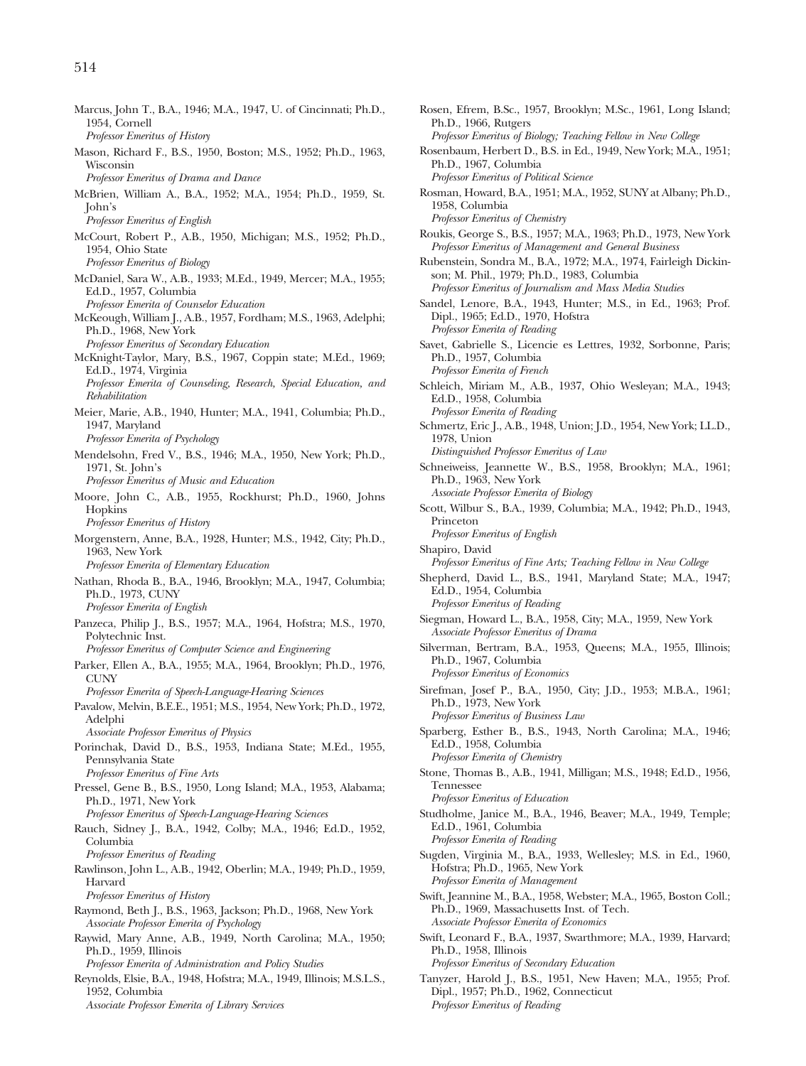Marcus, John T., B.A., 1946; M.A., 1947, U. of Cincinnati; Ph.D., 1954, Cornell
*Professor Emeritus of History*

Mason, Richard F., B.S., 1950, Boston; M.S., 1952; Ph.D., 1963, Wisconsin
*Professor Emeritus of Drama and Dance*

McBrien, William A., B.A., 1952; M.A., 1954; Ph.D., 1959, St. John's
*Professor Emeritus of English*

McCourt, Robert P., A.B., 1950, Michigan; M.S., 1952; Ph.D., 1954, Ohio State
*Professor Emeritus of Biology*

McDaniel, Sara W., A.B., 1933; M.Ed., 1949, Mercer; M.A., 1955; Ed.D., 1957, Columbia
*Professor Emerita of Counselor Education*

McKeough, William J., A.B., 1957, Fordham; M.S., 1963, Adelphi; Ph.D., 1968, New York
*Professor Emeritus of Secondary Education*

McKnight-Taylor, Mary, B.S., 1967, Coppin state; M.Ed., 1969; Ed.D., 1974, Virginia
*Professor Emerita of Counseling, Research, Special Education, and Rehabilitation*

Meier, Marie, A.B., 1940, Hunter; M.A., 1941, Columbia; Ph.D., 1947, Maryland
*Professor Emerita of Psychology*

Mendelsohn, Fred V., B.S., 1946; M.A., 1950, New York; Ph.D., 1971, St. John's
*Professor Emeritus of Music and Education*

Moore, John C., A.B., 1955, Rockhurst; Ph.D., 1960, Johns Hopkins
*Professor Emeritus of History*

Morgenstern, Anne, B.A., 1928, Hunter; M.S., 1942, City; Ph.D., 1963, New York
*Professor Emerita of Elementary Education*

Nathan, Rhoda B., B.A., 1946, Brooklyn; M.A., 1947, Columbia; Ph.D., 1973, CUNY
*Professor Emerita of English*

Panzeca, Philip J., B.S., 1957; M.A., 1964, Hofstra; M.S., 1970, Polytechnic Inst.
*Professor Emeritus of Computer Science and Engineering*

Parker, Ellen A., B.A., 1955; M.A., 1964, Brooklyn; Ph.D., 1976, CUNY
*Professor Emerita of Speech-Language-Hearing Sciences*

Pavalow, Melvin, B.E.E., 1951; M.S., 1954, New York; Ph.D., 1972, Adelphi
*Associate Professor Emeritus of Physics*

Porinchak, David D., B.S., 1953, Indiana State; M.Ed., 1955, Pennsylvania State
*Professor Emeritus of Fine Arts*

Pressel, Gene B., B.S., 1950, Long Island; M.A., 1953, Alabama; Ph.D., 1971, New York
*Professor Emeritus of Speech-Language-Hearing Sciences*

Rauch, Sidney J., B.A., 1942, Colby; M.A., 1946; Ed.D., 1952, Columbia
*Professor Emeritus of Reading*

Rawlinson, John L., A.B., 1942, Oberlin; M.A., 1949; Ph.D., 1959, Harvard
*Professor Emeritus of History*

Raymond, Beth J., B.S., 1963, Jackson; Ph.D., 1968, New York
*Associate Professor Emerita of Psychology*

Raywid, Mary Anne, A.B., 1949, North Carolina; M.A., 1950; Ph.D., 1959, Illinois
*Professor Emerita of Administration and Policy Studies*

Reynolds, Elsie, B.A., 1948, Hofstra; M.A., 1949, Illinois; M.S.L.S., 1952, Columbia
*Associate Professor Emerita of Library Services*

Rosen, Efrem, B.Sc., 1957, Brooklyn; M.Sc., 1961, Long Island; Ph.D., 1966, Rutgers
*Professor Emeritus of Biology; Teaching Fellow in New College*

Rosenbaum, Herbert D., B.S. in Ed., 1949, New York; M.A., 1951; Ph.D., 1967, Columbia
*Professor Emeritus of Political Science*

Rosman, Howard, B.A., 1951; M.A., 1952, SUNY at Albany; Ph.D., 1958, Columbia
*Professor Emeritus of Chemistry*

Roukis, George S., B.S., 1957; M.A., 1963; Ph.D., 1973, New York
*Professor Emeritus of Management and General Business*

Rubenstein, Sondra M., B.A., 1972; M.A., 1974, Fairleigh Dickinson; M. Phil., 1979; Ph.D., 1983, Columbia
*Professor Emeritus of Journalism and Mass Media Studies*

Sandel, Lenore, B.A., 1943, Hunter; M.S., in Ed., 1963; Prof. Dipl., 1965; Ed.D., 1970, Hofstra
*Professor Emerita of Reading*

Savet, Gabrielle S., Licencie es Lettres, 1932, Sorbonne, Paris; Ph.D., 1957, Columbia
*Professor Emerita of French*

Schleich, Miriam M., A.B., 1937, Ohio Wesleyan; M.A., 1943; Ed.D., 1958, Columbia
*Professor Emerita of Reading*

Schmertz, Eric J., A.B., 1948, Union; J.D., 1954, New York; LL.D., 1978, Union
*Distinguished Professor Emeritus of Law*

Schneiweiss, Jeannette W., B.S., 1958, Brooklyn; M.A., 1961; Ph.D., 1963, New York
*Associate Professor Emerita of Biology*

Scott, Wilbur S., B.A., 1939, Columbia; M.A., 1942; Ph.D., 1943, Princeton
*Professor Emeritus of English*

Shapiro, David
*Professor Emeritus of Fine Arts; Teaching Fellow in New College*

Shepherd, David L., B.S., 1941, Maryland State; M.A., 1947; Ed.D., 1954, Columbia
*Professor Emeritus of Reading*

Siegman, Howard L., B.A., 1958, City; M.A., 1959, New York
*Associate Professor Emeritus of Drama*

Silverman, Bertram, B.A., 1953, Queens; M.A., 1955, Illinois; Ph.D., 1967, Columbia
*Professor Emeritus of Economics*

Sirefman, Josef P., B.A., 1950, City; J.D., 1953; M.B.A., 1961; Ph.D., 1973, New York
*Professor Emeritus of Business Law*

Sparberg, Esther B., B.S., 1943, North Carolina; M.A., 1946; Ed.D., 1958, Columbia
*Professor Emerita of Chemistry*

Stone, Thomas B., A.B., 1941, Milligan; M.S., 1948; Ed.D., 1956, Tennessee
*Professor Emeritus of Education*

Studholme, Janice M., B.A., 1946, Beaver; M.A., 1949, Temple; Ed.D., 1961, Columbia
*Professor Emerita of Reading*

Sugden, Virginia M., B.A., 1933, Wellesley; M.S. in Ed., 1960, Hofstra; Ph.D., 1965, New York
*Professor Emerita of Management*

Swift, Jeannine M., B.A., 1958, Webster; M.A., 1965, Boston Coll.; Ph.D., 1969, Massachusetts Inst. of Tech.
*Associate Professor Emerita of Economics*

Swift, Leonard F., B.A., 1937, Swarthmore; M.A., 1939, Harvard; Ph.D., 1958, Illinois
*Professor Emeritus of Secondary Education*

Tanyzer, Harold J., B.S., 1951, New Haven; M.A., 1955; Prof. Dipl., 1957; Ph.D., 1962, Connecticut
*Professor Emeritus of Reading*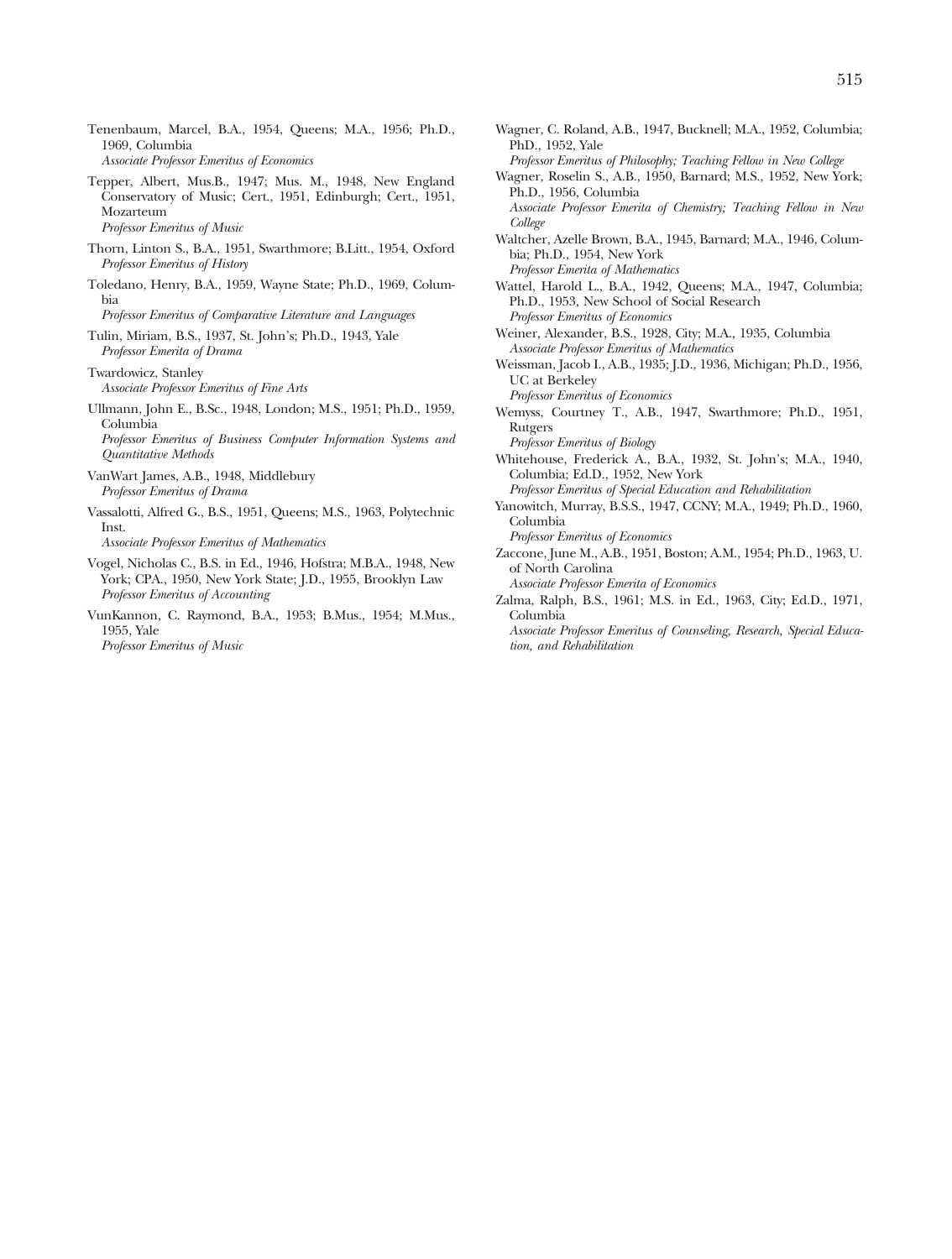Tenenbaum, Marcel, B.A., 1954, Queens; M.A., 1956; Ph.D., 1969, Columbia
*Associate Professor Emeritus of Economics*

Tepper, Albert, Mus.B., 1947; Mus. M., 1948, New England Conservatory of Music; Cert., 1951, Edinburgh; Cert., 1951, Mozarteum
*Professor Emeritus of Music*

Thorn, Linton S., B.A., 1951, Swarthmore; B.Litt., 1954, Oxford
*Professor Emeritus of History*

Toledano, Henry, B.A., 1959, Wayne State; Ph.D., 1969, Columbia
*Professor Emeritus of Comparative Literature and Languages*

Tulin, Miriam, B.S., 1937, St. John's; Ph.D., 1943, Yale
*Professor Emerita of Drama*

Twardowicz, Stanley
*Associate Professor Emeritus of Fine Arts*

Ullmann, John E., B.Sc., 1948, London; M.S., 1951; Ph.D., 1959, Columbia
*Professor Emeritus of Business Computer Information Systems and Quantitative Methods*

VanWart James, A.B., 1948, Middlebury
*Professor Emeritus of Drama*

Vassalotti, Alfred G., B.S., 1951, Queens; M.S., 1963, Polytechnic Inst.
*Associate Professor Emeritus of Mathematics*

Vogel, Nicholas C., B.S. in Ed., 1946, Hofstra; M.B.A., 1948, New York; CPA., 1950, New York State; J.D., 1955, Brooklyn Law
*Professor Emeritus of Accounting*

VunKannon, C. Raymond, B.A., 1953; B.Mus., 1954; M.Mus., 1955, Yale
*Professor Emeritus of Music*

Wagner, C. Roland, A.B., 1947, Bucknell; M.A., 1952, Columbia; PhD., 1952, Yale
*Professor Emeritus of Philosophy; Teaching Fellow in New College*

Wagner, Roselin S., A.B., 1950, Barnard; M.S., 1952, New York; Ph.D., 1956, Columbia
*Associate Professor Emerita of Chemistry; Teaching Fellow in New College*

Waltcher, Azelle Brown, B.A., 1945, Barnard; M.A., 1946, Columbia; Ph.D., 1954, New York
*Professor Emerita of Mathematics*

Wattel, Harold L., B.A., 1942, Queens; M.A., 1947, Columbia; Ph.D., 1953, New School of Social Research
*Professor Emeritus of Economics*

Weiner, Alexander, B.S., 1928, City; M.A., 1935, Columbia
*Associate Professor Emeritus of Mathematics*

Weissman, Jacob I., A.B., 1935; J.D., 1936, Michigan; Ph.D., 1956, UC at Berkeley
*Professor Emeritus of Economics*

Wemyss, Courtney T., A.B., 1947, Swarthmore; Ph.D., 1951, Rutgers
*Professor Emeritus of Biology*

Whitehouse, Frederick A., B.A., 1932, St. John's; M.A., 1940, Columbia; Ed.D., 1952, New York
*Professor Emeritus of Special Education and Rehabilitation*

Yanowitch, Murray, B.S.S., 1947, CCNY; M.A., 1949; Ph.D., 1960, Columbia
*Professor Emeritus of Economics*

Zaccone, June M., A.B., 1951, Boston; A.M., 1954; Ph.D., 1963, U. of North Carolina
*Associate Professor Emerita of Economics*

Zalma, Ralph, B.S., 1961; M.S. in Ed., 1963, City; Ed.D., 1971, Columbia
*Associate Professor Emeritus of Counseling, Research, Special Education, and Rehabilitation*